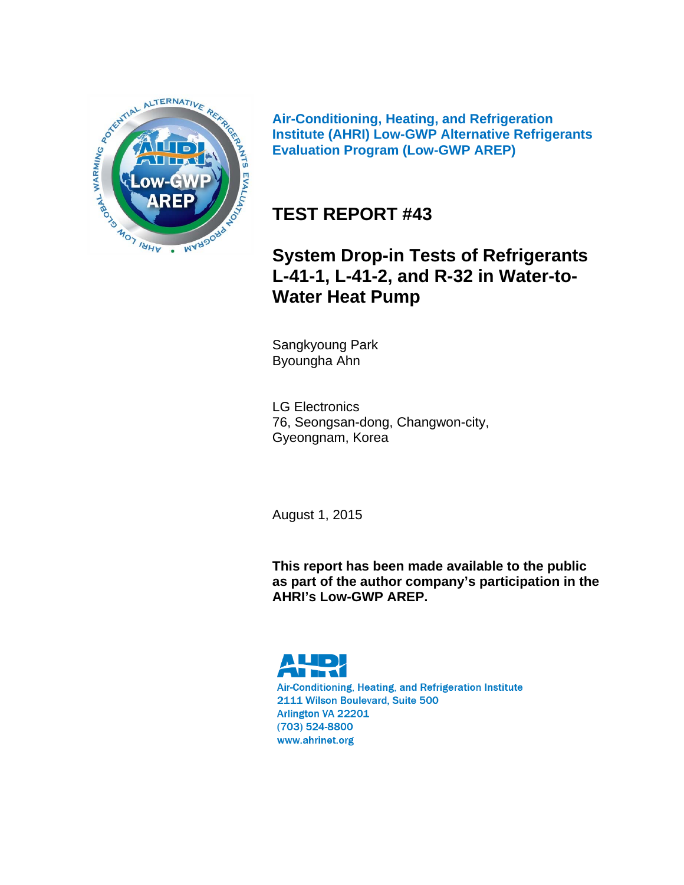Air-Conditioning, Heating, and Refrigeration Institute (AHRI) Low-GWP Alternative Refrigerants Evaluation Program (Low-GWP AREP)

# TEST REPORT #43

# System Drop-in Tests of Refrigerants L-41-1, L-41-2, and R-32 in Water-to-Water Heat Pump

Sangkyoung Park
Byoungha Ahn

LG Electronics
76, Seongsan-dong, Changwon-city,
Gyeongnam, Korea

August 1, 2015

**This report has been made available to the public as part of the author company's participation in the AHRI's Low-GWP AREP.**

Air-Conditioning, Heating, and Refrigeration Institute
2111 Wilson Boulevard, Suite 500
Arlington VA 22201
(703) 524-8800
www.ahrinet.org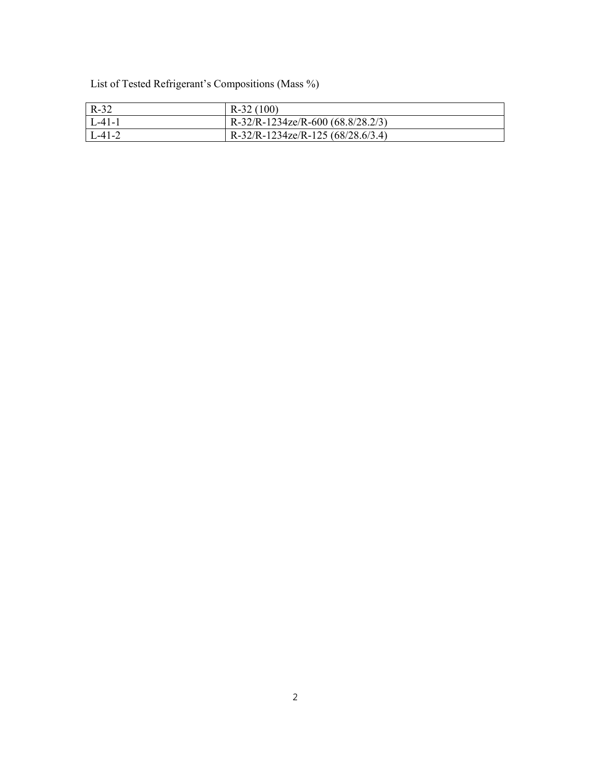List of Tested Refrigerant's Compositions (Mass %)

| | |
|---|---|
| R-32 | R-32 (100) |
| L-41-1 | R-32/R-1234ze/R-600 (68.8/28.2/3) |
| L-41-2 | R-32/R-1234ze/R-125 (68/28.6/3.4) |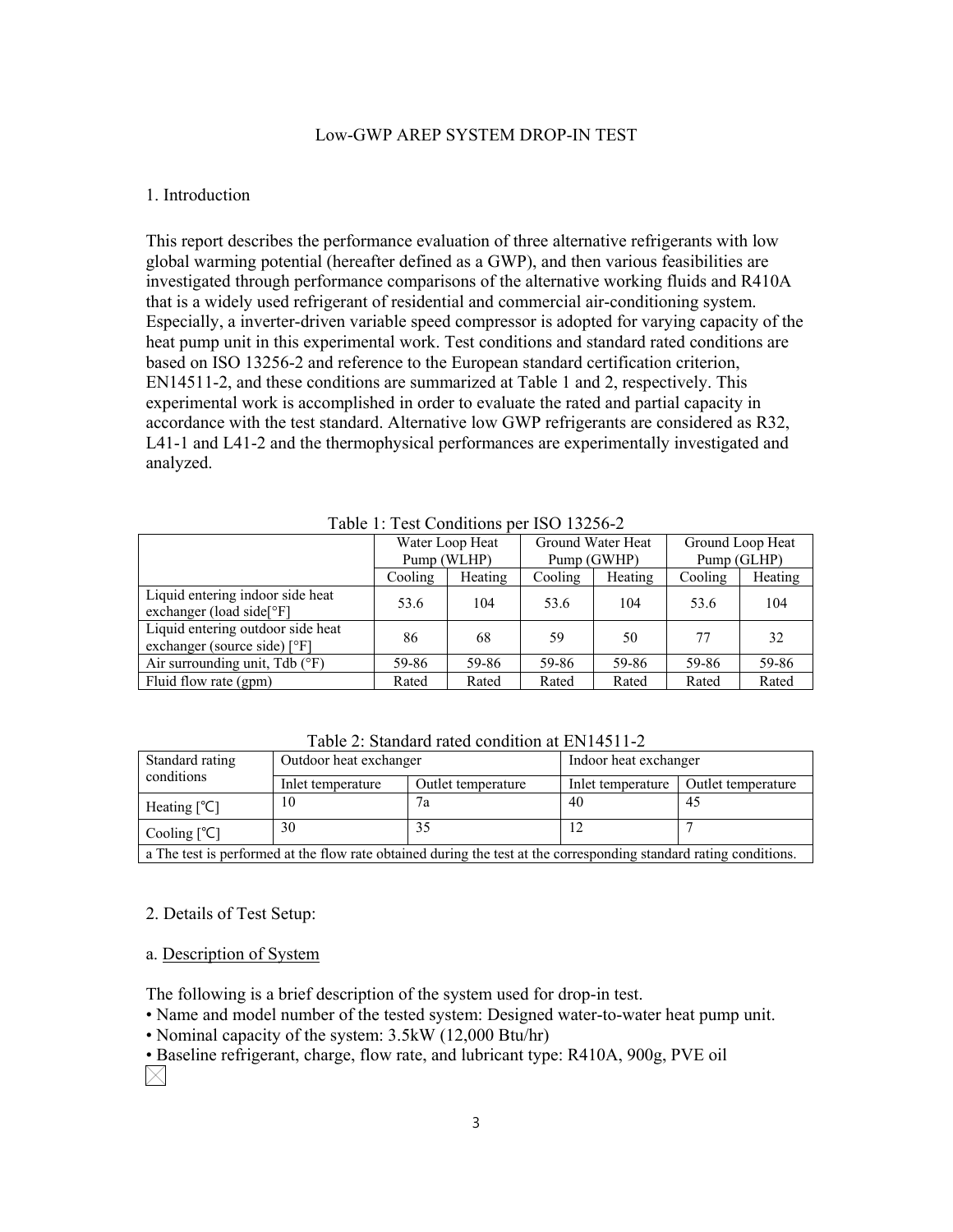Low-GWP AREP SYSTEM DROP-IN TEST

## 1. Introduction

This report describes the performance evaluation of three alternative refrigerants with low global warming potential (hereafter defined as a GWP), and then various feasibilities are investigated through performance comparisons of the alternative working fluids and R410A that is a widely used refrigerant of residential and commercial air-conditioning system. Especially, a inverter-driven variable speed compressor is adopted for varying capacity of the heat pump unit in this experimental work. Test conditions and standard rated conditions are based on ISO 13256-2 and reference to the European standard certification criterion, EN14511-2, and these conditions are summarized at Table 1 and 2, respectively. This experimental work is accomplished in order to evaluate the rated and partial capacity in accordance with the test standard. Alternative low GWP refrigerants are considered as R32, L41-1 and L41-2 and the thermophysical performances are experimentally investigated and analyzed.

Table 1: Test Conditions per ISO 13256-2

| | Water Loop Heat Pump (WLHP) | | Ground Water Heat Pump (GWHP) | | Ground Loop Heat Pump (GLHP) | |
|---|---|---|---|---|---|---|
| | Cooling | Heating | Cooling | Heating | Cooling | Heating |
| Liquid entering indoor side heat exchanger (load side[°F] | 53.6 | 104 | 53.6 | 104 | 53.6 | 104 |
| Liquid entering outdoor side heat exchanger (source side) [°F] | 86 | 68 | 59 | 50 | 77 | 32 |
| Air surrounding unit, Tdb (°F) | 59-86 | 59-86 | 59-86 | 59-86 | 59-86 | 59-86 |
| Fluid flow rate (gpm) | Rated | Rated | Rated | Rated | Rated | Rated |

Table 2: Standard rated condition at EN14511-2

| Standard rating conditions | Outdoor heat exchanger | | Indoor heat exchanger | |
|---|---|---|---|---|
| | Inlet temperature | Outlet temperature | Inlet temperature | Outlet temperature |
| Heating [℃] | 10 | 7a | 40 | 45 |
| Cooling [℃] | 30 | 35 | 12 | 7 |
| a The test is performed at the flow rate obtained during the test at the corresponding standard rating conditions. | | | | |

## 2. Details of Test Setup:

### a. Description of System

The following is a brief description of the system used for drop-in test.

- Name and model number of the tested system: Designed water-to-water heat pump unit.
- Nominal capacity of the system: 3.5kW (12,000 Btu/hr)
- Baseline refrigerant, charge, flow rate, and lubricant type: R410A, 900g, PVE oil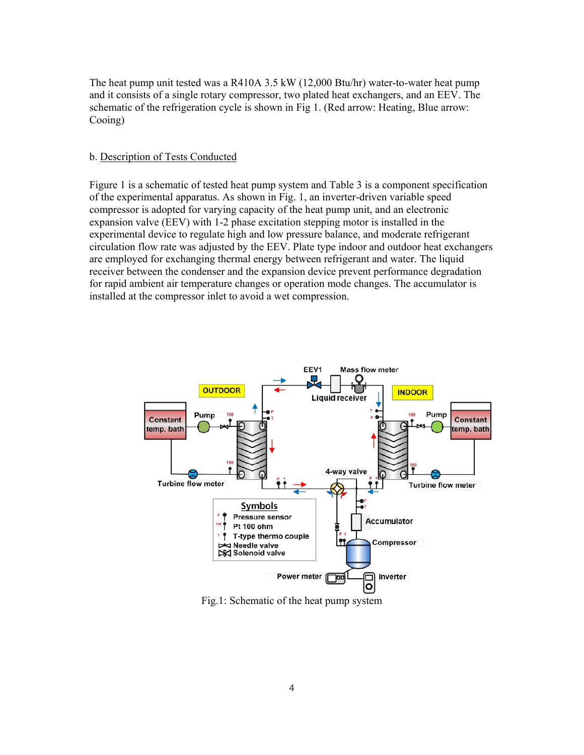The heat pump unit tested was a R410A 3.5 kW (12,000 Btu/hr) water-to-water heat pump and it consists of a single rotary compressor, two plated heat exchangers, and an EEV. The schematic of the refrigeration cycle is shown in Fig 1. (Red arrow: Heating, Blue arrow: Cooing)

b. Description of Tests Conducted

Figure 1 is a schematic of tested heat pump system and Table 3 is a component specification of the experimental apparatus. As shown in Fig. 1, an inverter-driven variable speed compressor is adopted for varying capacity of the heat pump unit, and an electronic expansion valve (EEV) with 1-2 phase excitation stepping motor is installed in the experimental device to regulate high and low pressure balance, and moderate refrigerant circulation flow rate was adjusted by the EEV. Plate type indoor and outdoor heat exchangers are employed for exchanging thermal energy between refrigerant and water. The liquid receiver between the condenser and the expansion device prevent performance degradation for rapid ambient air temperature changes or operation mode changes. The accumulator is installed at the compressor inlet to avoid a wet compression.

Fig.1: Schematic of the heat pump system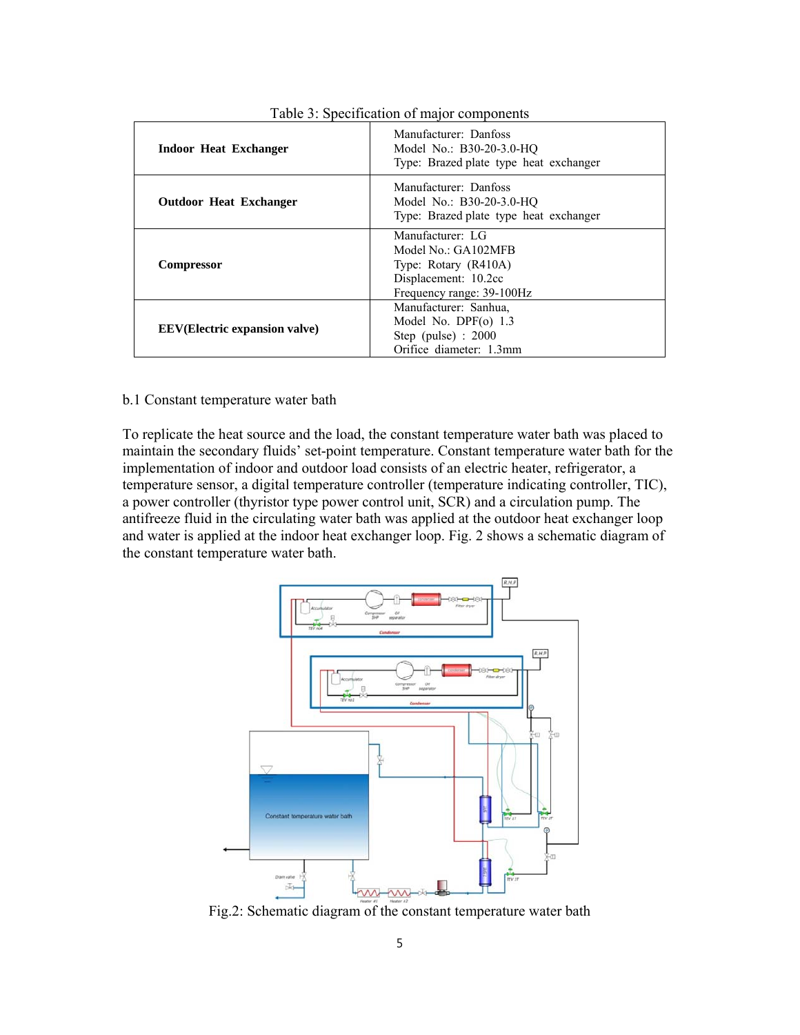Table 3: Specification of major components

| | |
|---|---|
| **Indoor Heat Exchanger** | Manufacturer: Danfoss<br>Model No.: B30-20-3.0-HQ<br>Type: Brazed plate type heat exchanger |
| **Outdoor Heat Exchanger** | Manufacturer: Danfoss<br>Model No.: B30-20-3.0-HQ<br>Type: Brazed plate type heat exchanger |
| **Compressor** | Manufacturer: LG<br>Model No.: GA102MFB<br>Type: Rotary (R410A)<br>Displacement: 10.2cc<br>Frequency range: 39-100Hz |
| **EEV(Electric expansion valve)** | Manufacturer: Sanhua,<br>Model No. DPF(o) 1.3<br>Step (pulse) : 2000<br>Orifice diameter: 1.3mm |

b.1 Constant temperature water bath

To replicate the heat source and the load, the constant temperature water bath was placed to maintain the secondary fluids' set-point temperature. Constant temperature water bath for the implementation of indoor and outdoor load consists of an electric heater, refrigerator, a temperature sensor, a digital temperature controller (temperature indicating controller, TIC), a power controller (thyristor type power control unit, SCR) and a circulation pump. The antifreeze fluid in the circulating water bath was applied at the outdoor heat exchanger loop and water is applied at the indoor heat exchanger loop. Fig. 2 shows a schematic diagram of the constant temperature water bath.

Fig.2: Schematic diagram of the constant temperature water bath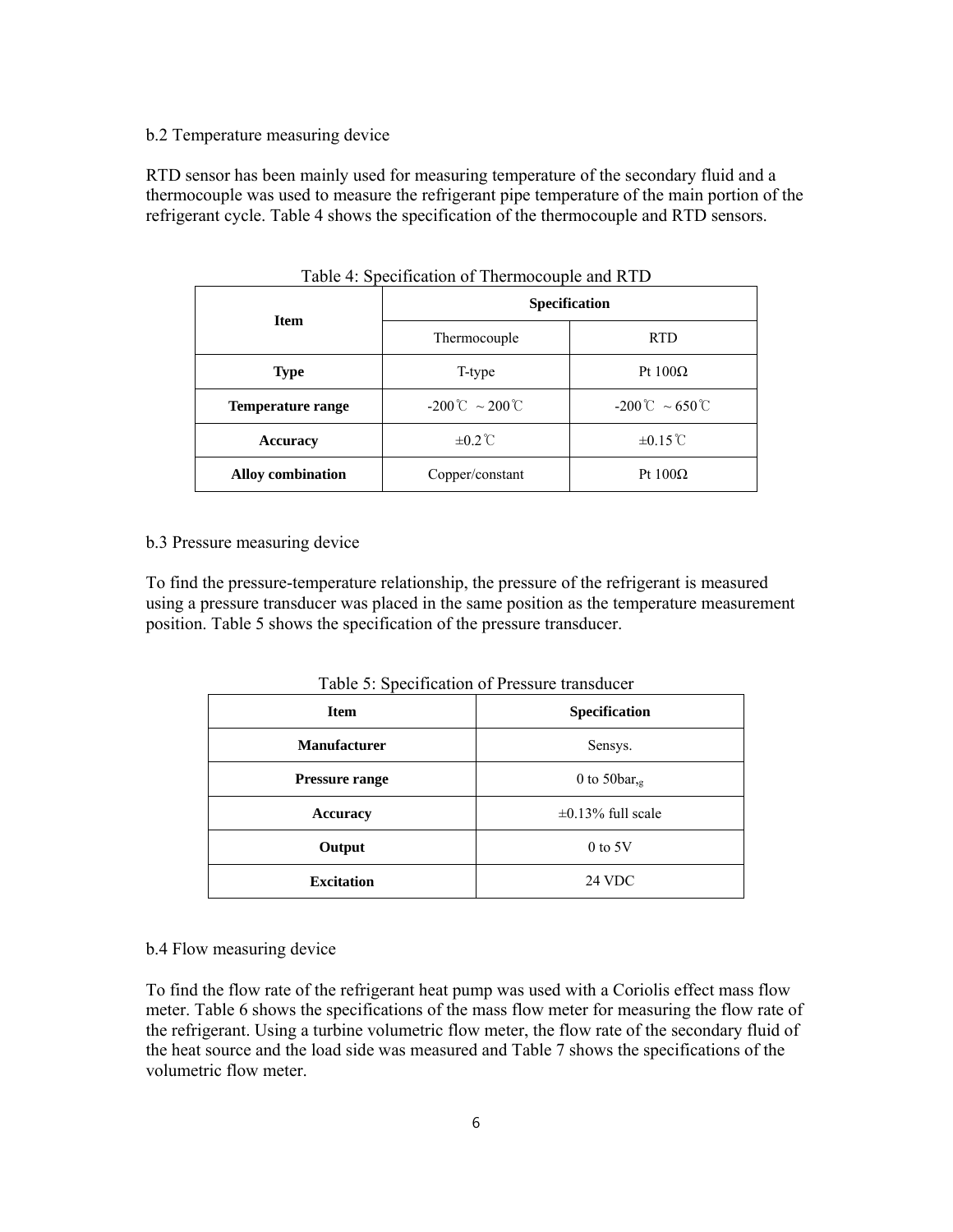b.2 Temperature measuring device

RTD sensor has been mainly used for measuring temperature of the secondary fluid and a thermocouple was used to measure the refrigerant pipe temperature of the main portion of the refrigerant cycle. Table 4 shows the specification of the thermocouple and RTD sensors.

Table 4: Specification of Thermocouple and RTD

| Item | Specification | |
|---|---|---|
| | Thermocouple | RTD |
| **Type** | T-type | Pt 100Ω |
| **Temperature range** | -200℃ ~ 200℃ | -200℃ ~ 650℃ |
| **Accuracy** | ±0.2℃ | ±0.15℃ |
| **Alloy combination** | Copper/constant | Pt 100Ω |

b.3 Pressure measuring device

To find the pressure-temperature relationship, the pressure of the refrigerant is measured using a pressure transducer was placed in the same position as the temperature measurement position. Table 5 shows the specification of the pressure transducer.

Table 5: Specification of Pressure transducer

| Item | Specification |
|---|---|
| **Manufacturer** | Sensys. |
| **Pressure range** | 0 to 50$bar_{,g}$ |
| **Accuracy** | ±0.13% full scale |
| **Output** | 0 to 5V |
| **Excitation** | 24 VDC |

b.4 Flow measuring device

To find the flow rate of the refrigerant heat pump was used with a Coriolis effect mass flow meter. Table 6 shows the specifications of the mass flow meter for measuring the flow rate of the refrigerant. Using a turbine volumetric flow meter, the flow rate of the secondary fluid of the heat source and the load side was measured and Table 7 shows the specifications of the volumetric flow meter.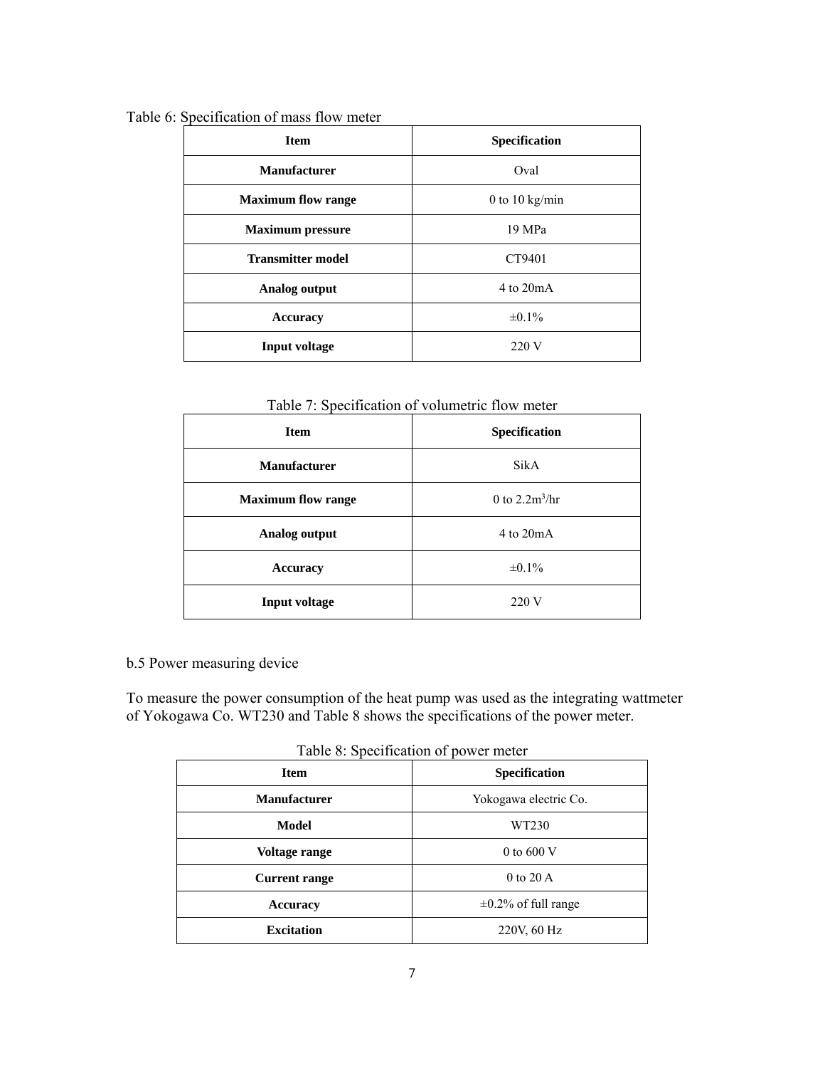Table 6: Specification of mass flow meter

| Item | Specification |
|---|---|
| **Manufacturer** | Oval |
| **Maximum flow range** | 0 to 10 kg/min |
| **Maximum pressure** | 19 MPa |
| **Transmitter model** | CT9401 |
| **Analog output** | 4 to 20mA |
| **Accuracy** | ±0.1% |
| **Input voltage** | 220 V |

Table 7: Specification of volumetric flow meter

| Item | Specification |
|---|---|
| **Manufacturer** | SikA |
| **Maximum flow range** | 0 to 2.2m$^3$/hr |
| **Analog output** | 4 to 20mA |
| **Accuracy** | ±0.1% |
| **Input voltage** | 220 V |

b.5 Power measuring device

To measure the power consumption of the heat pump was used as the integrating wattmeter of Yokogawa Co. WT230 and Table 8 shows the specifications of the power meter.

Table 8: Specification of power meter

| Item | Specification |
|---|---|
| **Manufacturer** | Yokogawa electric Co. |
| **Model** | WT230 |
| **Voltage range** | 0 to 600 V |
| **Current range** | 0 to 20 A |
| **Accuracy** | ±0.2% of full range |
| **Excitation** | 220V, 60 Hz |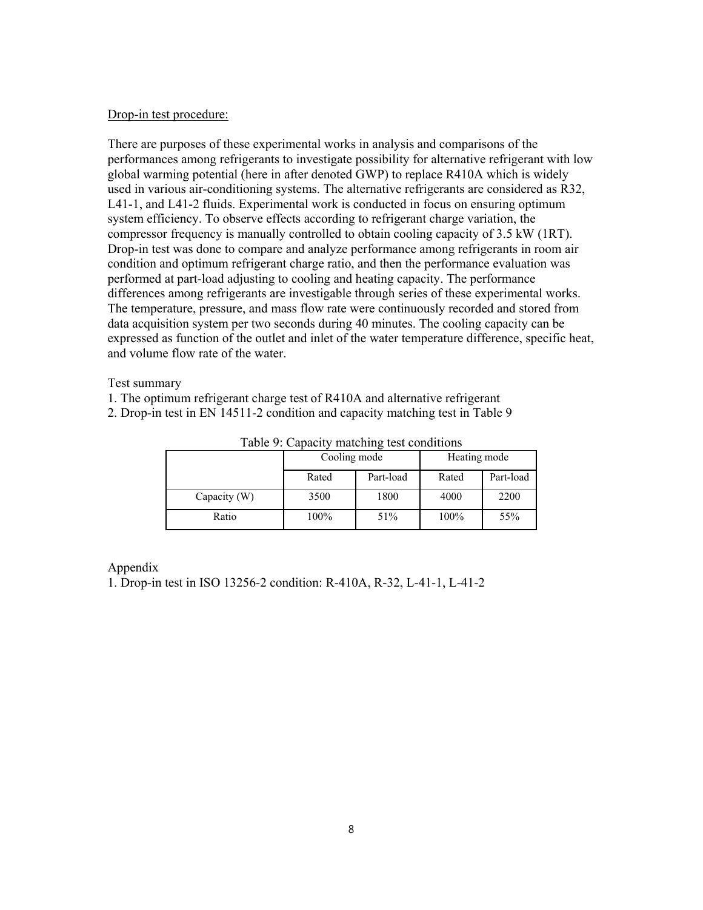Drop-in test procedure:

There are purposes of these experimental works in analysis and comparisons of the performances among refrigerants to investigate possibility for alternative refrigerant with low global warming potential (here in after denoted GWP) to replace R410A which is widely used in various air-conditioning systems. The alternative refrigerants are considered as R32, L41-1, and L41-2 fluids. Experimental work is conducted in focus on ensuring optimum system efficiency. To observe effects according to refrigerant charge variation, the compressor frequency is manually controlled to obtain cooling capacity of 3.5 kW (1RT). Drop-in test was done to compare and analyze performance among refrigerants in room air condition and optimum refrigerant charge ratio, and then the performance evaluation was performed at part-load adjusting to cooling and heating capacity. The performance differences among refrigerants are investigable through series of these experimental works. The temperature, pressure, and mass flow rate were continuously recorded and stored from data acquisition system per two seconds during 40 minutes. The cooling capacity can be expressed as function of the outlet and inlet of the water temperature difference, specific heat, and volume flow rate of the water.

Test summary

1. The optimum refrigerant charge test of R410A and alternative refrigerant
2. Drop-in test in EN 14511-2 condition and capacity matching test in Table 9

Table 9: Capacity matching test conditions

| | Cooling mode | | Heating mode | |
|---|---|---|---|---|
| | Rated | Part-load | Rated | Part-load |
| Capacity (W) | 3500 | 1800 | 4000 | 2200 |
| Ratio | 100% | 51% | 100% | 55% |

Appendix

1. Drop-in test in ISO 13256-2 condition: R-410A, R-32, L-41-1, L-41-2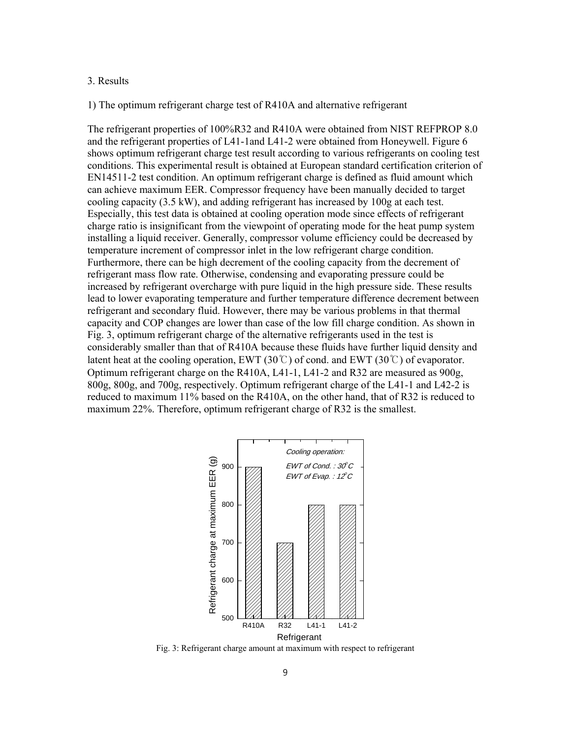3. Results

1) The optimum refrigerant charge test of R410A and alternative refrigerant

The refrigerant properties of 100%R32 and R410A were obtained from NIST REFPROP 8.0 and the refrigerant properties of L41-1and L41-2 were obtained from Honeywell. Figure 6 shows optimum refrigerant charge test result according to various refrigerants on cooling test conditions. This experimental result is obtained at European standard certification criterion of EN14511-2 test condition. An optimum refrigerant charge is defined as fluid amount which can achieve maximum EER. Compressor frequency have been manually decided to target cooling capacity (3.5 kW), and adding refrigerant has increased by 100g at each test. Especially, this test data is obtained at cooling operation mode since effects of refrigerant charge ratio is insignificant from the viewpoint of operating mode for the heat pump system installing a liquid receiver. Generally, compressor volume efficiency could be decreased by temperature increment of compressor inlet in the low refrigerant charge condition. Furthermore, there can be high decrement of the cooling capacity from the decrement of refrigerant mass flow rate. Otherwise, condensing and evaporating pressure could be increased by refrigerant overcharge with pure liquid in the high pressure side. These results lead to lower evaporating temperature and further temperature difference decrement between refrigerant and secondary fluid. However, there may be various problems in that thermal capacity and COP changes are lower than case of the low fill charge condition. As shown in Fig. 3, optimum refrigerant charge of the alternative refrigerants used in the test is considerably smaller than that of R410A because these fluids have further liquid density and latent heat at the cooling operation, EWT (30℃) of cond. and EWT (30℃) of evaporator. Optimum refrigerant charge on the R410A, L41-1, L41-2 and R32 are measured as 900g, 800g, 800g, and 700g, respectively. Optimum refrigerant charge of the L41-1 and L42-2 is reduced to maximum 11% based on the R410A, on the other hand, that of R32 is reduced to maximum 22%. Therefore, optimum refrigerant charge of R32 is the smallest.

Fig. 3: Refrigerant charge amount at maximum with respect to refrigerant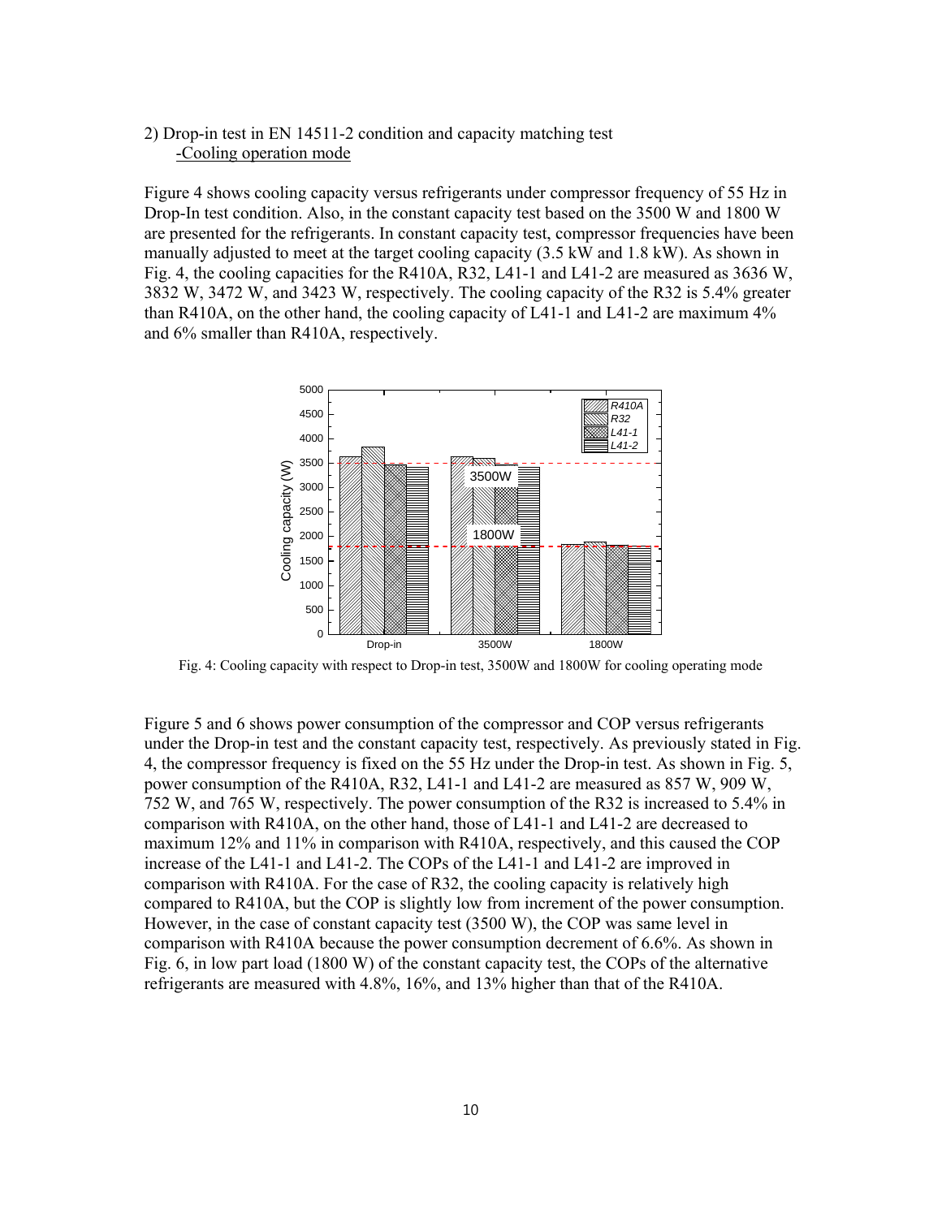2) Drop-in test in EN 14511-2 condition and capacity matching test

-Cooling operation mode

Figure 4 shows cooling capacity versus refrigerants under compressor frequency of 55 Hz in Drop-In test condition. Also, in the constant capacity test based on the 3500 W and 1800 W are presented for the refrigerants. In constant capacity test, compressor frequencies have been manually adjusted to meet at the target cooling capacity (3.5 kW and 1.8 kW). As shown in Fig. 4, the cooling capacities for the R410A, R32, L41-1 and L41-2 are measured as 3636 W, 3832 W, 3472 W, and 3423 W, respectively. The cooling capacity of the R32 is 5.4% greater than R410A, on the other hand, the cooling capacity of L41-1 and L41-2 are maximum 4% and 6% smaller than R410A, respectively.

Fig. 4: Cooling capacity with respect to Drop-in test, 3500W and 1800W for cooling operating mode

Figure 5 and 6 shows power consumption of the compressor and COP versus refrigerants under the Drop-in test and the constant capacity test, respectively. As previously stated in Fig. 4, the compressor frequency is fixed on the 55 Hz under the Drop-in test. As shown in Fig. 5, power consumption of the R410A, R32, L41-1 and L41-2 are measured as 857 W, 909 W, 752 W, and 765 W, respectively. The power consumption of the R32 is increased to 5.4% in comparison with R410A, on the other hand, those of L41-1 and L41-2 are decreased to maximum 12% and 11% in comparison with R410A, respectively, and this caused the COP increase of the L41-1 and L41-2. The COPs of the L41-1 and L41-2 are improved in comparison with R410A. For the case of R32, the cooling capacity is relatively high compared to R410A, but the COP is slightly low from increment of the power consumption. However, in the case of constant capacity test (3500 W), the COP was same level in comparison with R410A because the power consumption decrement of 6.6%. As shown in Fig. 6, in low part load (1800 W) of the constant capacity test, the COPs of the alternative refrigerants are measured with 4.8%, 16%, and 13% higher than that of the R410A.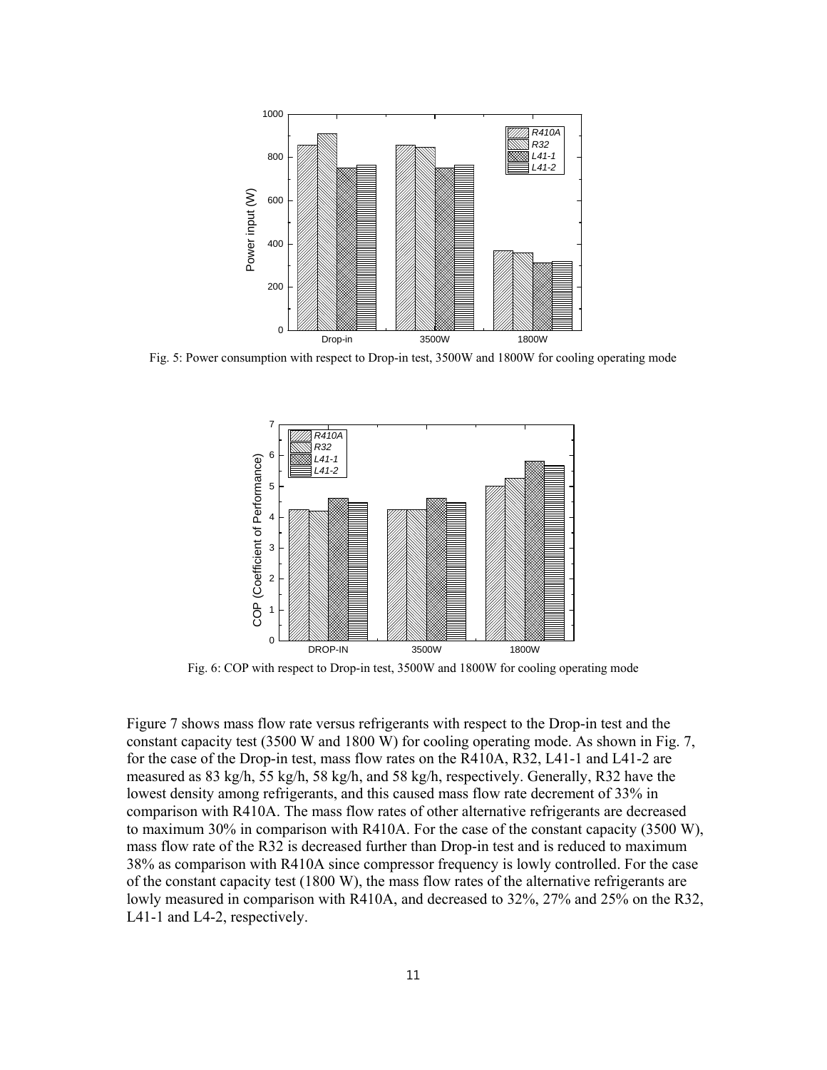Fig. 5: Power consumption with respect to Drop-in test, 3500W and 1800W for cooling operating mode

Fig. 6: COP with respect to Drop-in test, 3500W and 1800W for cooling operating mode

Figure 7 shows mass flow rate versus refrigerants with respect to the Drop-in test and the constant capacity test (3500 W and 1800 W) for cooling operating mode. As shown in Fig. 7, for the case of the Drop-in test, mass flow rates on the R410A, R32, L41-1 and L41-2 are measured as 83 kg/h, 55 kg/h, 58 kg/h, and 58 kg/h, respectively. Generally, R32 have the lowest density among refrigerants, and this caused mass flow rate decrement of 33% in comparison with R410A. The mass flow rates of other alternative refrigerants are decreased to maximum 30% in comparison with R410A. For the case of the constant capacity (3500 W), mass flow rate of the R32 is decreased further than Drop-in test and is reduced to maximum 38% as comparison with R410A since compressor frequency is lowly controlled. For the case of the constant capacity test (1800 W), the mass flow rates of the alternative refrigerants are lowly measured in comparison with R410A, and decreased to 32%, 27% and 25% on the R32, L41-1 and L4-2, respectively.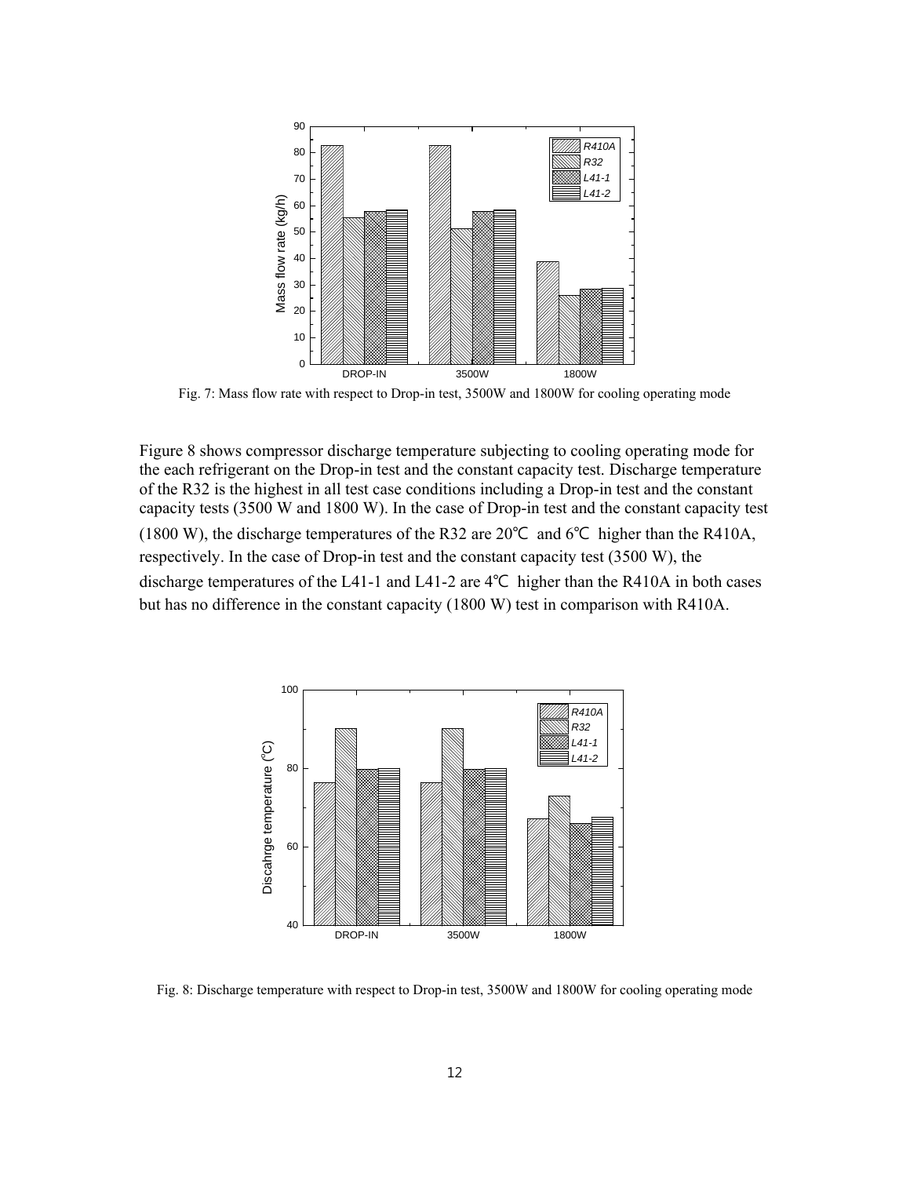Fig. 7: Mass flow rate with respect to Drop-in test, 3500W and 1800W for cooling operating mode

Figure 8 shows compressor discharge temperature subjecting to cooling operating mode for the each refrigerant on the Drop-in test and the constant capacity test. Discharge temperature of the R32 is the highest in all test case conditions including a Drop-in test and the constant capacity tests (3500 W and 1800 W). In the case of Drop-in test and the constant capacity test (1800 W), the discharge temperatures of the R32 are 20℃ and 6℃ higher than the R410A, respectively. In the case of Drop-in test and the constant capacity test (3500 W), the discharge temperatures of the L41-1 and L41-2 are 4℃ higher than the R410A in both cases but has no difference in the constant capacity (1800 W) test in comparison with R410A.

Fig. 8: Discharge temperature with respect to Drop-in test, 3500W and 1800W for cooling operating mode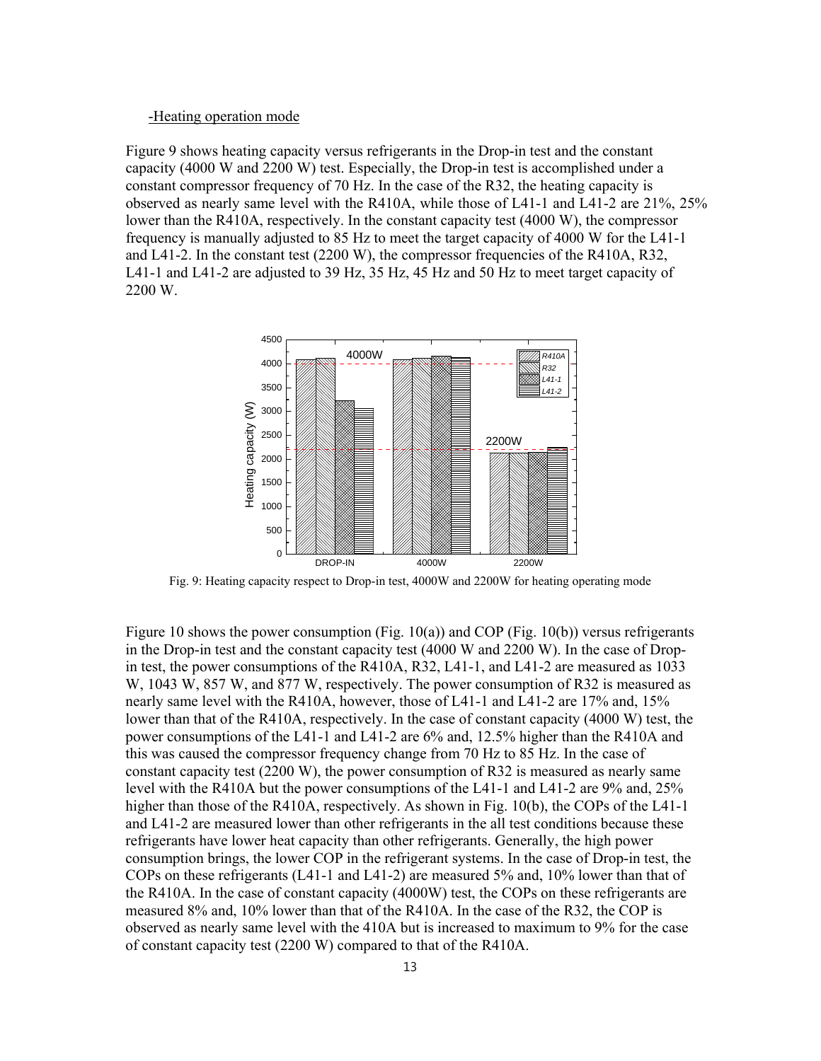-Heating operation mode

Figure 9 shows heating capacity versus refrigerants in the Drop-in test and the constant capacity (4000 W and 2200 W) test. Especially, the Drop-in test is accomplished under a constant compressor frequency of 70 Hz. In the case of the R32, the heating capacity is observed as nearly same level with the R410A, while those of L41-1 and L41-2 are 21%, 25% lower than the R410A, respectively. In the constant capacity test (4000 W), the compressor frequency is manually adjusted to 85 Hz to meet the target capacity of 4000 W for the L41-1 and L41-2. In the constant test (2200 W), the compressor frequencies of the R410A, R32, L41-1 and L41-2 are adjusted to 39 Hz, 35 Hz, 45 Hz and 50 Hz to meet target capacity of 2200 W.

Fig. 9: Heating capacity respect to Drop-in test, 4000W and 2200W for heating operating mode

Figure 10 shows the power consumption (Fig. 10(a)) and COP (Fig. 10(b)) versus refrigerants in the Drop-in test and the constant capacity test (4000 W and 2200 W). In the case of Drop-in test, the power consumptions of the R410A, R32, L41-1, and L41-2 are measured as 1033 W, 1043 W, 857 W, and 877 W, respectively. The power consumption of R32 is measured as nearly same level with the R410A, however, those of L41-1 and L41-2 are 17% and, 15% lower than that of the R410A, respectively. In the case of constant capacity (4000 W) test, the power consumptions of the L41-1 and L41-2 are 6% and, 12.5% higher than the R410A and this was caused the compressor frequency change from 70 Hz to 85 Hz. In the case of constant capacity test (2200 W), the power consumption of R32 is measured as nearly same level with the R410A but the power consumptions of the L41-1 and L41-2 are 9% and, 25% higher than those of the R410A, respectively. As shown in Fig. 10(b), the COPs of the L41-1 and L41-2 are measured lower than other refrigerants in the all test conditions because these refrigerants have lower heat capacity than other refrigerants. Generally, the high power consumption brings, the lower COP in the refrigerant systems. In the case of Drop-in test, the COPs on these refrigerants (L41-1 and L41-2) are measured 5% and, 10% lower than that of the R410A. In the case of constant capacity (4000W) test, the COPs on these refrigerants are measured 8% and, 10% lower than that of the R410A. In the case of the R32, the COP is observed as nearly same level with the 410A but is increased to maximum to 9% for the case of constant capacity test (2200 W) compared to that of the R410A.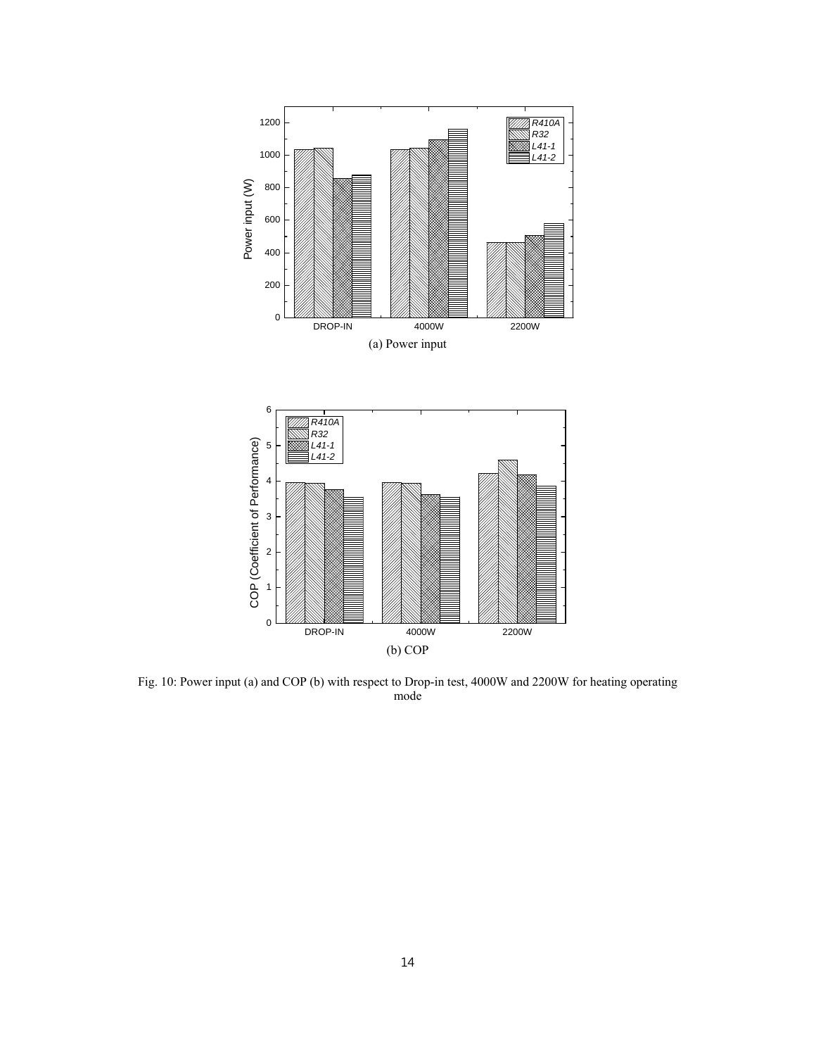(a) Power input

(b) COP

Fig. 10: Power input (a) and COP (b) with respect to Drop-in test, 4000W and 2200W for heating operating mode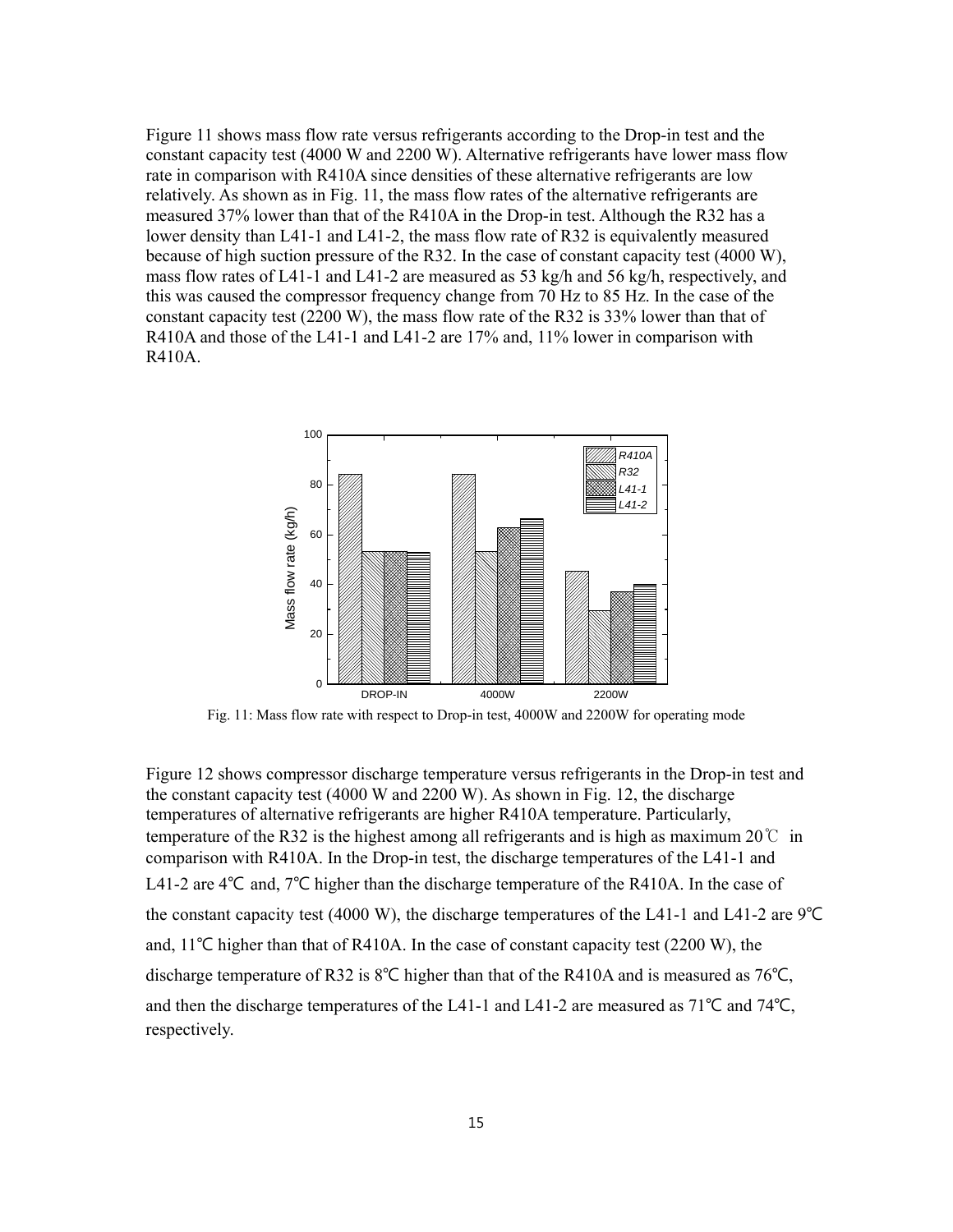Figure 11 shows mass flow rate versus refrigerants according to the Drop-in test and the constant capacity test (4000 W and 2200 W). Alternative refrigerants have lower mass flow rate in comparison with R410A since densities of these alternative refrigerants are low relatively. As shown as in Fig. 11, the mass flow rates of the alternative refrigerants are measured 37% lower than that of the R410A in the Drop-in test. Although the R32 has a lower density than L41-1 and L41-2, the mass flow rate of R32 is equivalently measured because of high suction pressure of the R32. In the case of constant capacity test (4000 W), mass flow rates of L41-1 and L41-2 are measured as 53 kg/h and 56 kg/h, respectively, and this was caused the compressor frequency change from 70 Hz to 85 Hz. In the case of the constant capacity test (2200 W), the mass flow rate of the R32 is 33% lower than that of R410A and those of the L41-1 and L41-2 are 17% and, 11% lower in comparison with R410A.

Fig. 11: Mass flow rate with respect to Drop-in test, 4000W and 2200W for operating mode

Figure 12 shows compressor discharge temperature versus refrigerants in the Drop-in test and the constant capacity test (4000 W and 2200 W). As shown in Fig. 12, the discharge temperatures of alternative refrigerants are higher R410A temperature. Particularly, temperature of the R32 is the highest among all refrigerants and is high as maximum 20℃ in comparison with R410A. In the Drop-in test, the discharge temperatures of the L41-1 and L41-2 are 4℃ and, 7℃ higher than the discharge temperature of the R410A. In the case of the constant capacity test (4000 W), the discharge temperatures of the L41-1 and L41-2 are 9℃ and, 11℃ higher than that of R410A. In the case of constant capacity test (2200 W), the discharge temperature of R32 is 8℃ higher than that of the R410A and is measured as 76℃, and then the discharge temperatures of the L41-1 and L41-2 are measured as 71℃ and 74℃, respectively.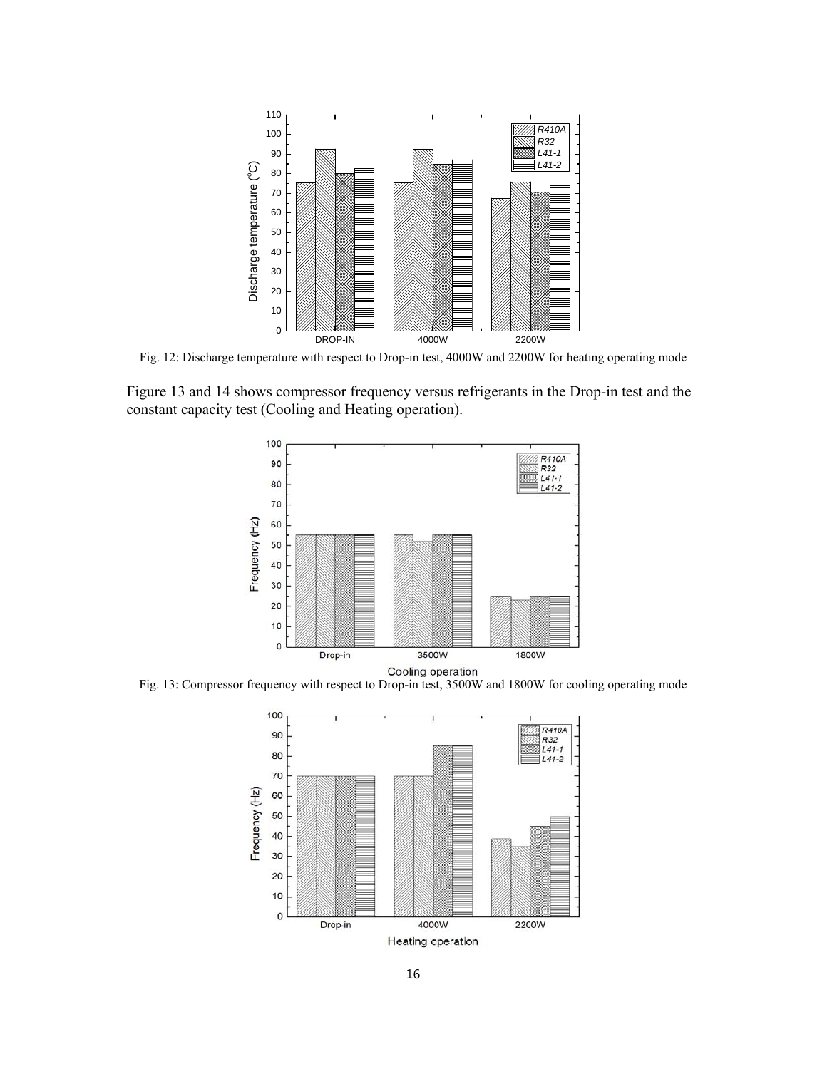Fig. 12: Discharge temperature with respect to Drop-in test, 4000W and 2200W for heating operating mode

Figure 13 and 14 shows compressor frequency versus refrigerants in the Drop-in test and the constant capacity test (Cooling and Heating operation).

Fig. 13: Compressor frequency with respect to Drop-in test, 3500W and 1800W for cooling operating mode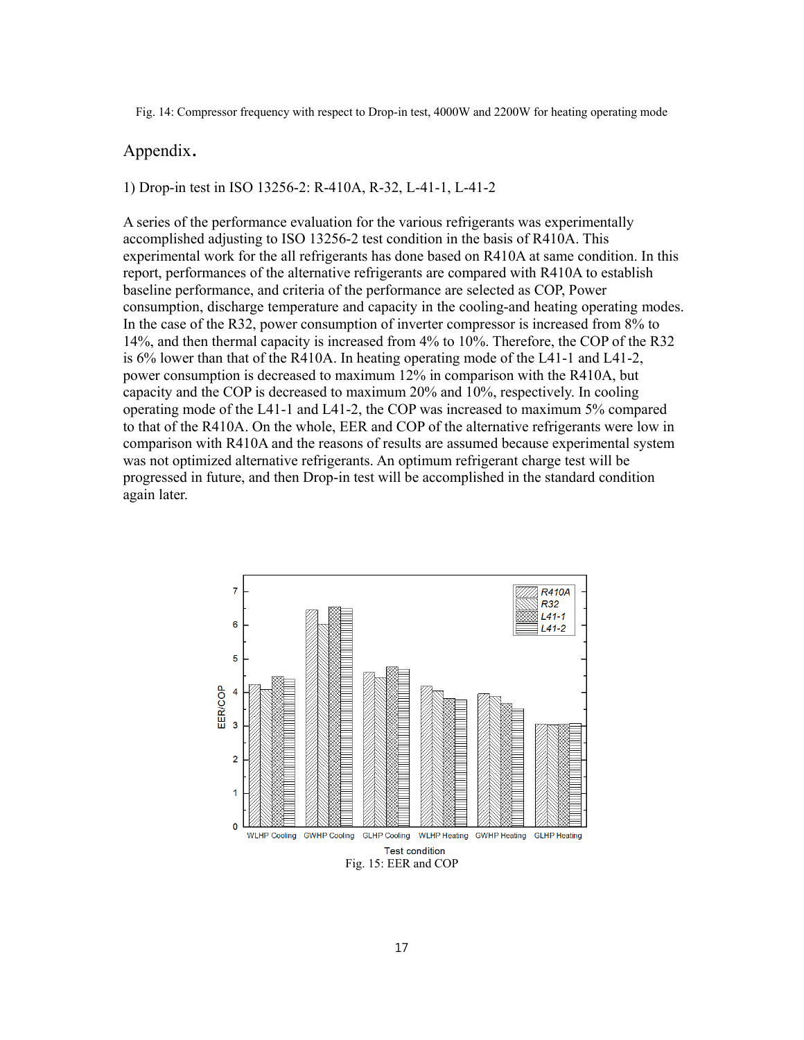Fig. 14: Compressor frequency with respect to Drop-in test, 4000W and 2200W for heating operating mode

## Appendix.

1) Drop-in test in ISO 13256-2: R-410A, R-32, L-41-1, L-41-2

A series of the performance evaluation for the various refrigerants was experimentally accomplished adjusting to ISO 13256-2 test condition in the basis of R410A. This experimental work for the all refrigerants has done based on R410A at same condition. In this report, performances of the alternative refrigerants are compared with R410A to establish baseline performance, and criteria of the performance are selected as COP, Power consumption, discharge temperature and capacity in the cooling-and heating operating modes. In the case of the R32, power consumption of inverter compressor is increased from 8% to 14%, and then thermal capacity is increased from 4% to 10%. Therefore, the COP of the R32 is 6% lower than that of the R410A. In heating operating mode of the L41-1 and L41-2, power consumption is decreased to maximum 12% in comparison with the R410A, but capacity and the COP is decreased to maximum 20% and 10%, respectively. In cooling operating mode of the L41-1 and L41-2, the COP was increased to maximum 5% compared to that of the R410A. On the whole, EER and COP of the alternative refrigerants were low in comparison with R410A and the reasons of results are assumed because experimental system was not optimized alternative refrigerants. An optimum refrigerant charge test will be progressed in future, and then Drop-in test will be accomplished in the standard condition again later.

Fig. 15: EER and COP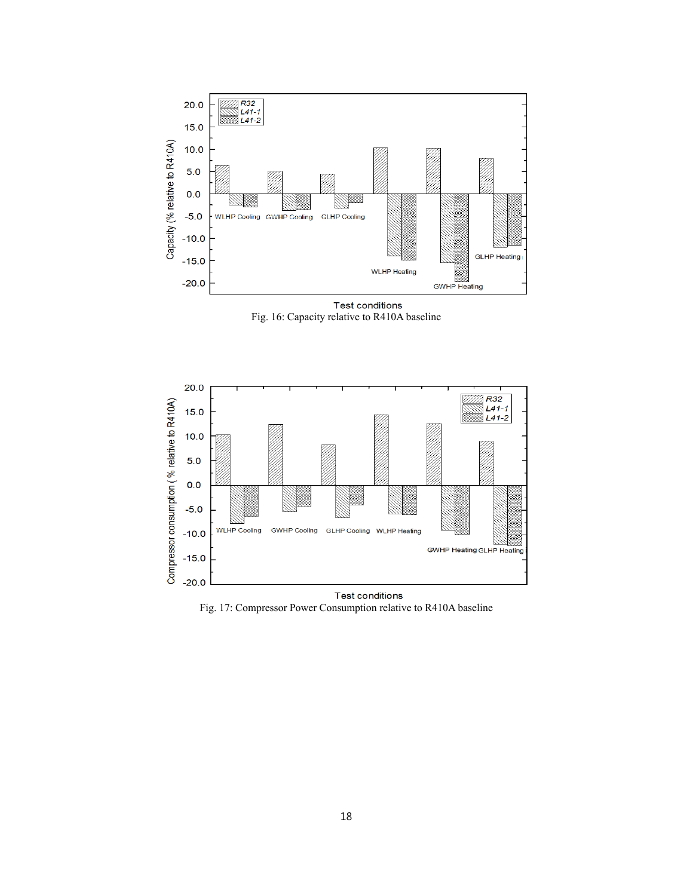Fig. 16: Capacity relative to R410A baseline

Fig. 17: Compressor Power Consumption relative to R410A baseline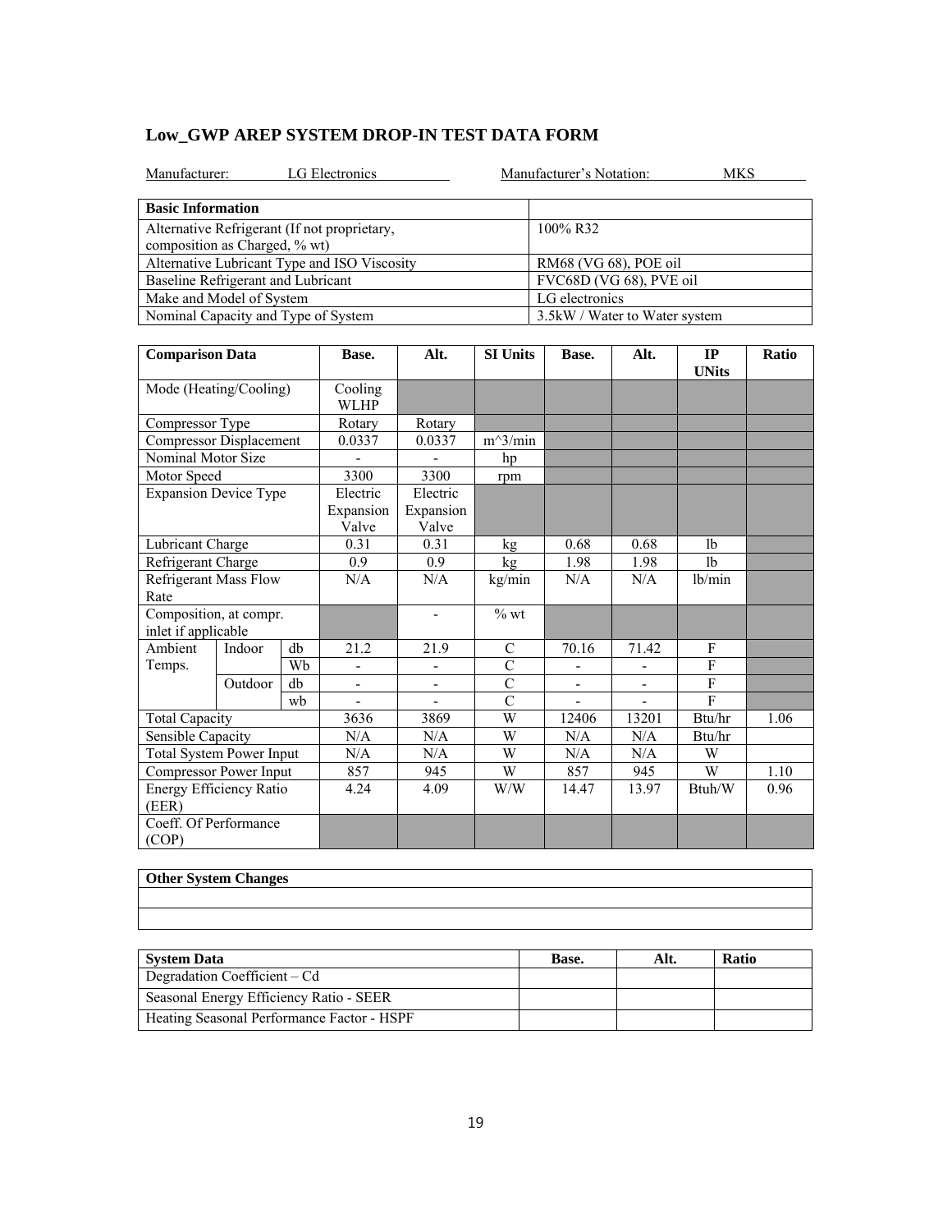# Low_GWP AREP SYSTEM DROP-IN TEST DATA FORM

Manufacturer: LG Electronics    Manufacturer's Notation: MKS

| Basic Information | |
|---|---|
| Alternative Refrigerant (If not proprietary, composition as Charged, % wt) | 100% R32 |
| Alternative Lubricant Type and ISO Viscosity | RM68 (VG 68), POE oil |
| Baseline Refrigerant and Lubricant | FVC68D (VG 68), PVE oil |
| Make and Model of System | LG electronics |
| Nominal Capacity and Type of System | 3.5kW / Water to Water system |

| Comparison Data | | | Base. | Alt. | SI Units | Base. | Alt. | IP UNits | Ratio |
|---|---|---|---|---|---|---|---|---|---|
| Mode (Heating/Cooling) | | | Cooling WLHP | | | | | | |
| Compressor Type | | | Rotary | Rotary | | | | | |
| Compressor Displacement | | | 0.0337 | 0.0337 | m^3/min | | | | |
| Nominal Motor Size | | | - | - | hp | | | | |
| Motor Speed | | | 3300 | 3300 | rpm | | | | |
| Expansion Device Type | | | Electric Expansion Valve | Electric Expansion Valve | | | | | |
| Lubricant Charge | | | 0.31 | 0.31 | kg | 0.68 | 0.68 | lb | |
| Refrigerant Charge | | | 0.9 | 0.9 | kg | 1.98 | 1.98 | lb | |
| Refrigerant Mass Flow Rate | | | N/A | N/A | kg/min | N/A | N/A | lb/min | |
| Composition, at compr. inlet if applicable | | | | - | % wt | | | | |
| Ambient Temps. | Indoor | db | 21.2 | 21.9 | C | 70.16 | 71.42 | F | |
| | | Wb | - | - | C | - | - | F | |
| | Outdoor | db | - | - | C | - | - | F | |
| | | wb | - | - | C | - | - | F | |
| Total Capacity | | | 3636 | 3869 | W | 12406 | 13201 | Btu/hr | 1.06 |
| Sensible Capacity | | | N/A | N/A | W | N/A | N/A | Btu/hr | |
| Total System Power Input | | | N/A | N/A | W | N/A | N/A | W | |
| Compressor Power Input | | | 857 | 945 | W | 857 | 945 | W | 1.10 |
| Energy Efficiency Ratio (EER) | | | 4.24 | 4.09 | W/W | 14.47 | 13.97 | Btuh/W | 0.96 |
| Coeff. Of Performance (COP) | | | | | | | | | |

| Other System Changes |
|---|
| |
| |

| System Data | Base. | Alt. | Ratio |
|---|---|---|---|
| Degradation Coefficient – Cd | | | |
| Seasonal Energy Efficiency Ratio - SEER | | | |
| Heating Seasonal Performance Factor - HSPF | | | |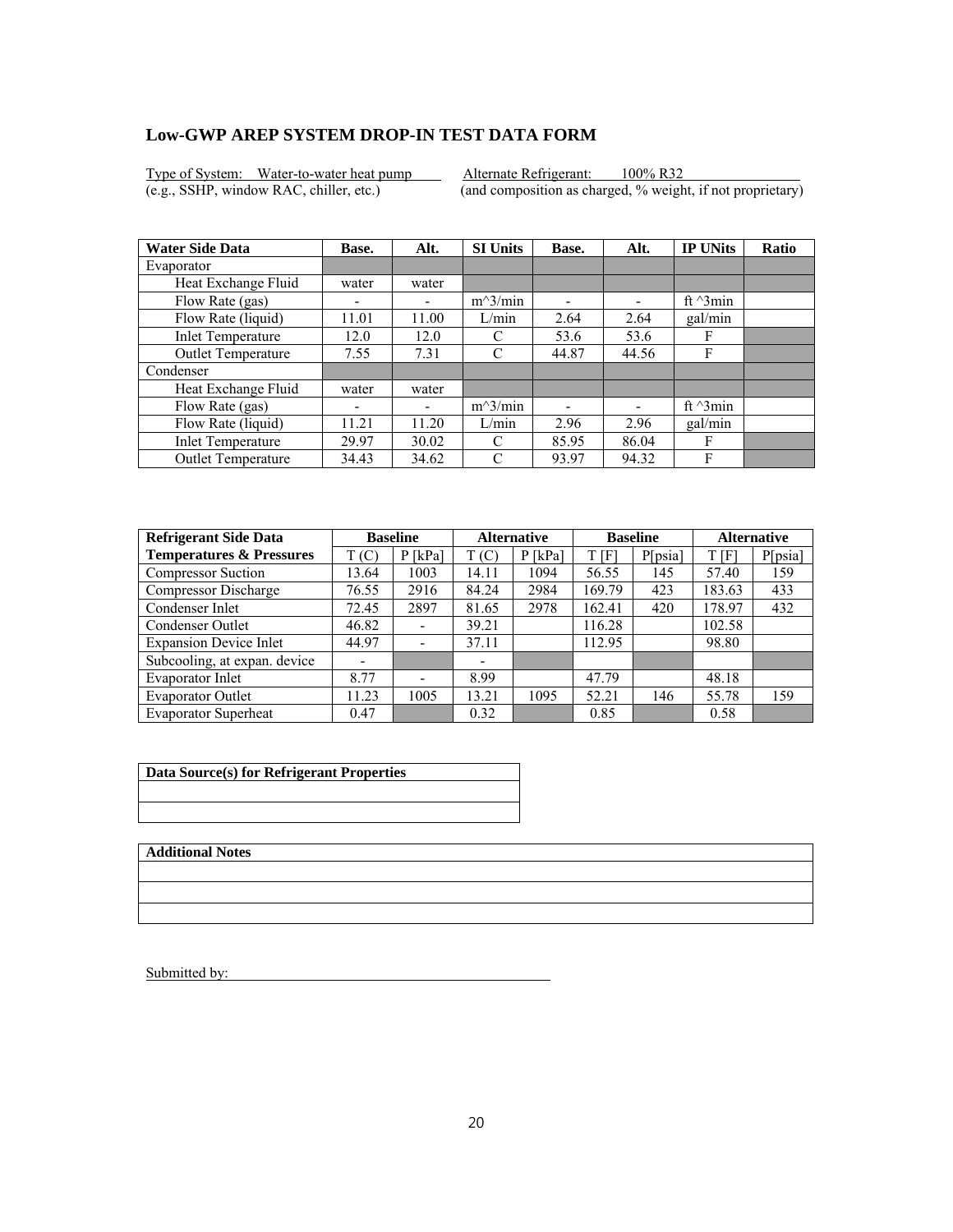## Low-GWP AREP SYSTEM DROP-IN TEST DATA FORM

Type of System: Water-to-water heat pump
(e.g., SSHP, window RAC, chiller, etc.)

Alternate Refrigerant: 100% R32
(and composition as charged, % weight, if not proprietary)

| Water Side Data | Base. | Alt. | SI Units | Base. | Alt. | IP UNits | Ratio |
|---|---|---|---|---|---|---|---|
| Evaporator | | | | | | | |
| Heat Exchange Fluid | water | water | | | | | |
| Flow Rate (gas) | - | - | m^3/min | - | - | ft ^3min | |
| Flow Rate (liquid) | 11.01 | 11.00 | L/min | 2.64 | 2.64 | gal/min | |
| Inlet Temperature | 12.0 | 12.0 | C | 53.6 | 53.6 | F | |
| Outlet Temperature | 7.55 | 7.31 | C | 44.87 | 44.56 | F | |
| Condenser | | | | | | | |
| Heat Exchange Fluid | water | water | | | | | |
| Flow Rate (gas) | - | - | m^3/min | - | - | ft ^3min | |
| Flow Rate (liquid) | 11.21 | 11.20 | L/min | 2.96 | 2.96 | gal/min | |
| Inlet Temperature | 29.97 | 30.02 | C | 85.95 | 86.04 | F | |
| Outlet Temperature | 34.43 | 34.62 | C | 93.97 | 94.32 | F | |

| Refrigerant Side Data | Baseline | | Alternative | | Baseline | | Alternative | |
|---|---|---|---|---|---|---|---|---|
| Temperatures & Pressures | T (C) | P [kPa] | T (C) | P [kPa] | T [F] | P[psia] | T [F] | P[psia] |
| Compressor Suction | 13.64 | 1003 | 14.11 | 1094 | 56.55 | 145 | 57.40 | 159 |
| Compressor Discharge | 76.55 | 2916 | 84.24 | 2984 | 169.79 | 423 | 183.63 | 433 |
| Condenser Inlet | 72.45 | 2897 | 81.65 | 2978 | 162.41 | 420 | 178.97 | 432 |
| Condenser Outlet | 46.82 | - | 39.21 | | 116.28 | | 102.58 | |
| Expansion Device Inlet | 44.97 | - | 37.11 | | 112.95 | | 98.80 | |
| Subcooling, at expan. device | - | | - | | | | | |
| Evaporator Inlet | 8.77 | - | 8.99 | | 47.79 | | 48.18 | |
| Evaporator Outlet | 11.23 | 1005 | 13.21 | 1095 | 52.21 | 146 | 55.78 | 159 |
| Evaporator Superheat | 0.47 | | 0.32 | | 0.85 | | 0.58 | |

| Data Source(s) for Refrigerant Properties |
|---|
| |
| |

| Additional Notes |
|---|
| |
| |
| |

Submitted by: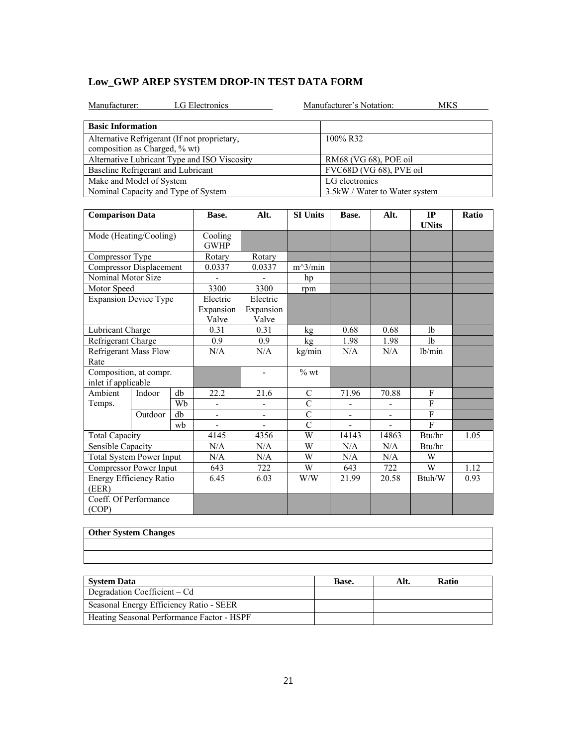## Low_GWP AREP SYSTEM DROP-IN TEST DATA FORM

Manufacturer: LG Electronics Manufacturer's Notation: MKS

| Basic Information | |
|---|---|
| Alternative Refrigerant (If not proprietary, composition as Charged, % wt) | 100% R32 |
| Alternative Lubricant Type and ISO Viscosity | RM68 (VG 68), POE oil |
| Baseline Refrigerant and Lubricant | FVC68D (VG 68), PVE oil |
| Make and Model of System | LG electronics |
| Nominal Capacity and Type of System | 3.5kW / Water to Water system |

| Comparison Data | | | Base. | Alt. | SI Units | Base. | Alt. | IP UNits | Ratio |
|---|---|---|---|---|---|---|---|---|---|
| Mode (Heating/Cooling) | | | Cooling GWHP | | | | | | |
| Compressor Type | | | Rotary | Rotary | | | | | |
| Compressor Displacement | | | 0.0337 | 0.0337 | m^3/min | | | | |
| Nominal Motor Size | | | - | - | hp | | | | |
| Motor Speed | | | 3300 | 3300 | rpm | | | | |
| Expansion Device Type | | | Electric Expansion Valve | Electric Expansion Valve | | | | | |
| Lubricant Charge | | | 0.31 | 0.31 | kg | 0.68 | 0.68 | lb | |
| Refrigerant Charge | | | 0.9 | 0.9 | kg | 1.98 | 1.98 | lb | |
| Refrigerant Mass Flow Rate | | | N/A | N/A | kg/min | N/A | N/A | lb/min | |
| Composition, at compr. inlet if applicable | | | | - | % wt | | | | |
| Ambient Temps. | Indoor | db | 22.2 | 21.6 | C | 71.96 | 70.88 | F | |
| | | Wb | - | - | C | - | - | F | |
| | Outdoor | db | - | - | C | - | - | F | |
| | | wb | - | - | C | - | - | F | |
| Total Capacity | | | 4145 | 4356 | W | 14143 | 14863 | Btu/hr | 1.05 |
| Sensible Capacity | | | N/A | N/A | W | N/A | N/A | Btu/hr | |
| Total System Power Input | | | N/A | N/A | W | N/A | N/A | W | |
| Compressor Power Input | | | 643 | 722 | W | 643 | 722 | W | 1.12 |
| Energy Efficiency Ratio (EER) | | | 6.45 | 6.03 | W/W | 21.99 | 20.58 | Btuh/W | 0.93 |
| Coeff. Of Performance (COP) | | | | | | | | | |

| Other System Changes |
|---|
| |
| |

| System Data | Base. | Alt. | Ratio |
|---|---|---|---|
| Degradation Coefficient – Cd | | | |
| Seasonal Energy Efficiency Ratio - SEER | | | |
| Heating Seasonal Performance Factor - HSPF | | | |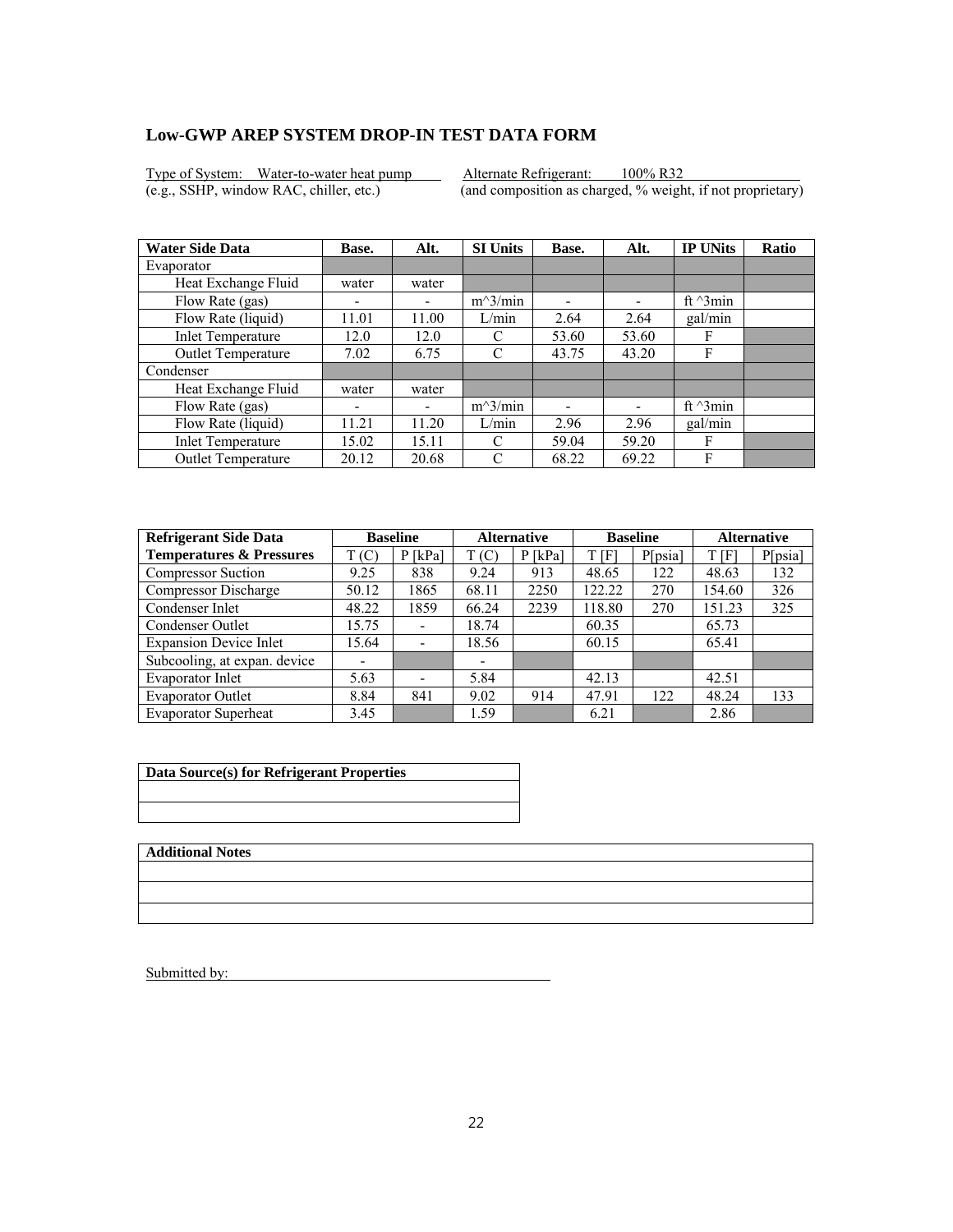## Low-GWP AREP SYSTEM DROP-IN TEST DATA FORM

Type of System: Water-to-water heat pump
(e.g., SSHP, window RAC, chiller, etc.)

Alternate Refrigerant: 100% R32
(and composition as charged, % weight, if not proprietary)

| Water Side Data | Base. | Alt. | SI Units | Base. | Alt. | IP UNits | Ratio |
|---|---|---|---|---|---|---|---|
| Evaporator | | | | | | | |
| Heat Exchange Fluid | water | water | | | | | |
| Flow Rate (gas) | - | - | m^3/min | - | - | ft ^3min | |
| Flow Rate (liquid) | 11.01 | 11.00 | L/min | 2.64 | 2.64 | gal/min | |
| Inlet Temperature | 12.0 | 12.0 | C | 53.60 | 53.60 | F | |
| Outlet Temperature | 7.02 | 6.75 | C | 43.75 | 43.20 | F | |
| Condenser | | | | | | | |
| Heat Exchange Fluid | water | water | | | | | |
| Flow Rate (gas) | - | - | m^3/min | - | - | ft ^3min | |
| Flow Rate (liquid) | 11.21 | 11.20 | L/min | 2.96 | 2.96 | gal/min | |
| Inlet Temperature | 15.02 | 15.11 | C | 59.04 | 59.20 | F | |
| Outlet Temperature | 20.12 | 20.68 | C | 68.22 | 69.22 | F | |

| Refrigerant Side Data | Baseline | | Alternative | | Baseline | | Alternative | |
|---|---|---|---|---|---|---|---|---|
| Temperatures & Pressures | T (C) | P [kPa] | T (C) | P [kPa] | T [F] | P[psia] | T [F] | P[psia] |
| Compressor Suction | 9.25 | 838 | 9.24 | 913 | 48.65 | 122 | 48.63 | 132 |
| Compressor Discharge | 50.12 | 1865 | 68.11 | 2250 | 122.22 | 270 | 154.60 | 326 |
| Condenser Inlet | 48.22 | 1859 | 66.24 | 2239 | 118.80 | 270 | 151.23 | 325 |
| Condenser Outlet | 15.75 | - | 18.74 | | 60.35 | | 65.73 | |
| Expansion Device Inlet | 15.64 | - | 18.56 | | 60.15 | | 65.41 | |
| Subcooling, at expan. device | - | | - | | | | | |
| Evaporator Inlet | 5.63 | - | 5.84 | | 42.13 | | 42.51 | |
| Evaporator Outlet | 8.84 | 841 | 9.02 | 914 | 47.91 | 122 | 48.24 | 133 |
| Evaporator Superheat | 3.45 | | 1.59 | | 6.21 | | 2.86 | |

| Data Source(s) for Refrigerant Properties |
|---|
| |
| |

| Additional Notes |
|---|
| |
| |
| |

Submitted by: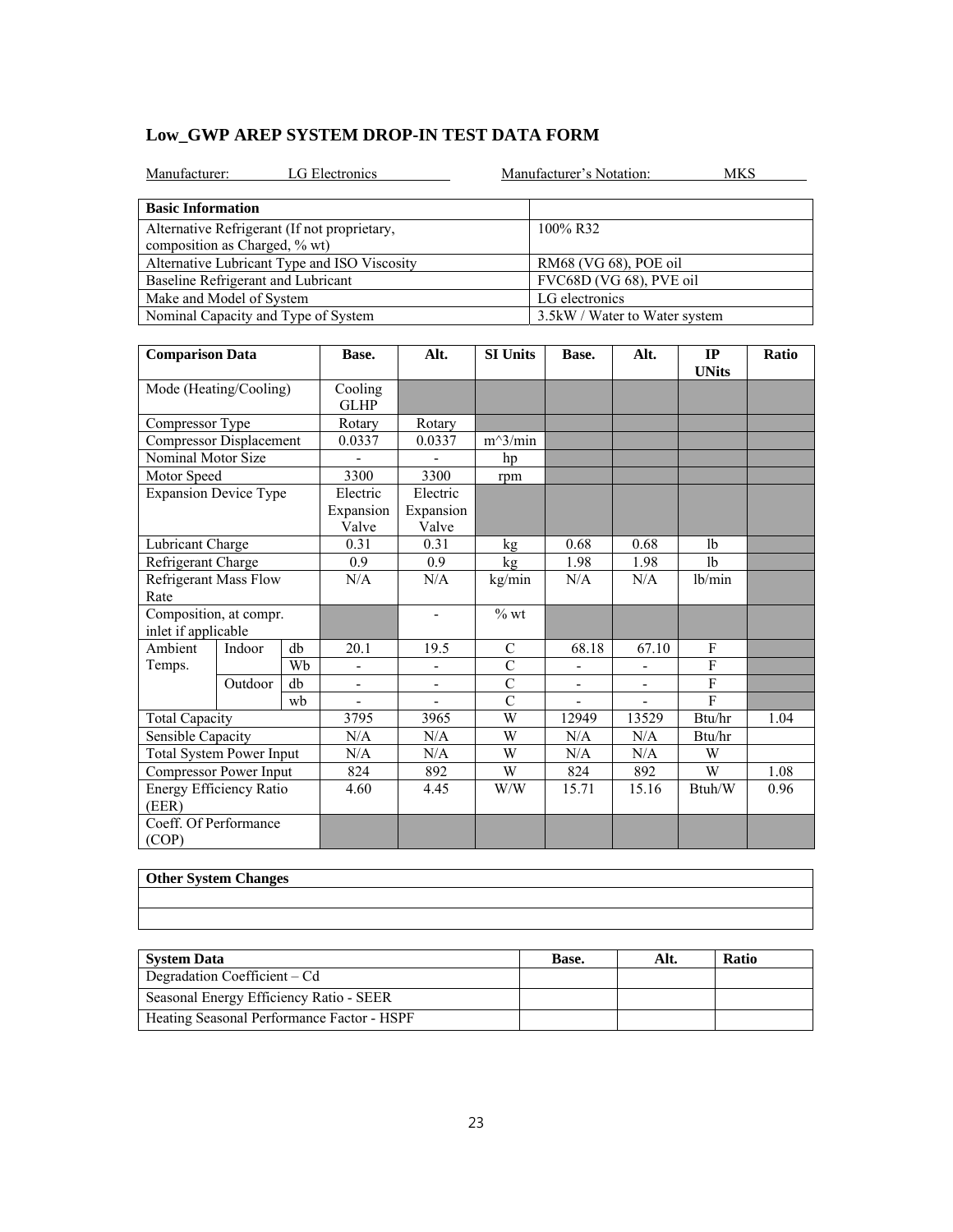## Low_GWP AREP SYSTEM DROP-IN TEST DATA FORM

Manufacturer: LG Electronics Manufacturer's Notation: MKS

| Basic Information | |
|---|---|
| Alternative Refrigerant (If not proprietary, composition as Charged, % wt) | 100% R32 |
| Alternative Lubricant Type and ISO Viscosity | RM68 (VG 68), POE oil |
| Baseline Refrigerant and Lubricant | FVC68D (VG 68), PVE oil |
| Make and Model of System | LG electronics |
| Nominal Capacity and Type of System | 3.5kW / Water to Water system |

| Comparison Data | | | Base. | Alt. | SI Units | Base. | Alt. | IP UNits | Ratio |
|---|---|---|---|---|---|---|---|---|---|
| Mode (Heating/Cooling) | | | Cooling GLHP | | | | | | |
| Compressor Type | | | Rotary | Rotary | | | | | |
| Compressor Displacement | | | 0.0337 | 0.0337 | m^3/min | | | | |
| Nominal Motor Size | | | - | - | hp | | | | |
| Motor Speed | | | 3300 | 3300 | rpm | | | | |
| Expansion Device Type | | | Electric Expansion Valve | Electric Expansion Valve | | | | | |
| Lubricant Charge | | | 0.31 | 0.31 | kg | 0.68 | 0.68 | lb | |
| Refrigerant Charge | | | 0.9 | 0.9 | kg | 1.98 | 1.98 | lb | |
| Refrigerant Mass Flow Rate | | | N/A | N/A | kg/min | N/A | N/A | lb/min | |
| Composition, at compr. inlet if applicable | | | | - | % wt | | | | |
| Ambient Temps. | Indoor | db | 20.1 | 19.5 | C | 68.18 | 67.10 | F | |
| | | Wb | - | - | C | - | - | F | |
| | Outdoor | db | - | - | C | - | - | F | |
| | | wb | - | - | C | - | - | F | |
| Total Capacity | | | 3795 | 3965 | W | 12949 | 13529 | Btu/hr | 1.04 |
| Sensible Capacity | | | N/A | N/A | W | N/A | N/A | Btu/hr | |
| Total System Power Input | | | N/A | N/A | W | N/A | N/A | W | |
| Compressor Power Input | | | 824 | 892 | W | 824 | 892 | W | 1.08 |
| Energy Efficiency Ratio (EER) | | | 4.60 | 4.45 | W/W | 15.71 | 15.16 | Btuh/W | 0.96 |
| Coeff. Of Performance (COP) | | | | | | | | | |

| Other System Changes |
|---|
| |
| |

| System Data | Base. | Alt. | Ratio |
|---|---|---|---|
| Degradation Coefficient – Cd | | | |
| Seasonal Energy Efficiency Ratio - SEER | | | |
| Heating Seasonal Performance Factor - HSPF | | | |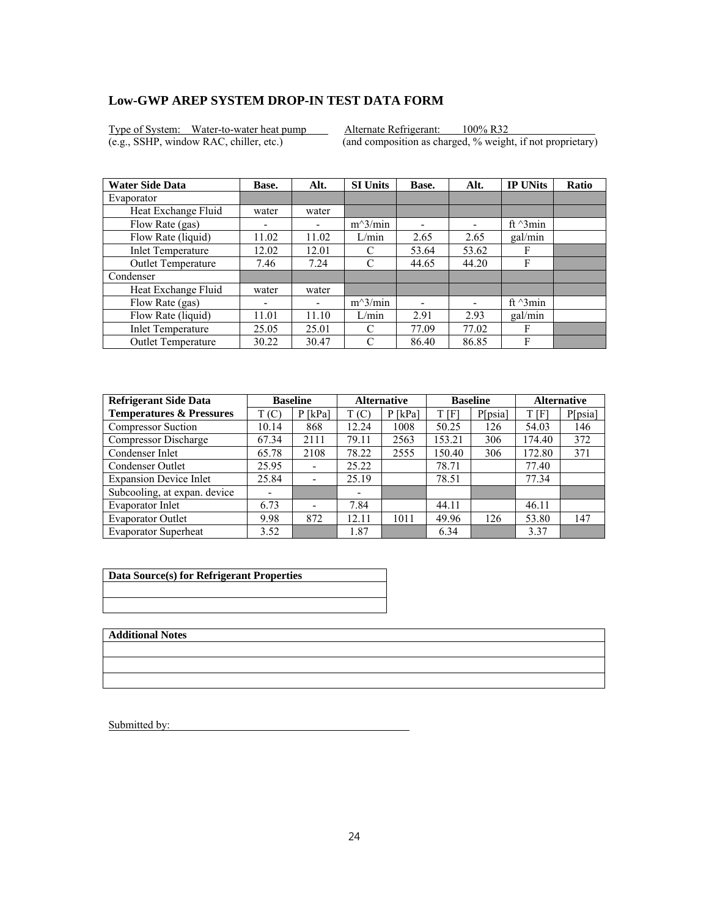## Low-GWP AREP SYSTEM DROP-IN TEST DATA FORM

Type of System: Water-to-water heat pump (e.g., SSHP, window RAC, chiller, etc.)

Alternate Refrigerant: 100% R32 (and composition as charged, % weight, if not proprietary)

| Water Side Data | Base. | Alt. | SI Units | Base. | Alt. | IP UNits | Ratio |
|---|---|---|---|---|---|---|---|
| Evaporator | | | | | | | |
| Heat Exchange Fluid | water | water | | | | | |
| Flow Rate (gas) | - | - | m^3/min | - | - | ft ^3min | |
| Flow Rate (liquid) | 11.02 | 11.02 | L/min | 2.65 | 2.65 | gal/min | |
| Inlet Temperature | 12.02 | 12.01 | C | 53.64 | 53.62 | F | |
| Outlet Temperature | 7.46 | 7.24 | C | 44.65 | 44.20 | F | |
| Condenser | | | | | | | |
| Heat Exchange Fluid | water | water | | | | | |
| Flow Rate (gas) | - | - | m^3/min | - | - | ft ^3min | |
| Flow Rate (liquid) | 11.01 | 11.10 | L/min | 2.91 | 2.93 | gal/min | |
| Inlet Temperature | 25.05 | 25.01 | C | 77.09 | 77.02 | F | |
| Outlet Temperature | 30.22 | 30.47 | C | 86.40 | 86.85 | F | |

| Refrigerant Side Data | Baseline | | Alternative | | Baseline | | Alternative | |
|---|---|---|---|---|---|---|---|---|
| Temperatures & Pressures | T (C) | P [kPa] | T (C) | P [kPa] | T [F] | P[psia] | T [F] | P[psia] |
| Compressor Suction | 10.14 | 868 | 12.24 | 1008 | 50.25 | 126 | 54.03 | 146 |
| Compressor Discharge | 67.34 | 2111 | 79.11 | 2563 | 153.21 | 306 | 174.40 | 372 |
| Condenser Inlet | 65.78 | 2108 | 78.22 | 2555 | 150.40 | 306 | 172.80 | 371 |
| Condenser Outlet | 25.95 | - | 25.22 | | 78.71 | | 77.40 | |
| Expansion Device Inlet | 25.84 | - | 25.19 | | 78.51 | | 77.34 | |
| Subcooling, at expan. device | - | | - | | | | | |
| Evaporator Inlet | 6.73 | - | 7.84 | | 44.11 | | 46.11 | |
| Evaporator Outlet | 9.98 | 872 | 12.11 | 1011 | 49.96 | 126 | 53.80 | 147 |
| Evaporator Superheat | 3.52 | | 1.87 | | 6.34 | | 3.37 | |

| Data Source(s) for Refrigerant Properties |
|---|
| |
| |

| Additional Notes |
|---|
| |
| |
| |

Submitted by: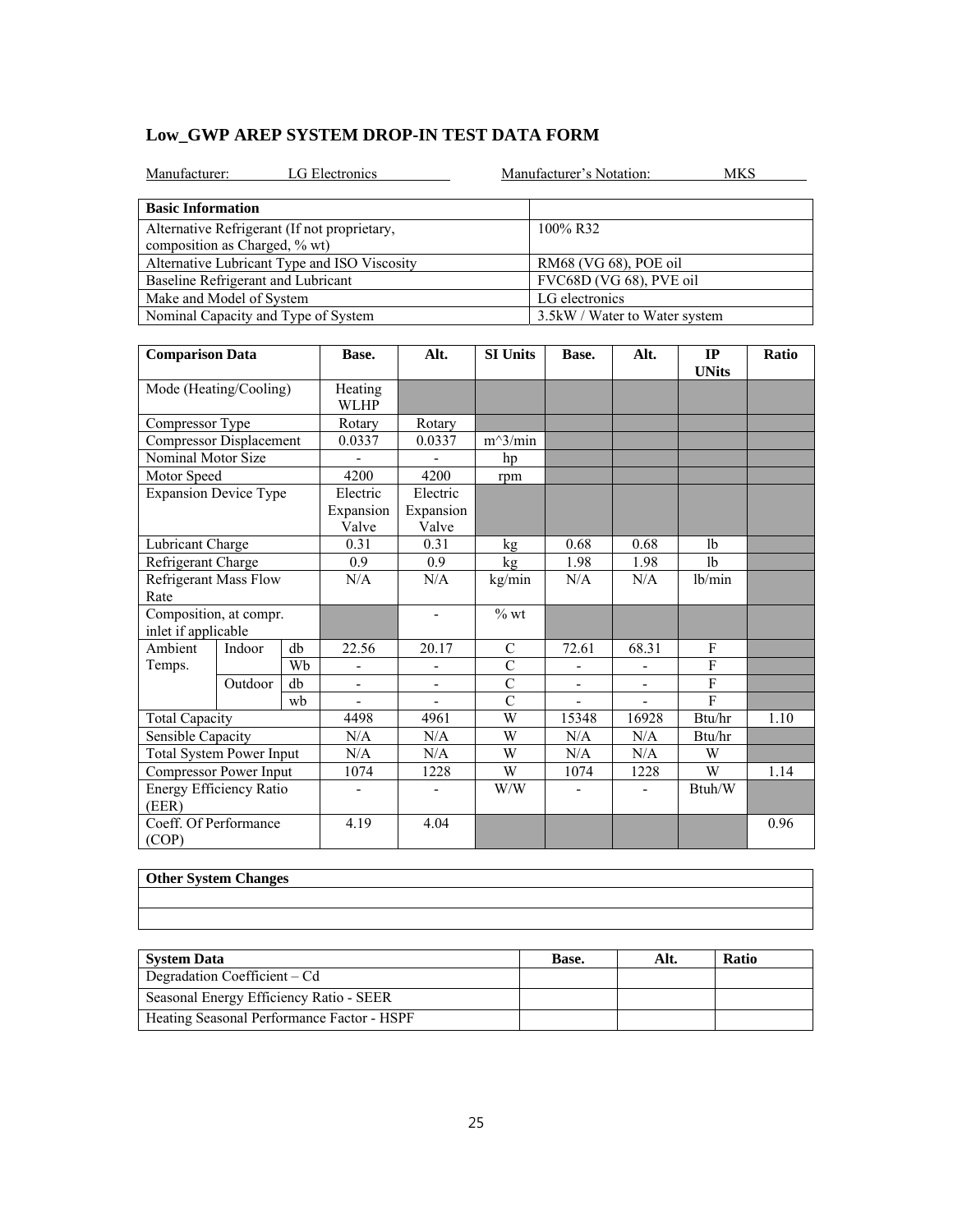## Low_GWP AREP SYSTEM DROP-IN TEST DATA FORM

Manufacturer: LG Electronics Manufacturer's Notation: MKS

| Basic Information | |
|---|---|
| Alternative Refrigerant (If not proprietary, composition as Charged, % wt) | 100% R32 |
| Alternative Lubricant Type and ISO Viscosity | RM68 (VG 68), POE oil |
| Baseline Refrigerant and Lubricant | FVC68D (VG 68), PVE oil |
| Make and Model of System | LG electronics |
| Nominal Capacity and Type of System | 3.5kW / Water to Water system |

| Comparison Data | | | Base. | Alt. | SI Units | Base. | Alt. | IP UNits | Ratio |
|---|---|---|---|---|---|---|---|---|---|
| Mode (Heating/Cooling) | | | Heating WLHP | | | | | | |
| Compressor Type | | | Rotary | Rotary | | | | | |
| Compressor Displacement | | | 0.0337 | 0.0337 | m^3/min | | | | |
| Nominal Motor Size | | | - | - | hp | | | | |
| Motor Speed | | | 4200 | 4200 | rpm | | | | |
| Expansion Device Type | | | Electric Expansion Valve | Electric Expansion Valve | | | | | |
| Lubricant Charge | | | 0.31 | 0.31 | kg | 0.68 | 0.68 | lb | |
| Refrigerant Charge | | | 0.9 | 0.9 | kg | 1.98 | 1.98 | lb | |
| Refrigerant Mass Flow Rate | | | N/A | N/A | kg/min | N/A | N/A | lb/min | |
| Composition, at compr. inlet if applicable | | | | - | % wt | | | | |
| Ambient Temps. | Indoor | db | 22.56 | 20.17 | C | 72.61 | 68.31 | F | |
| | | Wb | - | - | C | - | - | F | |
| | Outdoor | db | - | - | C | - | - | F | |
| | | wb | - | - | C | - | - | F | |
| Total Capacity | | | 4498 | 4961 | W | 15348 | 16928 | Btu/hr | 1.10 |
| Sensible Capacity | | | N/A | N/A | W | N/A | N/A | Btu/hr | |
| Total System Power Input | | | N/A | N/A | W | N/A | N/A | W | |
| Compressor Power Input | | | 1074 | 1228 | W | 1074 | 1228 | W | 1.14 |
| Energy Efficiency Ratio (EER) | | | - | - | W/W | - | - | Btuh/W | |
| Coeff. Of Performance (COP) | | | 4.19 | 4.04 | | | | | 0.96 |

| Other System Changes |
|---|
| |
| |

| System Data | Base. | Alt. | Ratio |
|---|---|---|---|
| Degradation Coefficient – Cd | | | |
| Seasonal Energy Efficiency Ratio - SEER | | | |
| Heating Seasonal Performance Factor - HSPF | | | |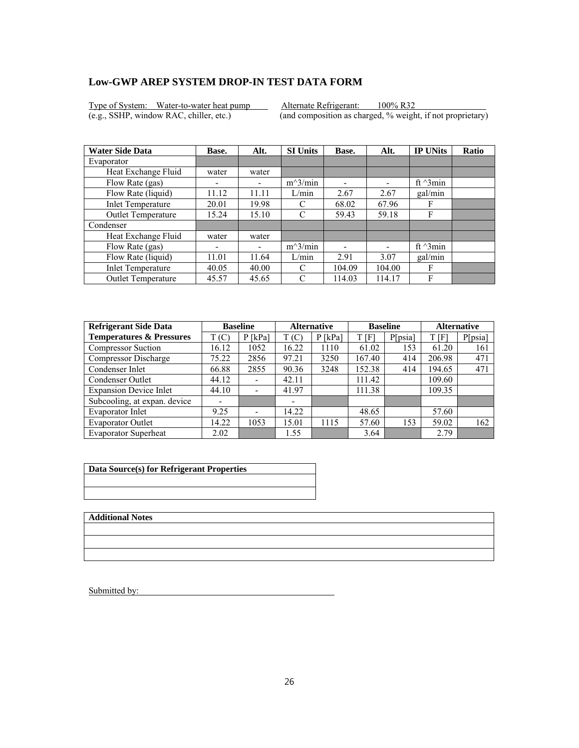## Low-GWP AREP SYSTEM DROP-IN TEST DATA FORM

Type of System: Water-to-water heat pump (e.g., SSHP, window RAC, chiller, etc.)

Alternate Refrigerant: 100% R32 (and composition as charged, % weight, if not proprietary)

| Water Side Data | Base. | Alt. | SI Units | Base. | Alt. | IP UNits | Ratio |
|---|---|---|---|---|---|---|---|
| Evaporator | | | | | | | |
| Heat Exchange Fluid | water | water | | | | | |
| Flow Rate (gas) | - | - | m^3/min | - | - | ft ^3min | |
| Flow Rate (liquid) | 11.12 | 11.11 | L/min | 2.67 | 2.67 | gal/min | |
| Inlet Temperature | 20.01 | 19.98 | C | 68.02 | 67.96 | F | |
| Outlet Temperature | 15.24 | 15.10 | C | 59.43 | 59.18 | F | |
| Condenser | | | | | | | |
| Heat Exchange Fluid | water | water | | | | | |
| Flow Rate (gas) | - | - | m^3/min | - | - | ft ^3min | |
| Flow Rate (liquid) | 11.01 | 11.64 | L/min | 2.91 | 3.07 | gal/min | |
| Inlet Temperature | 40.05 | 40.00 | C | 104.09 | 104.00 | F | |
| Outlet Temperature | 45.57 | 45.65 | C | 114.03 | 114.17 | F | |

| Refrigerant Side Data | Baseline | | Alternative | | Baseline | | Alternative | |
|---|---|---|---|---|---|---|---|---|
| Temperatures & Pressures | T (C) | P [kPa] | T (C) | P [kPa] | T [F] | P[psia] | T [F] | P[psia] |
| Compressor Suction | 16.12 | 1052 | 16.22 | 1110 | 61.02 | 153 | 61.20 | 161 |
| Compressor Discharge | 75.22 | 2856 | 97.21 | 3250 | 167.40 | 414 | 206.98 | 471 |
| Condenser Inlet | 66.88 | 2855 | 90.36 | 3248 | 152.38 | 414 | 194.65 | 471 |
| Condenser Outlet | 44.12 | - | 42.11 | | 111.42 | | 109.60 | |
| Expansion Device Inlet | 44.10 | - | 41.97 | | 111.38 | | 109.35 | |
| Subcooling, at expan. device | - | | - | | | | | |
| Evaporator Inlet | 9.25 | - | 14.22 | | 48.65 | | 57.60 | |
| Evaporator Outlet | 14.22 | 1053 | 15.01 | 1115 | 57.60 | 153 | 59.02 | 162 |
| Evaporator Superheat | 2.02 | | 1.55 | | 3.64 | | 2.79 | |

| Data Source(s) for Refrigerant Properties |
|---|
| |
| |

| Additional Notes |
|---|
| |
| |
| |

Submitted by: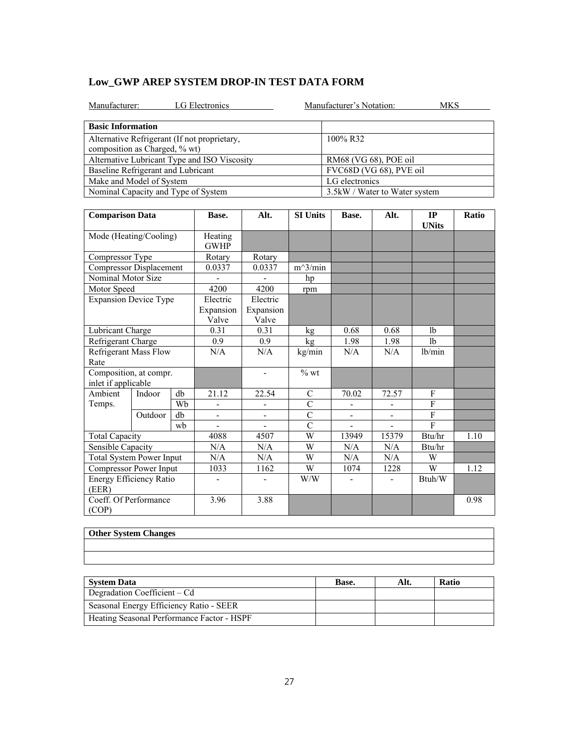## Low_GWP AREP SYSTEM DROP-IN TEST DATA FORM

Manufacturer: LG Electronics　　　　Manufacturer's Notation: MKS

| Basic Information | |
|---|---|
| Alternative Refrigerant (If not proprietary, composition as Charged, % wt) | 100% R32 |
| Alternative Lubricant Type and ISO Viscosity | RM68 (VG 68), POE oil |
| Baseline Refrigerant and Lubricant | FVC68D (VG 68), PVE oil |
| Make and Model of System | LG electronics |
| Nominal Capacity and Type of System | 3.5kW / Water to Water system |

| Comparison Data | | | Base. | Alt. | SI Units | Base. | Alt. | IP UNits | Ratio |
|---|---|---|---|---|---|---|---|---|---|
| Mode (Heating/Cooling) | | | Heating GWHP | | | | | | |
| Compressor Type | | | Rotary | Rotary | | | | | |
| Compressor Displacement | | | 0.0337 | 0.0337 | m^3/min | | | | |
| Nominal Motor Size | | | - | - | hp | | | | |
| Motor Speed | | | 4200 | 4200 | rpm | | | | |
| Expansion Device Type | | | Electric Expansion Valve | Electric Expansion Valve | | | | | |
| Lubricant Charge | | | 0.31 | 0.31 | kg | 0.68 | 0.68 | lb | |
| Refrigerant Charge | | | 0.9 | 0.9 | kg | 1.98 | 1.98 | lb | |
| Refrigerant Mass Flow Rate | | | N/A | N/A | kg/min | N/A | N/A | lb/min | |
| Composition, at compr. inlet if applicable | | | | - | % wt | | | | |
| Ambient Temps. | Indoor | db | 21.12 | 22.54 | C | 70.02 | 72.57 | F | |
| | | Wb | - | - | C | - | - | F | |
| | Outdoor | db | - | - | C | - | - | F | |
| | | wb | - | - | C | - | - | F | |
| Total Capacity | | | 4088 | 4507 | W | 13949 | 15379 | Btu/hr | 1.10 |
| Sensible Capacity | | | N/A | N/A | W | N/A | N/A | Btu/hr | |
| Total System Power Input | | | N/A | N/A | W | N/A | N/A | W | |
| Compressor Power Input | | | 1033 | 1162 | W | 1074 | 1228 | W | 1.12 |
| Energy Efficiency Ratio (EER) | | | - | - | W/W | - | - | Btuh/W | |
| Coeff. Of Performance (COP) | | | 3.96 | 3.88 | | | | | 0.98 |

| Other System Changes |
|---|
| |
| |

| System Data | Base. | Alt. | Ratio |
|---|---|---|---|
| Degradation Coefficient – Cd | | | |
| Seasonal Energy Efficiency Ratio - SEER | | | |
| Heating Seasonal Performance Factor - HSPF | | | |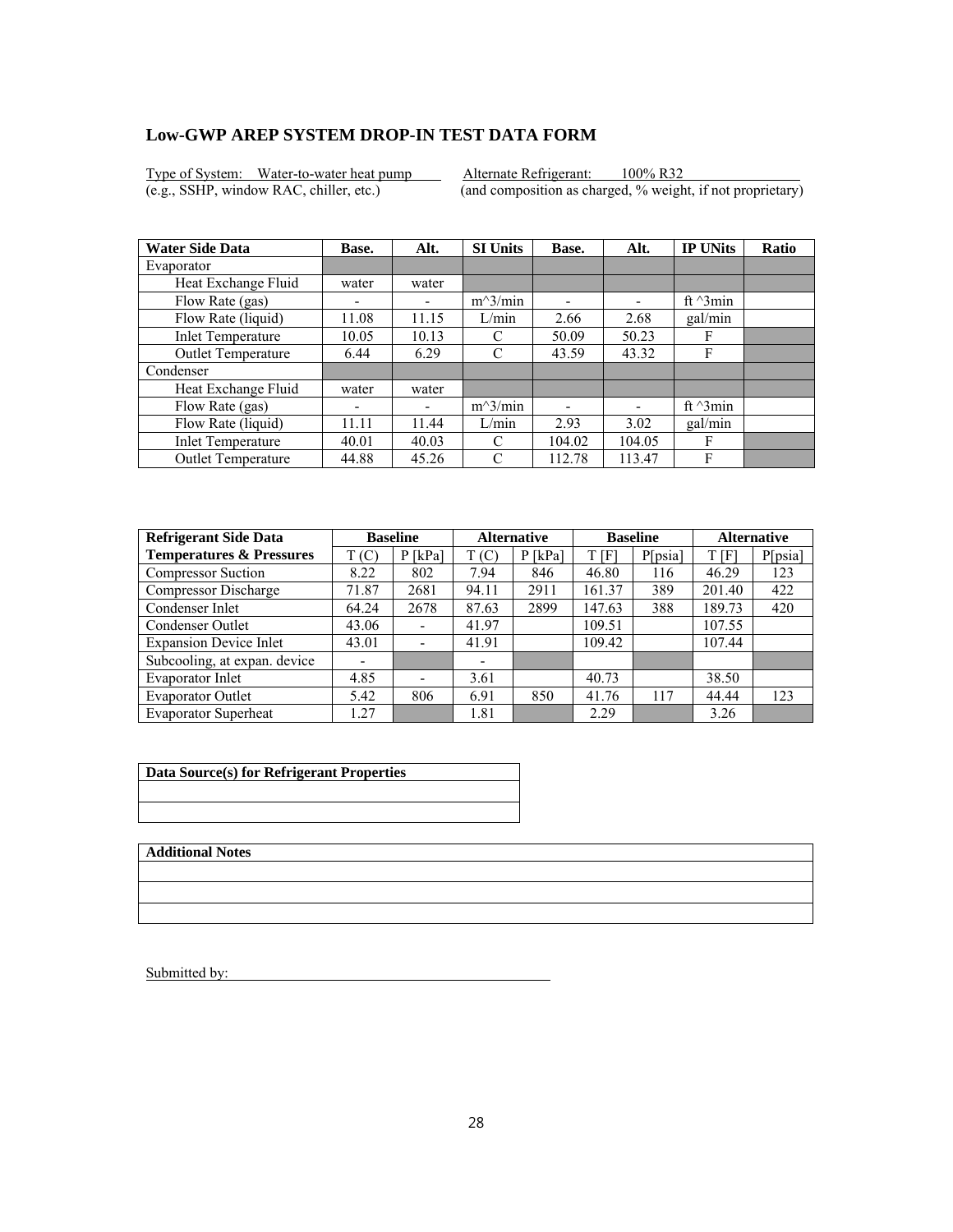## Low-GWP AREP SYSTEM DROP-IN TEST DATA FORM

Type of System: Water-to-water heat pump (e.g., SSHP, window RAC, chiller, etc.)

Alternate Refrigerant: 100% R32 (and composition as charged, % weight, if not proprietary)

| Water Side Data | Base. | Alt. | SI Units | Base. | Alt. | IP UNits | Ratio |
|---|---|---|---|---|---|---|---|
| Evaporator | | | | | | | |
| Heat Exchange Fluid | water | water | | | | | |
| Flow Rate (gas) | - | - | m^3/min | - | - | ft ^3min | |
| Flow Rate (liquid) | 11.08 | 11.15 | L/min | 2.66 | 2.68 | gal/min | |
| Inlet Temperature | 10.05 | 10.13 | C | 50.09 | 50.23 | F | |
| Outlet Temperature | 6.44 | 6.29 | C | 43.59 | 43.32 | F | |
| Condenser | | | | | | | |
| Heat Exchange Fluid | water | water | | | | | |
| Flow Rate (gas) | - | - | m^3/min | - | - | ft ^3min | |
| Flow Rate (liquid) | 11.11 | 11.44 | L/min | 2.93 | 3.02 | gal/min | |
| Inlet Temperature | 40.01 | 40.03 | C | 104.02 | 104.05 | F | |
| Outlet Temperature | 44.88 | 45.26 | C | 112.78 | 113.47 | F | |

| Refrigerant Side Data | Baseline | | Alternative | | Baseline | | Alternative | |
|---|---|---|---|---|---|---|---|---|
| Temperatures & Pressures | T (C) | P [kPa] | T (C) | P [kPa] | T [F] | P[psia] | T [F] | P[psia] |
| Compressor Suction | 8.22 | 802 | 7.94 | 846 | 46.80 | 116 | 46.29 | 123 |
| Compressor Discharge | 71.87 | 2681 | 94.11 | 2911 | 161.37 | 389 | 201.40 | 422 |
| Condenser Inlet | 64.24 | 2678 | 87.63 | 2899 | 147.63 | 388 | 189.73 | 420 |
| Condenser Outlet | 43.06 | - | 41.97 | | 109.51 | | 107.55 | |
| Expansion Device Inlet | 43.01 | - | 41.91 | | 109.42 | | 107.44 | |
| Subcooling, at expan. device | - | | - | | | | | |
| Evaporator Inlet | 4.85 | - | 3.61 | | 40.73 | | 38.50 | |
| Evaporator Outlet | 5.42 | 806 | 6.91 | 850 | 41.76 | 117 | 44.44 | 123 |
| Evaporator Superheat | 1.27 | | 1.81 | | 2.29 | | 3.26 | |

| Data Source(s) for Refrigerant Properties |
|---|
| |
| |

| Additional Notes |
|---|
| |
| |
| |

Submitted by: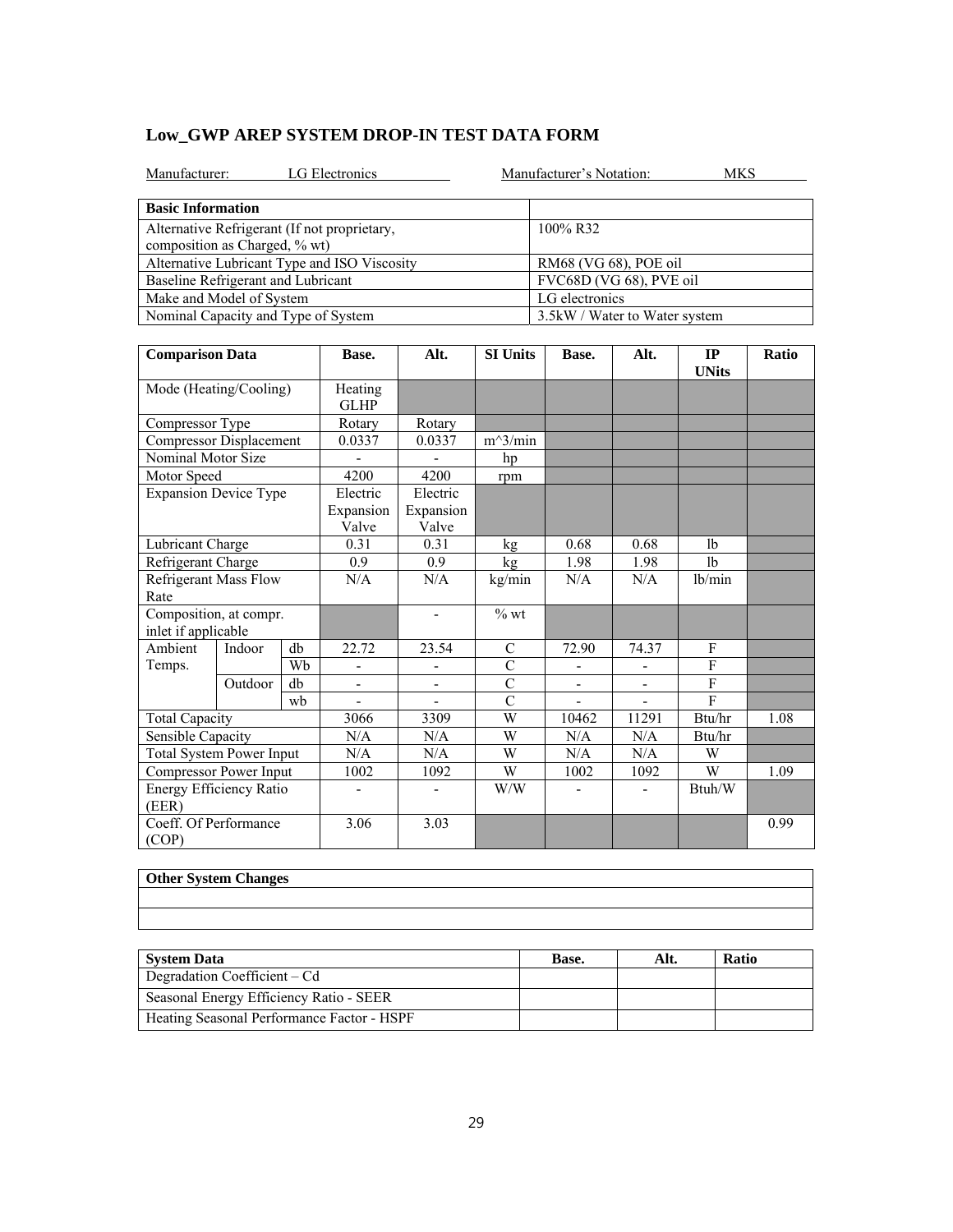## Low_GWP AREP SYSTEM DROP-IN TEST DATA FORM

Manufacturer: LG Electronics Manufacturer's Notation: MKS

| Basic Information | |
|---|---|
| Alternative Refrigerant (If not proprietary, composition as Charged, % wt) | 100% R32 |
| Alternative Lubricant Type and ISO Viscosity | RM68 (VG 68), POE oil |
| Baseline Refrigerant and Lubricant | FVC68D (VG 68), PVE oil |
| Make and Model of System | LG electronics |
| Nominal Capacity and Type of System | 3.5kW / Water to Water system |

| Comparison Data | | | Base. | Alt. | SI Units | Base. | Alt. | IP UNits | Ratio |
|---|---|---|---|---|---|---|---|---|---|
| Mode (Heating/Cooling) | | | Heating GLHP | | | | | | |
| Compressor Type | | | Rotary | Rotary | | | | | |
| Compressor Displacement | | | 0.0337 | 0.0337 | m^3/min | | | | |
| Nominal Motor Size | | | - | - | hp | | | | |
| Motor Speed | | | 4200 | 4200 | rpm | | | | |
| Expansion Device Type | | | Electric Expansion Valve | Electric Expansion Valve | | | | | |
| Lubricant Charge | | | 0.31 | 0.31 | kg | 0.68 | 0.68 | lb | |
| Refrigerant Charge | | | 0.9 | 0.9 | kg | 1.98 | 1.98 | lb | |
| Refrigerant Mass Flow Rate | | | N/A | N/A | kg/min | N/A | N/A | lb/min | |
| Composition, at compr. inlet if applicable | | | | - | % wt | | | | |
| Ambient Temps. | Indoor | db | 22.72 | 23.54 | C | 72.90 | 74.37 | F | |
| | | Wb | - | - | C | - | - | F | |
| | Outdoor | db | - | - | C | - | - | F | |
| | | wb | - | - | C | - | - | F | |
| Total Capacity | | | 3066 | 3309 | W | 10462 | 11291 | Btu/hr | 1.08 |
| Sensible Capacity | | | N/A | N/A | W | N/A | N/A | Btu/hr | |
| Total System Power Input | | | N/A | N/A | W | N/A | N/A | W | |
| Compressor Power Input | | | 1002 | 1092 | W | 1002 | 1092 | W | 1.09 |
| Energy Efficiency Ratio (EER) | | | - | - | W/W | - | - | Btuh/W | |
| Coeff. Of Performance (COP) | | | 3.06 | 3.03 | | | | | 0.99 |

| Other System Changes |
|---|
| |
| |

| System Data | Base. | Alt. | Ratio |
|---|---|---|---|
| Degradation Coefficient – Cd | | | |
| Seasonal Energy Efficiency Ratio - SEER | | | |
| Heating Seasonal Performance Factor - HSPF | | | |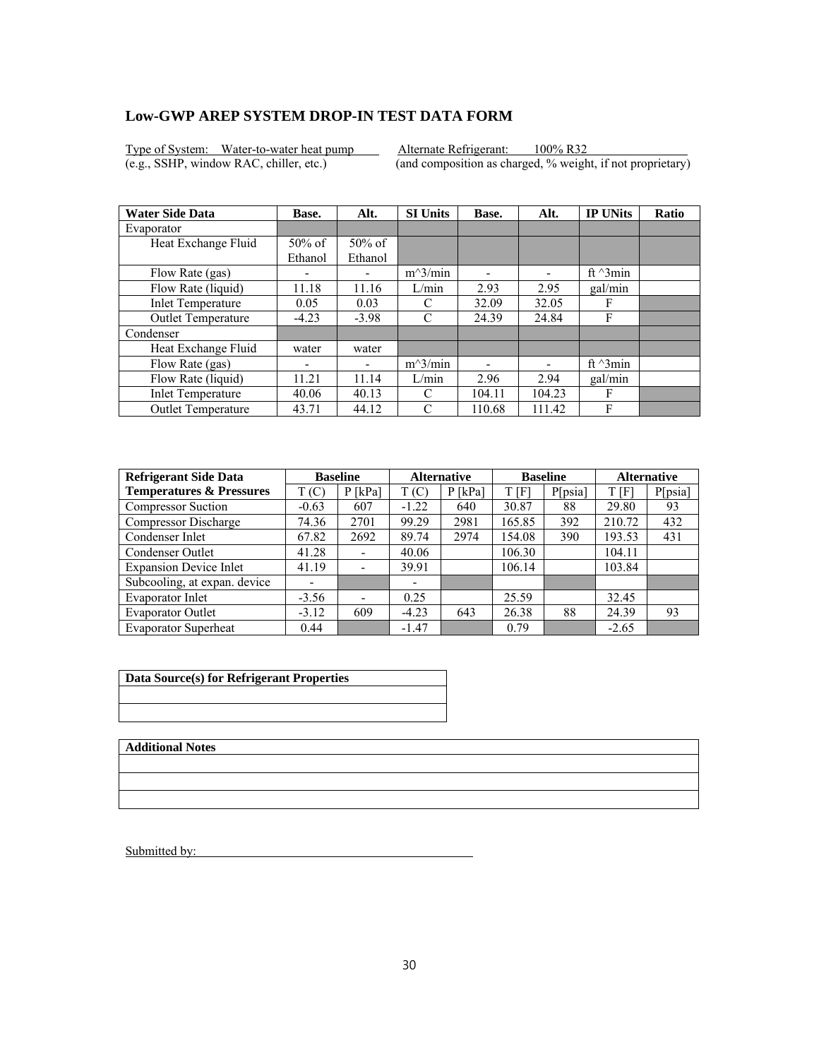## Low-GWP AREP SYSTEM DROP-IN TEST DATA FORM

Type of System: Water-to-water heat pump
(e.g., SSHP, window RAC, chiller, etc.)

Alternate Refrigerant: 100% R32
(and composition as charged, % weight, if not proprietary)

| Water Side Data | Base. | Alt. | SI Units | Base. | Alt. | IP UNits | Ratio |
|---|---|---|---|---|---|---|---|
| Evaporator | | | | | | | |
| Heat Exchange Fluid | 50% of Ethanol | 50% of Ethanol | | | | | |
| Flow Rate (gas) | - | - | m^3/min | - | - | ft ^3min | |
| Flow Rate (liquid) | 11.18 | 11.16 | L/min | 2.93 | 2.95 | gal/min | |
| Inlet Temperature | 0.05 | 0.03 | C | 32.09 | 32.05 | F | |
| Outlet Temperature | -4.23 | -3.98 | C | 24.39 | 24.84 | F | |
| Condenser | | | | | | | |
| Heat Exchange Fluid | water | water | | | | | |
| Flow Rate (gas) | - | - | m^3/min | - | - | ft ^3min | |
| Flow Rate (liquid) | 11.21 | 11.14 | L/min | 2.96 | 2.94 | gal/min | |
| Inlet Temperature | 40.06 | 40.13 | C | 104.11 | 104.23 | F | |
| Outlet Temperature | 43.71 | 44.12 | C | 110.68 | 111.42 | F | |

| Refrigerant Side Data | Baseline | | Alternative | | Baseline | | Alternative | |
|---|---|---|---|---|---|---|---|---|
| Temperatures & Pressures | T (C) | P [kPa] | T (C) | P [kPa] | T [F] | P[psia] | T [F] | P[psia] |
| Compressor Suction | -0.63 | 607 | -1.22 | 640 | 30.87 | 88 | 29.80 | 93 |
| Compressor Discharge | 74.36 | 2701 | 99.29 | 2981 | 165.85 | 392 | 210.72 | 432 |
| Condenser Inlet | 67.82 | 2692 | 89.74 | 2974 | 154.08 | 390 | 193.53 | 431 |
| Condenser Outlet | 41.28 | - | 40.06 | | 106.30 | | 104.11 | |
| Expansion Device Inlet | 41.19 | - | 39.91 | | 106.14 | | 103.84 | |
| Subcooling, at expan. device | - | | - | | | | | |
| Evaporator Inlet | -3.56 | - | 0.25 | | 25.59 | | 32.45 | |
| Evaporator Outlet | -3.12 | 609 | -4.23 | 643 | 26.38 | 88 | 24.39 | 93 |
| Evaporator Superheat | 0.44 | | -1.47 | | 0.79 | | -2.65 | |

| Data Source(s) for Refrigerant Properties |
|---|
| |
| |

| Additional Notes |
|---|
| |
| |
| |

Submitted by: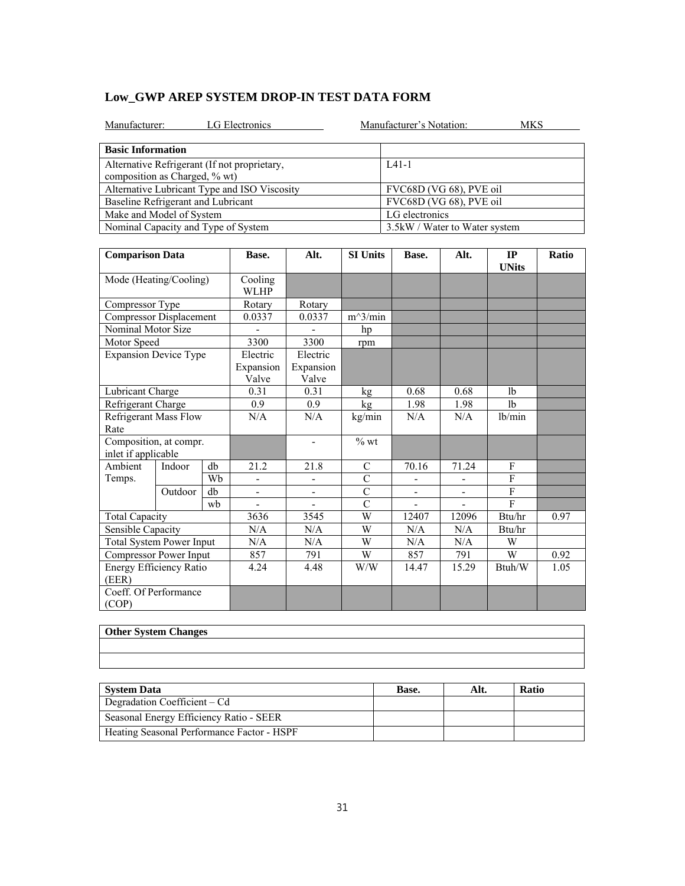## Low_GWP AREP SYSTEM DROP-IN TEST DATA FORM

Manufacturer: LG Electronics    Manufacturer's Notation: MKS

| Basic Information | |
|---|---|
| Alternative Refrigerant (If not proprietary, composition as Charged, % wt) | L41-1 |
| Alternative Lubricant Type and ISO Viscosity | FVC68D (VG 68), PVE oil |
| Baseline Refrigerant and Lubricant | FVC68D (VG 68), PVE oil |
| Make and Model of System | LG electronics |
| Nominal Capacity and Type of System | 3.5kW / Water to Water system |

| Comparison Data | | | Base. | Alt. | SI Units | Base. | Alt. | IP UNits | Ratio |
|---|---|---|---|---|---|---|---|---|---|
| Mode (Heating/Cooling) | | | Cooling WLHP | | | | | | |
| Compressor Type | | | Rotary | Rotary | | | | | |
| Compressor Displacement | | | 0.0337 | 0.0337 | m^3/min | | | | |
| Nominal Motor Size | | | - | - | hp | | | | |
| Motor Speed | | | 3300 | 3300 | rpm | | | | |
| Expansion Device Type | | | Electric Expansion Valve | Electric Expansion Valve | | | | | |
| Lubricant Charge | | | 0.31 | 0.31 | kg | 0.68 | 0.68 | lb | |
| Refrigerant Charge | | | 0.9 | 0.9 | kg | 1.98 | 1.98 | lb | |
| Refrigerant Mass Flow Rate | | | N/A | N/A | kg/min | N/A | N/A | lb/min | |
| Composition, at compr. inlet if applicable | | | | - | % wt | | | | |
| Ambient Temps. | Indoor | db | 21.2 | 21.8 | C | 70.16 | 71.24 | F | |
| | | Wb | - | - | C | - | - | F | |
| | Outdoor | db | - | - | C | - | - | F | |
| | | wb | - | - | C | - | - | F | |
| Total Capacity | | | 3636 | 3545 | W | 12407 | 12096 | Btu/hr | 0.97 |
| Sensible Capacity | | | N/A | N/A | W | N/A | N/A | Btu/hr | |
| Total System Power Input | | | N/A | N/A | W | N/A | N/A | W | |
| Compressor Power Input | | | 857 | 791 | W | 857 | 791 | W | 0.92 |
| Energy Efficiency Ratio (EER) | | | 4.24 | 4.48 | W/W | 14.47 | 15.29 | Btuh/W | 1.05 |
| Coeff. Of Performance (COP) | | | | | | | | | |

| Other System Changes |
|---|
| |
| |

| System Data | Base. | Alt. | Ratio |
|---|---|---|---|
| Degradation Coefficient – Cd | | | |
| Seasonal Energy Efficiency Ratio - SEER | | | |
| Heating Seasonal Performance Factor - HSPF | | | |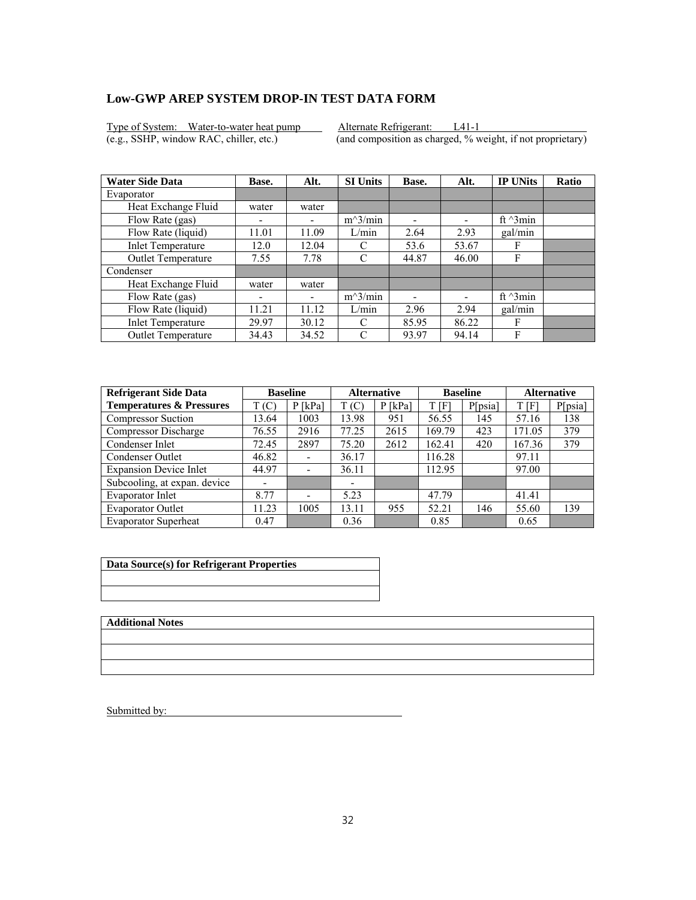## Low-GWP AREP SYSTEM DROP-IN TEST DATA FORM

Type of System: Water-to-water heat pump
(e.g., SSHP, window RAC, chiller, etc.)

Alternate Refrigerant: L41-1
(and composition as charged, % weight, if not proprietary)

| Water Side Data | Base. | Alt. | SI Units | Base. | Alt. | IP UNits | Ratio |
|---|---|---|---|---|---|---|---|
| Evaporator | | | | | | | |
| Heat Exchange Fluid | water | water | | | | | |
| Flow Rate (gas) | - | - | m^3/min | - | - | ft ^3min | |
| Flow Rate (liquid) | 11.01 | 11.09 | L/min | 2.64 | 2.93 | gal/min | |
| Inlet Temperature | 12.0 | 12.04 | C | 53.6 | 53.67 | F | |
| Outlet Temperature | 7.55 | 7.78 | C | 44.87 | 46.00 | F | |
| Condenser | | | | | | | |
| Heat Exchange Fluid | water | water | | | | | |
| Flow Rate (gas) | - | - | m^3/min | - | - | ft ^3min | |
| Flow Rate (liquid) | 11.21 | 11.12 | L/min | 2.96 | 2.94 | gal/min | |
| Inlet Temperature | 29.97 | 30.12 | C | 85.95 | 86.22 | F | |
| Outlet Temperature | 34.43 | 34.52 | C | 93.97 | 94.14 | F | |

| Refrigerant Side Data | Baseline | | Alternative | | Baseline | | Alternative | |
|---|---|---|---|---|---|---|---|---|
| Temperatures & Pressures | T (C) | P [kPa] | T (C) | P [kPa] | T [F] | P[psia] | T [F] | P[psia] |
| Compressor Suction | 13.64 | 1003 | 13.98 | 951 | 56.55 | 145 | 57.16 | 138 |
| Compressor Discharge | 76.55 | 2916 | 77.25 | 2615 | 169.79 | 423 | 171.05 | 379 |
| Condenser Inlet | 72.45 | 2897 | 75.20 | 2612 | 162.41 | 420 | 167.36 | 379 |
| Condenser Outlet | 46.82 | - | 36.17 | | 116.28 | | 97.11 | |
| Expansion Device Inlet | 44.97 | - | 36.11 | | 112.95 | | 97.00 | |
| Subcooling, at expan. device | - | | - | | | | | |
| Evaporator Inlet | 8.77 | - | 5.23 | | 47.79 | | 41.41 | |
| Evaporator Outlet | 11.23 | 1005 | 13.11 | 955 | 52.21 | 146 | 55.60 | 139 |
| Evaporator Superheat | 0.47 | | 0.36 | | 0.85 | | 0.65 | |

| Data Source(s) for Refrigerant Properties |
|---|
| |
| |

| Additional Notes |
|---|
| |
| |
| |

Submitted by: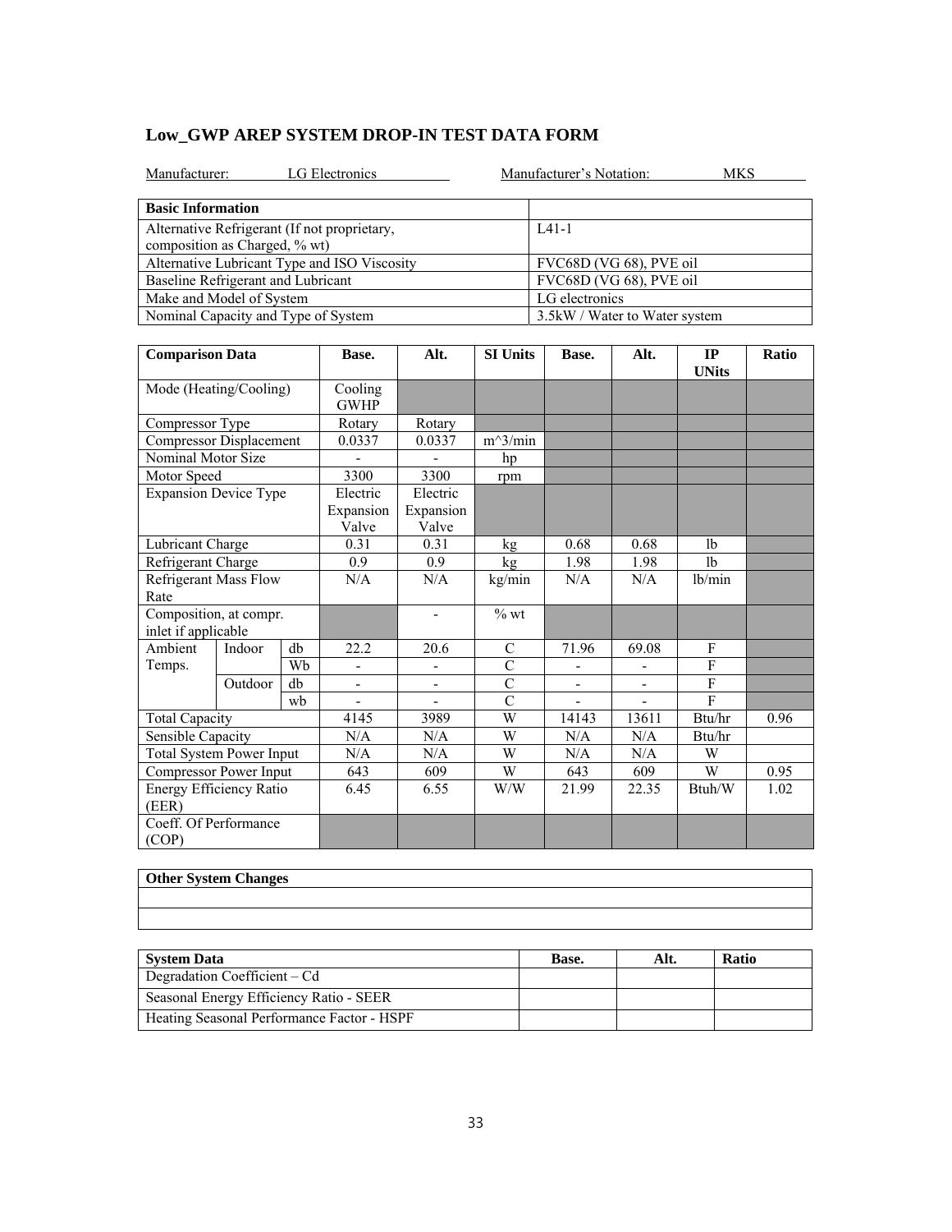## Low_GWP AREP SYSTEM DROP-IN TEST DATA FORM

Manufacturer: LG Electronics Manufacturer's Notation: MKS

| Basic Information | |
|---|---|
| Alternative Refrigerant (If not proprietary, composition as Charged, % wt) | L41-1 |
| Alternative Lubricant Type and ISO Viscosity | FVC68D (VG 68), PVE oil |
| Baseline Refrigerant and Lubricant | FVC68D (VG 68), PVE oil |
| Make and Model of System | LG electronics |
| Nominal Capacity and Type of System | 3.5kW / Water to Water system |

| Comparison Data | | | Base. | Alt. | SI Units | Base. | Alt. | IP UNits | Ratio |
|---|---|---|---|---|---|---|---|---|---|
| Mode (Heating/Cooling) | | | Cooling GWHP | | | | | | |
| Compressor Type | | | Rotary | Rotary | | | | | |
| Compressor Displacement | | | 0.0337 | 0.0337 | m^3/min | | | | |
| Nominal Motor Size | | | - | - | hp | | | | |
| Motor Speed | | | 3300 | 3300 | rpm | | | | |
| Expansion Device Type | | | Electric Expansion Valve | Electric Expansion Valve | | | | | |
| Lubricant Charge | | | 0.31 | 0.31 | kg | 0.68 | 0.68 | lb | |
| Refrigerant Charge | | | 0.9 | 0.9 | kg | 1.98 | 1.98 | lb | |
| Refrigerant Mass Flow Rate | | | N/A | N/A | kg/min | N/A | N/A | lb/min | |
| Composition, at compr. inlet if applicable | | | | - | % wt | | | | |
| Ambient Temps. | Indoor | db | 22.2 | 20.6 | C | 71.96 | 69.08 | F | |
| | | Wb | - | - | C | - | - | F | |
| | Outdoor | db | - | - | C | - | - | F | |
| | | wb | - | - | C | - | - | F | |
| Total Capacity | | | 4145 | 3989 | W | 14143 | 13611 | Btu/hr | 0.96 |
| Sensible Capacity | | | N/A | N/A | W | N/A | N/A | Btu/hr | |
| Total System Power Input | | | N/A | N/A | W | N/A | N/A | W | |
| Compressor Power Input | | | 643 | 609 | W | 643 | 609 | W | 0.95 |
| Energy Efficiency Ratio (EER) | | | 6.45 | 6.55 | W/W | 21.99 | 22.35 | Btuh/W | 1.02 |
| Coeff. Of Performance (COP) | | | | | | | | | |

| Other System Changes |
|---|
| |
| |

| System Data | Base. | Alt. | Ratio |
|---|---|---|---|
| Degradation Coefficient – Cd | | | |
| Seasonal Energy Efficiency Ratio - SEER | | | |
| Heating Seasonal Performance Factor - HSPF | | | |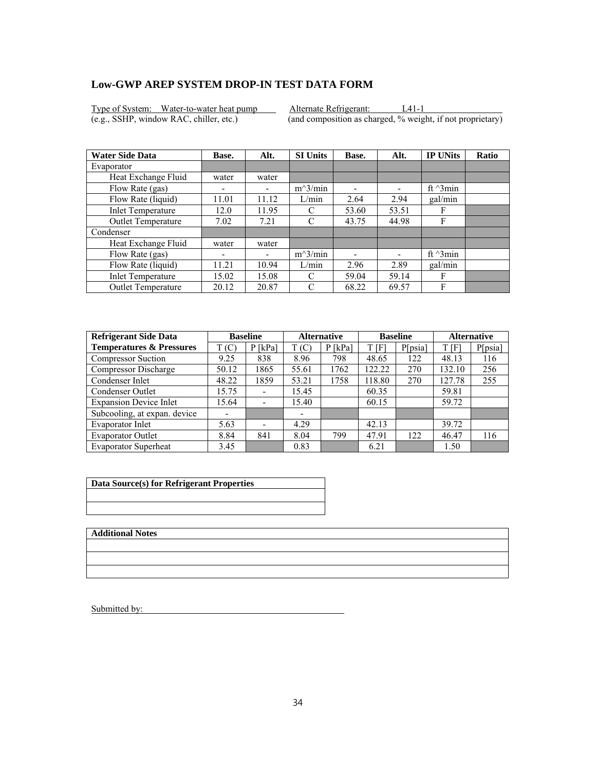## Low-GWP AREP SYSTEM DROP-IN TEST DATA FORM

Type of System: Water-to-water heat pump (e.g., SSHP, window RAC, chiller, etc.)

Alternate Refrigerant: L41-1 (and composition as charged, % weight, if not proprietary)

| Water Side Data | Base. | Alt. | SI Units | Base. | Alt. | IP UNits | Ratio |
|---|---|---|---|---|---|---|---|
| Evaporator | | | | | | | |
| Heat Exchange Fluid | water | water | | | | | |
| Flow Rate (gas) | - | - | m^3/min | - | - | ft ^3min | |
| Flow Rate (liquid) | 11.01 | 11.12 | L/min | 2.64 | 2.94 | gal/min | |
| Inlet Temperature | 12.0 | 11.95 | C | 53.60 | 53.51 | F | |
| Outlet Temperature | 7.02 | 7.21 | C | 43.75 | 44.98 | F | |
| Condenser | | | | | | | |
| Heat Exchange Fluid | water | water | | | | | |
| Flow Rate (gas) | - | - | m^3/min | - | - | ft ^3min | |
| Flow Rate (liquid) | 11.21 | 10.94 | L/min | 2.96 | 2.89 | gal/min | |
| Inlet Temperature | 15.02 | 15.08 | C | 59.04 | 59.14 | F | |
| Outlet Temperature | 20.12 | 20.87 | C | 68.22 | 69.57 | F | |

| Refrigerant Side Data | Baseline | | Alternative | | Baseline | | Alternative | |
|---|---|---|---|---|---|---|---|---|
| Temperatures & Pressures | T (C) | P [kPa] | T (C) | P [kPa] | T [F] | P[psia] | T [F] | P[psia] |
| Compressor Suction | 9.25 | 838 | 8.96 | 798 | 48.65 | 122 | 48.13 | 116 |
| Compressor Discharge | 50.12 | 1865 | 55.61 | 1762 | 122.22 | 270 | 132.10 | 256 |
| Condenser Inlet | 48.22 | 1859 | 53.21 | 1758 | 118.80 | 270 | 127.78 | 255 |
| Condenser Outlet | 15.75 | - | 15.45 | | 60.35 | | 59.81 | |
| Expansion Device Inlet | 15.64 | - | 15.40 | | 60.15 | | 59.72 | |
| Subcooling, at expan. device | - | | - | | | | | |
| Evaporator Inlet | 5.63 | - | 4.29 | | 42.13 | | 39.72 | |
| Evaporator Outlet | 8.84 | 841 | 8.04 | 799 | 47.91 | 122 | 46.47 | 116 |
| Evaporator Superheat | 3.45 | | 0.83 | | 6.21 | | 1.50 | |

| Data Source(s) for Refrigerant Properties |
|---|
| |
| |

| Additional Notes |
|---|
| |
| |
| |

Submitted by: ______________________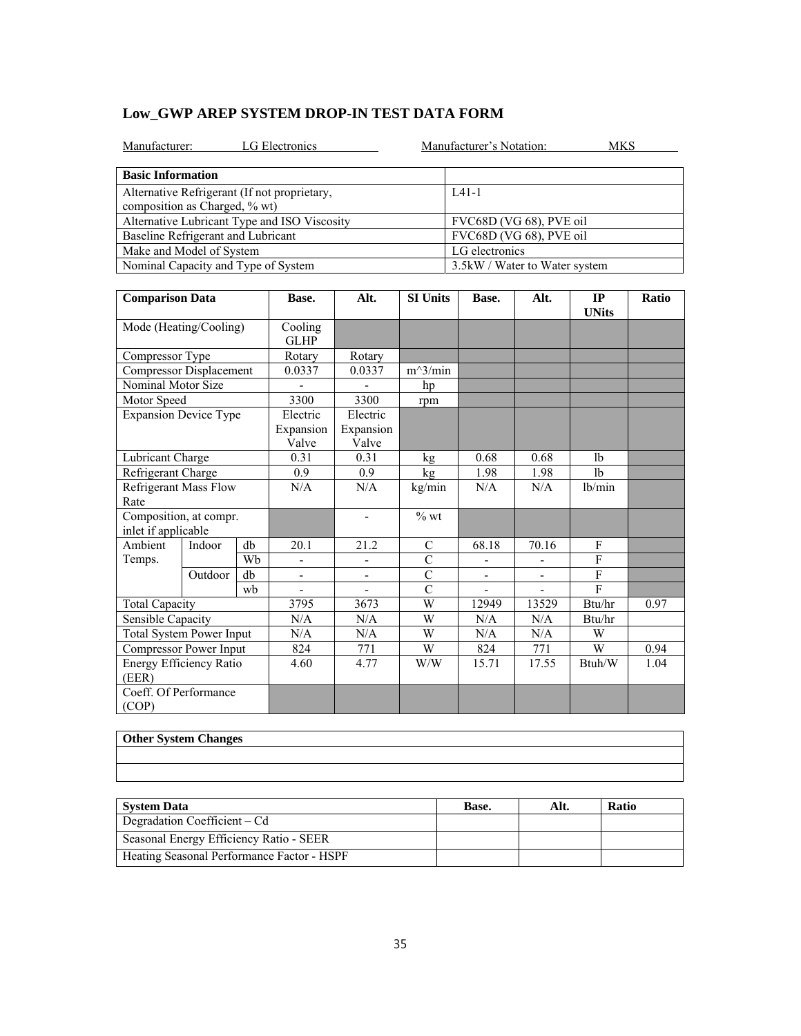## Low_GWP AREP SYSTEM DROP-IN TEST DATA FORM

Manufacturer: LG Electronics    Manufacturer's Notation: MKS

| Basic Information | |
|---|---|
| Alternative Refrigerant (If not proprietary, composition as Charged, % wt) | L41-1 |
| Alternative Lubricant Type and ISO Viscosity | FVC68D (VG 68), PVE oil |
| Baseline Refrigerant and Lubricant | FVC68D (VG 68), PVE oil |
| Make and Model of System | LG electronics |
| Nominal Capacity and Type of System | 3.5kW / Water to Water system |

| Comparison Data | | | Base. | Alt. | SI Units | Base. | Alt. | IP UNits | Ratio |
|---|---|---|---|---|---|---|---|---|---|
| Mode (Heating/Cooling) | | | Cooling GLHP | | | | | | |
| Compressor Type | | | Rotary | Rotary | | | | | |
| Compressor Displacement | | | 0.0337 | 0.0337 | m^3/min | | | | |
| Nominal Motor Size | | | - | - | hp | | | | |
| Motor Speed | | | 3300 | 3300 | rpm | | | | |
| Expansion Device Type | | | Electric Expansion Valve | Electric Expansion Valve | | | | | |
| Lubricant Charge | | | 0.31 | 0.31 | kg | 0.68 | 0.68 | lb | |
| Refrigerant Charge | | | 0.9 | 0.9 | kg | 1.98 | 1.98 | lb | |
| Refrigerant Mass Flow Rate | | | N/A | N/A | kg/min | N/A | N/A | lb/min | |
| Composition, at compr. inlet if applicable | | | | - | % wt | | | | |
| Ambient Temps. | Indoor | db | 20.1 | 21.2 | C | 68.18 | 70.16 | F | |
| | | Wb | - | - | C | - | - | F | |
| | Outdoor | db | - | - | C | - | - | F | |
| | | wb | - | - | C | - | - | F | |
| Total Capacity | | | 3795 | 3673 | W | 12949 | 13529 | Btu/hr | 0.97 |
| Sensible Capacity | | | N/A | N/A | W | N/A | N/A | Btu/hr | |
| Total System Power Input | | | N/A | N/A | W | N/A | N/A | W | |
| Compressor Power Input | | | 824 | 771 | W | 824 | 771 | W | 0.94 |
| Energy Efficiency Ratio (EER) | | | 4.60 | 4.77 | W/W | 15.71 | 17.55 | Btuh/W | 1.04 |
| Coeff. Of Performance (COP) | | | | | | | | | |

| Other System Changes |
|---|
| |
| |

| System Data | Base. | Alt. | Ratio |
|---|---|---|---|
| Degradation Coefficient – Cd | | | |
| Seasonal Energy Efficiency Ratio - SEER | | | |
| Heating Seasonal Performance Factor - HSPF | | | |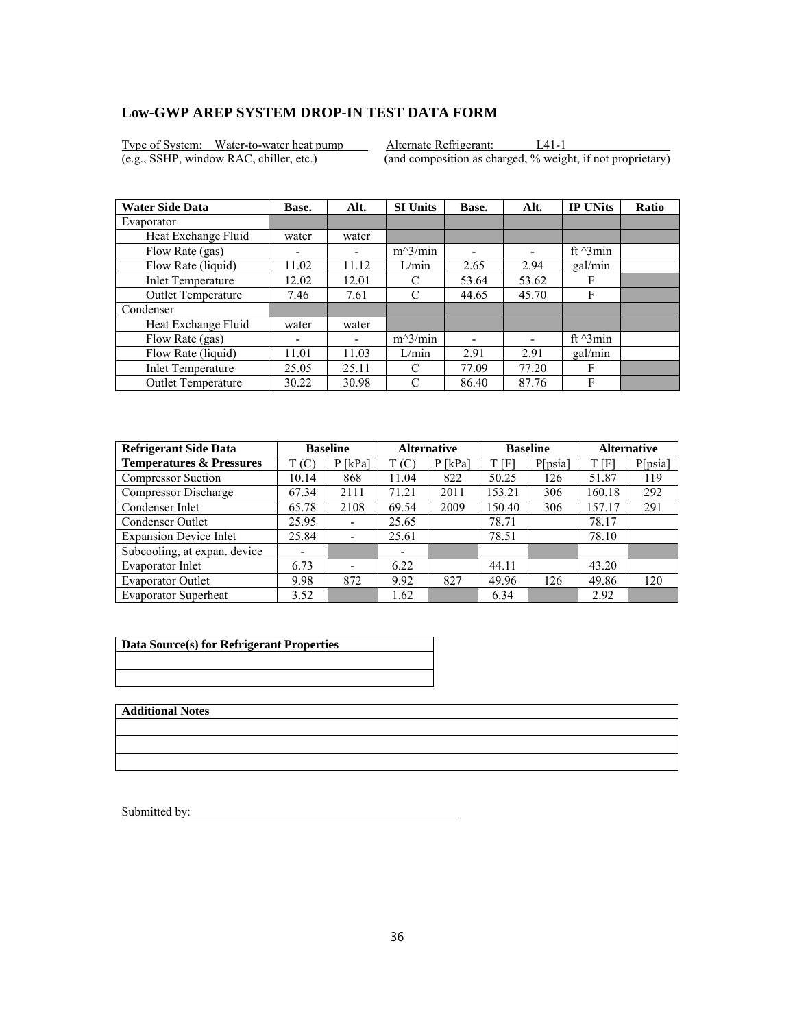## Low-GWP AREP SYSTEM DROP-IN TEST DATA FORM

Type of System: Water-to-water heat pump (e.g., SSHP, window RAC, chiller, etc.)

Alternate Refrigerant: L41-1 (and composition as charged, % weight, if not proprietary)

| Water Side Data | Base. | Alt. | SI Units | Base. | Alt. | IP UNits | Ratio |
|---|---|---|---|---|---|---|---|
| Evaporator | | | | | | | |
| Heat Exchange Fluid | water | water | | | | | |
| Flow Rate (gas) | - | - | m^3/min | - | - | ft ^3min | |
| Flow Rate (liquid) | 11.02 | 11.12 | L/min | 2.65 | 2.94 | gal/min | |
| Inlet Temperature | 12.02 | 12.01 | C | 53.64 | 53.62 | F | |
| Outlet Temperature | 7.46 | 7.61 | C | 44.65 | 45.70 | F | |
| Condenser | | | | | | | |
| Heat Exchange Fluid | water | water | | | | | |
| Flow Rate (gas) | - | - | m^3/min | - | - | ft ^3min | |
| Flow Rate (liquid) | 11.01 | 11.03 | L/min | 2.91 | 2.91 | gal/min | |
| Inlet Temperature | 25.05 | 25.11 | C | 77.09 | 77.20 | F | |
| Outlet Temperature | 30.22 | 30.98 | C | 86.40 | 87.76 | F | |

| Refrigerant Side Data | Baseline | | Alternative | | Baseline | | Alternative | |
|---|---|---|---|---|---|---|---|---|
| Temperatures & Pressures | T (C) | P [kPa] | T (C) | P [kPa] | T [F] | P[psia] | T [F] | P[psia] |
| Compressor Suction | 10.14 | 868 | 11.04 | 822 | 50.25 | 126 | 51.87 | 119 |
| Compressor Discharge | 67.34 | 2111 | 71.21 | 2011 | 153.21 | 306 | 160.18 | 292 |
| Condenser Inlet | 65.78 | 2108 | 69.54 | 2009 | 150.40 | 306 | 157.17 | 291 |
| Condenser Outlet | 25.95 | - | 25.65 | | 78.71 | | 78.17 | |
| Expansion Device Inlet | 25.84 | - | 25.61 | | 78.51 | | 78.10 | |
| Subcooling, at expan. device | - | | - | | | | | |
| Evaporator Inlet | 6.73 | - | 6.22 | | 44.11 | | 43.20 | |
| Evaporator Outlet | 9.98 | 872 | 9.92 | 827 | 49.96 | 126 | 49.86 | 120 |
| Evaporator Superheat | 3.52 | | 1.62 | | 6.34 | | 2.92 | |

| Data Source(s) for Refrigerant Properties |
|---|
| |
| |

| Additional Notes |
|---|
| |
| |
| |

Submitted by: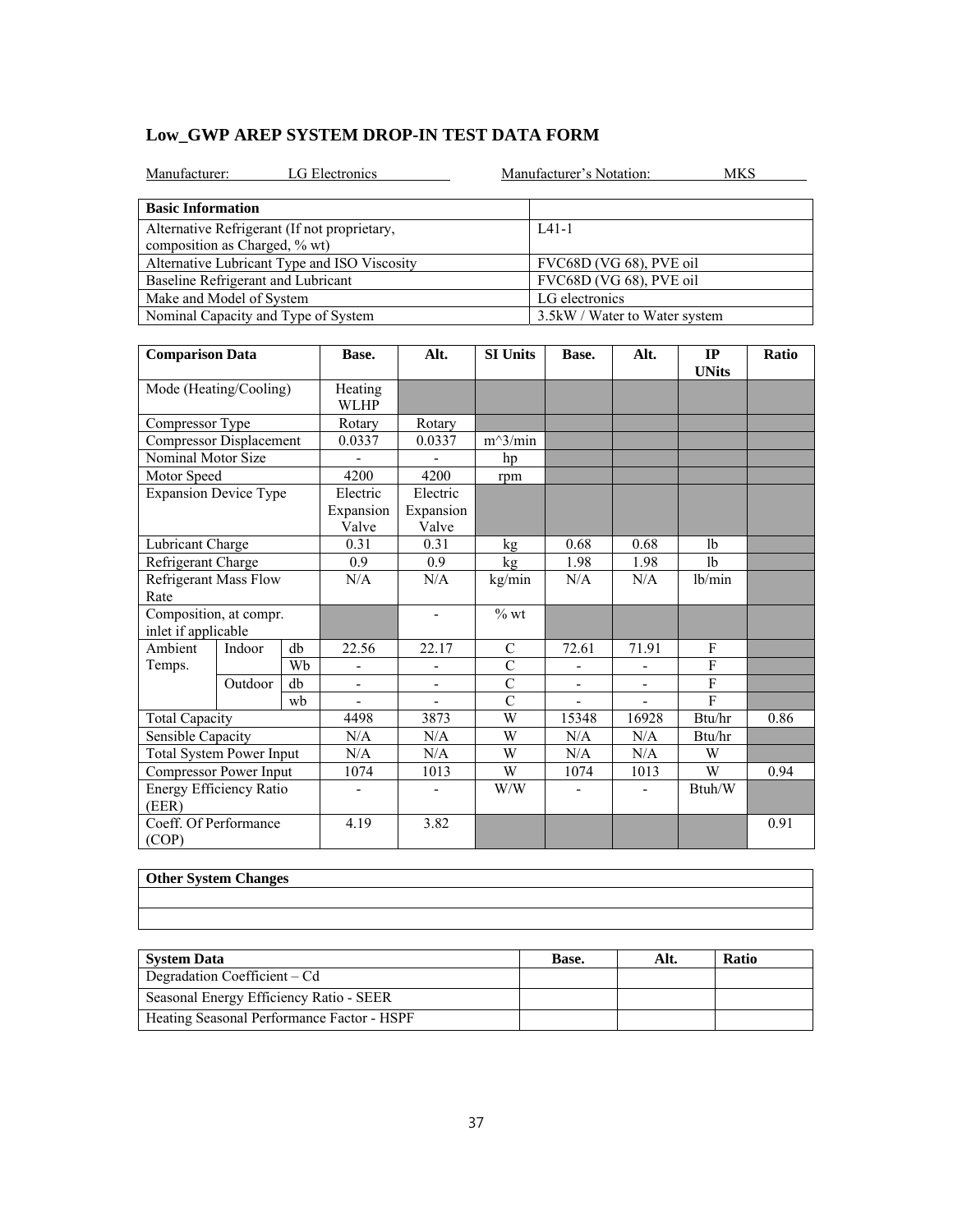## Low_GWP AREP SYSTEM DROP-IN TEST DATA FORM

Manufacturer: LG Electronics Manufacturer's Notation: MKS

| Basic Information | |
|---|---|
| Alternative Refrigerant (If not proprietary, composition as Charged, % wt) | L41-1 |
| Alternative Lubricant Type and ISO Viscosity | FVC68D (VG 68), PVE oil |
| Baseline Refrigerant and Lubricant | FVC68D (VG 68), PVE oil |
| Make and Model of System | LG electronics |
| Nominal Capacity and Type of System | 3.5kW / Water to Water system |

| Comparison Data | | | Base. | Alt. | SI Units | Base. | Alt. | IP UNits | Ratio |
|---|---|---|---|---|---|---|---|---|---|
| Mode (Heating/Cooling) | | | Heating WLHP | | | | | | |
| Compressor Type | | | Rotary | Rotary | | | | | |
| Compressor Displacement | | | 0.0337 | 0.0337 | m^3/min | | | | |
| Nominal Motor Size | | | - | - | hp | | | | |
| Motor Speed | | | 4200 | 4200 | rpm | | | | |
| Expansion Device Type | | | Electric Expansion Valve | Electric Expansion Valve | | | | | |
| Lubricant Charge | | | 0.31 | 0.31 | kg | 0.68 | 0.68 | lb | |
| Refrigerant Charge | | | 0.9 | 0.9 | kg | 1.98 | 1.98 | lb | |
| Refrigerant Mass Flow Rate | | | N/A | N/A | kg/min | N/A | N/A | lb/min | |
| Composition, at compr. inlet if applicable | | | | - | % wt | | | | |
| Ambient Temps. | Indoor | db | 22.56 | 22.17 | C | 72.61 | 71.91 | F | |
| | | Wb | - | - | C | - | - | F | |
| | Outdoor | db | - | - | C | - | - | F | |
| | | wb | - | - | C | - | - | F | |
| Total Capacity | | | 4498 | 3873 | W | 15348 | 16928 | Btu/hr | 0.86 |
| Sensible Capacity | | | N/A | N/A | W | N/A | N/A | Btu/hr | |
| Total System Power Input | | | N/A | N/A | W | N/A | N/A | W | |
| Compressor Power Input | | | 1074 | 1013 | W | 1074 | 1013 | W | 0.94 |
| Energy Efficiency Ratio (EER) | | | - | - | W/W | - | - | Btuh/W | |
| Coeff. Of Performance (COP) | | | 4.19 | 3.82 | | | | | 0.91 |

| Other System Changes |
|---|
| |
| |

| System Data | Base. | Alt. | Ratio |
|---|---|---|---|
| Degradation Coefficient – Cd | | | |
| Seasonal Energy Efficiency Ratio - SEER | | | |
| Heating Seasonal Performance Factor - HSPF | | | |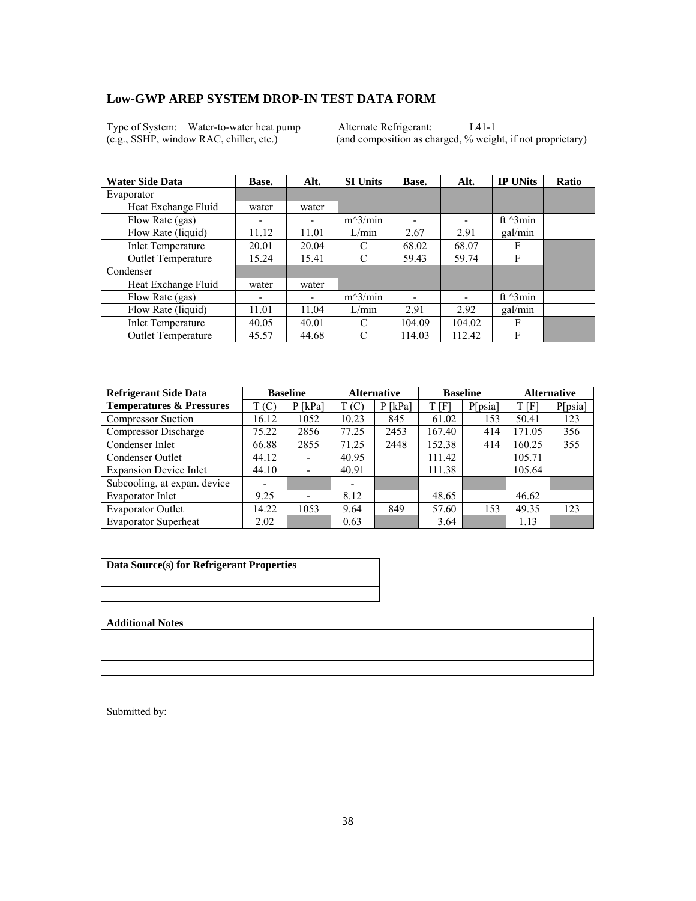**Low-GWP AREP SYSTEM DROP-IN TEST DATA FORM**

Type of System: Water-to-water heat pump
(e.g., SSHP, window RAC, chiller, etc.)

Alternate Refrigerant: L41-1
(and composition as charged, % weight, if not proprietary)

| Water Side Data | Base. | Alt. | SI Units | Base. | Alt. | IP UNits | Ratio |
|---|---|---|---|---|---|---|---|
| Evaporator | | | | | | | |
| Heat Exchange Fluid | water | water | | | | | |
| Flow Rate (gas) | - | - | m^3/min | - | - | ft ^3min | |
| Flow Rate (liquid) | 11.12 | 11.01 | L/min | 2.67 | 2.91 | gal/min | |
| Inlet Temperature | 20.01 | 20.04 | C | 68.02 | 68.07 | F | |
| Outlet Temperature | 15.24 | 15.41 | C | 59.43 | 59.74 | F | |
| Condenser | | | | | | | |
| Heat Exchange Fluid | water | water | | | | | |
| Flow Rate (gas) | - | - | m^3/min | - | - | ft ^3min | |
| Flow Rate (liquid) | 11.01 | 11.04 | L/min | 2.91 | 2.92 | gal/min | |
| Inlet Temperature | 40.05 | 40.01 | C | 104.09 | 104.02 | F | |
| Outlet Temperature | 45.57 | 44.68 | C | 114.03 | 112.42 | F | |

| Refrigerant Side Data | Baseline | | Alternative | | Baseline | | Alternative | |
|---|---|---|---|---|---|---|---|---|
| Temperatures & Pressures | T (C) | P [kPa] | T (C) | P [kPa] | T [F] | P[psia] | T [F] | P[psia] |
| Compressor Suction | 16.12 | 1052 | 10.23 | 845 | 61.02 | 153 | 50.41 | 123 |
| Compressor Discharge | 75.22 | 2856 | 77.25 | 2453 | 167.40 | 414 | 171.05 | 356 |
| Condenser Inlet | 66.88 | 2855 | 71.25 | 2448 | 152.38 | 414 | 160.25 | 355 |
| Condenser Outlet | 44.12 | - | 40.95 | | 111.42 | | 105.71 | |
| Expansion Device Inlet | 44.10 | - | 40.91 | | 111.38 | | 105.64 | |
| Subcooling, at expan. device | - | | - | | | | | |
| Evaporator Inlet | 9.25 | - | 8.12 | | 48.65 | | 46.62 | |
| Evaporator Outlet | 14.22 | 1053 | 9.64 | 849 | 57.60 | 153 | 49.35 | 123 |
| Evaporator Superheat | 2.02 | | 0.63 | | 3.64 | | 1.13 | |

| Data Source(s) for Refrigerant Properties |
|---|
| |
| |

| Additional Notes |
|---|
| |
| |
| |

Submitted by: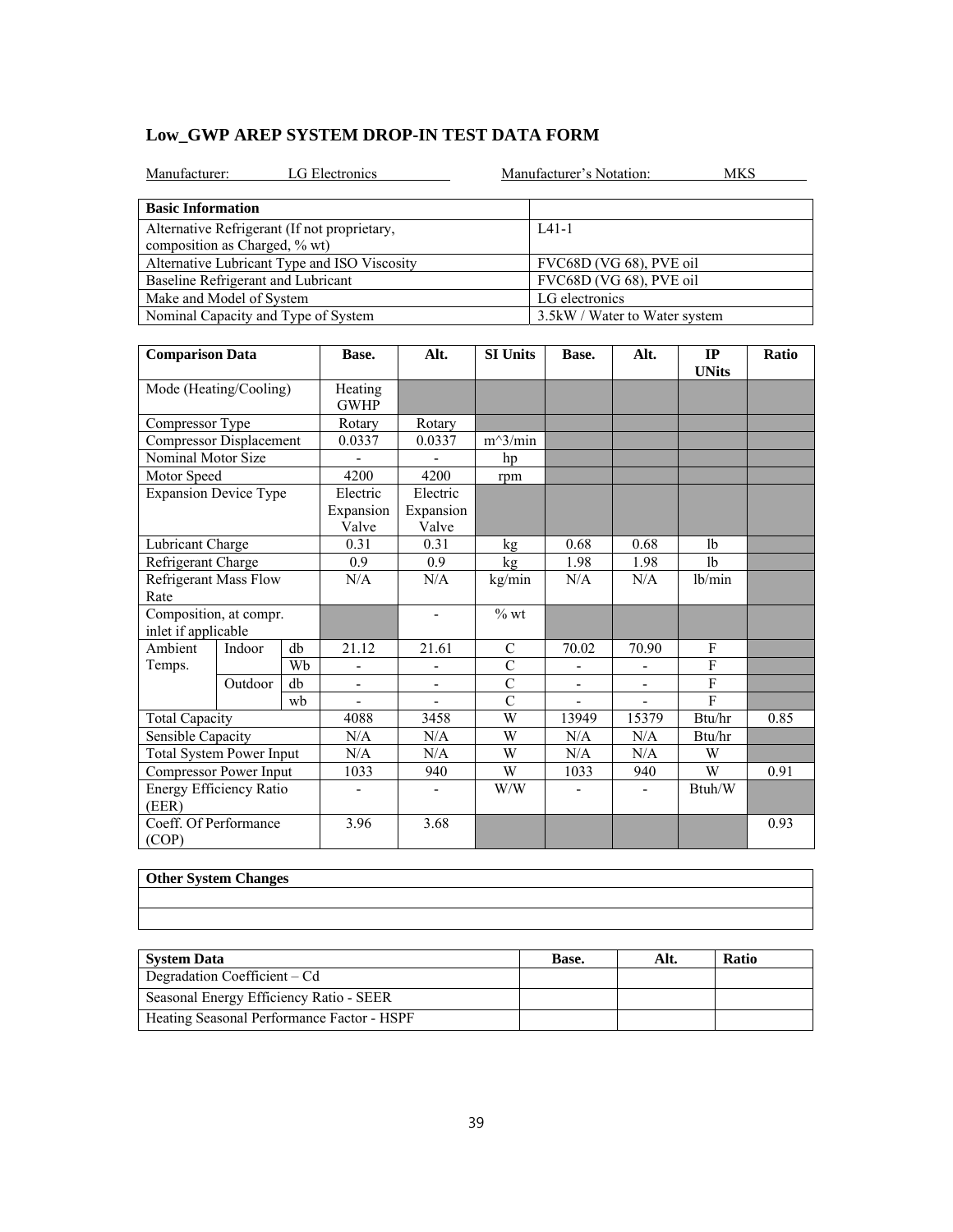## Low_GWP AREP SYSTEM DROP-IN TEST DATA FORM

Manufacturer: LG Electronics Manufacturer's Notation: MKS

| Basic Information | |
|---|---|
| Alternative Refrigerant (If not proprietary, composition as Charged, % wt) | L41-1 |
| Alternative Lubricant Type and ISO Viscosity | FVC68D (VG 68), PVE oil |
| Baseline Refrigerant and Lubricant | FVC68D (VG 68), PVE oil |
| Make and Model of System | LG electronics |
| Nominal Capacity and Type of System | 3.5kW / Water to Water system |

| Comparison Data | | | Base. | Alt. | SI Units | Base. | Alt. | IP UNits | Ratio |
|---|---|---|---|---|---|---|---|---|---|
| Mode (Heating/Cooling) | | | Heating GWHP | | | | | | |
| Compressor Type | | | Rotary | Rotary | | | | | |
| Compressor Displacement | | | 0.0337 | 0.0337 | m^3/min | | | | |
| Nominal Motor Size | | | - | - | hp | | | | |
| Motor Speed | | | 4200 | 4200 | rpm | | | | |
| Expansion Device Type | | | Electric Expansion Valve | Electric Expansion Valve | | | | | |
| Lubricant Charge | | | 0.31 | 0.31 | kg | 0.68 | 0.68 | lb | |
| Refrigerant Charge | | | 0.9 | 0.9 | kg | 1.98 | 1.98 | lb | |
| Refrigerant Mass Flow Rate | | | N/A | N/A | kg/min | N/A | N/A | lb/min | |
| Composition, at compr. inlet if applicable | | | | - | % wt | | | | |
| Ambient Temps. | Indoor | db | 21.12 | 21.61 | C | 70.02 | 70.90 | F | |
| | | Wb | - | - | C | - | - | F | |
| | Outdoor | db | - | - | C | - | - | F | |
| | | wb | - | - | C | - | - | F | |
| Total Capacity | | | 4088 | 3458 | W | 13949 | 15379 | Btu/hr | 0.85 |
| Sensible Capacity | | | N/A | N/A | W | N/A | N/A | Btu/hr | |
| Total System Power Input | | | N/A | N/A | W | N/A | N/A | W | |
| Compressor Power Input | | | 1033 | 940 | W | 1033 | 940 | W | 0.91 |
| Energy Efficiency Ratio (EER) | | | - | - | W/W | - | - | Btuh/W | |
| Coeff. Of Performance (COP) | | | 3.96 | 3.68 | | | | | 0.93 |

| Other System Changes |
|---|
| |
| |

| System Data | Base. | Alt. | Ratio |
|---|---|---|---|
| Degradation Coefficient – Cd | | | |
| Seasonal Energy Efficiency Ratio - SEER | | | |
| Heating Seasonal Performance Factor - HSPF | | | |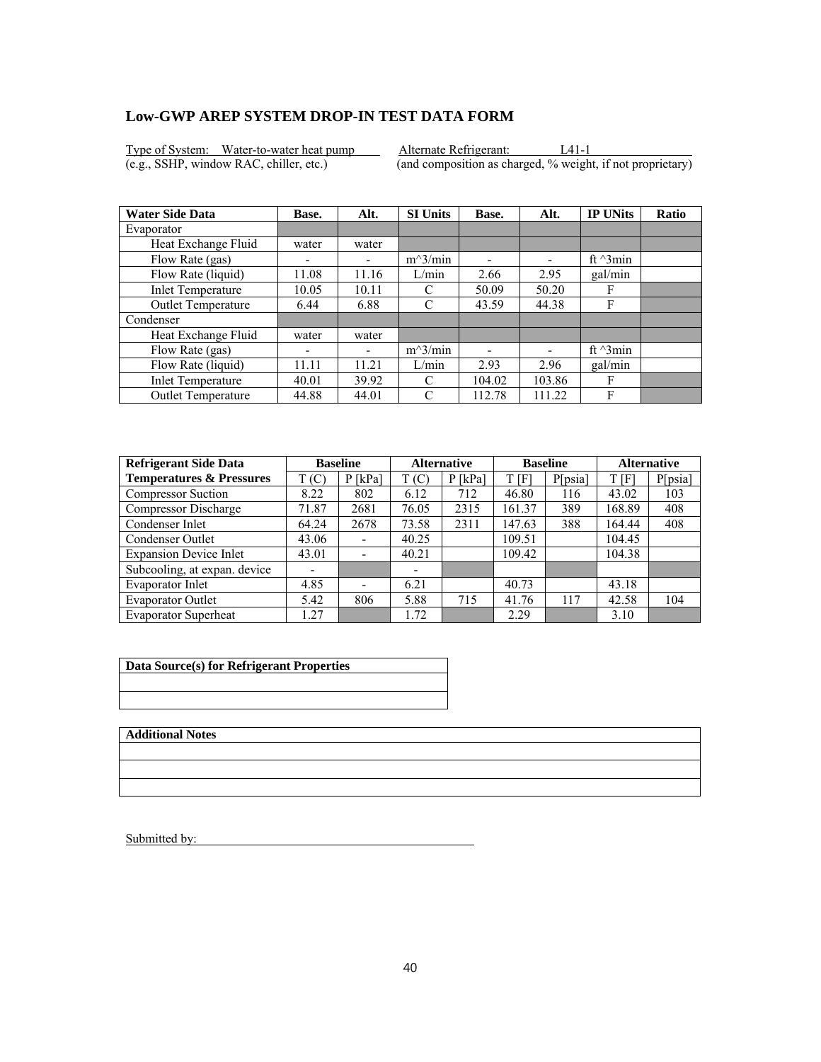## Low-GWP AREP SYSTEM DROP-IN TEST DATA FORM

Type of System: Water-to-water heat pump  
(e.g., SSHP, window RAC, chiller, etc.)

Alternate Refrigerant: L41-1  
(and composition as charged, % weight, if not proprietary)

| Water Side Data | Base. | Alt. | SI Units | Base. | Alt. | IP UNits | Ratio |
|---|---|---|---|---|---|---|---|
| Evaporator | | | | | | | |
| Heat Exchange Fluid | water | water | | | | | |
| Flow Rate (gas) | - | - | m^3/min | - | - | ft ^3min | |
| Flow Rate (liquid) | 11.08 | 11.16 | L/min | 2.66 | 2.95 | gal/min | |
| Inlet Temperature | 10.05 | 10.11 | C | 50.09 | 50.20 | F | |
| Outlet Temperature | 6.44 | 6.88 | C | 43.59 | 44.38 | F | |
| Condenser | | | | | | | |
| Heat Exchange Fluid | water | water | | | | | |
| Flow Rate (gas) | - | - | m^3/min | - | - | ft ^3min | |
| Flow Rate (liquid) | 11.11 | 11.21 | L/min | 2.93 | 2.96 | gal/min | |
| Inlet Temperature | 40.01 | 39.92 | C | 104.02 | 103.86 | F | |
| Outlet Temperature | 44.88 | 44.01 | C | 112.78 | 111.22 | F | |

| Refrigerant Side Data | Baseline | | Alternative | | Baseline | | Alternative | |
|---|---|---|---|---|---|---|---|---|
| Temperatures & Pressures | T (C) | P [kPa] | T (C) | P [kPa] | T [F] | P[psia] | T [F] | P[psia] |
| Compressor Suction | 8.22 | 802 | 6.12 | 712 | 46.80 | 116 | 43.02 | 103 |
| Compressor Discharge | 71.87 | 2681 | 76.05 | 2315 | 161.37 | 389 | 168.89 | 408 |
| Condenser Inlet | 64.24 | 2678 | 73.58 | 2311 | 147.63 | 388 | 164.44 | 408 |
| Condenser Outlet | 43.06 | - | 40.25 | | 109.51 | | 104.45 | |
| Expansion Device Inlet | 43.01 | - | 40.21 | | 109.42 | | 104.38 | |
| Subcooling, at expan. device | - | | - | | | | | |
| Evaporator Inlet | 4.85 | - | 6.21 | | 40.73 | | 43.18 | |
| Evaporator Outlet | 5.42 | 806 | 5.88 | 715 | 41.76 | 117 | 42.58 | 104 |
| Evaporator Superheat | 1.27 | | 1.72 | | 2.29 | | 3.10 | |

| Data Source(s) for Refrigerant Properties |
|---|
| |
| |

| Additional Notes |
|---|
| |
| |
| |

Submitted by: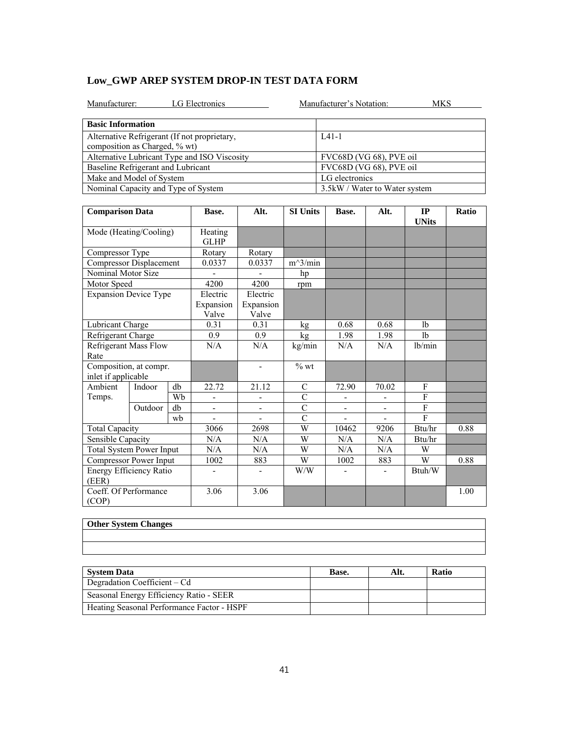## Low_GWP AREP SYSTEM DROP-IN TEST DATA FORM

Manufacturer: LG Electronics    Manufacturer's Notation: MKS

| Basic Information | |
|---|---|
| Alternative Refrigerant (If not proprietary, composition as Charged, % wt) | L41-1 |
| Alternative Lubricant Type and ISO Viscosity | FVC68D (VG 68), PVE oil |
| Baseline Refrigerant and Lubricant | FVC68D (VG 68), PVE oil |
| Make and Model of System | LG electronics |
| Nominal Capacity and Type of System | 3.5kW / Water to Water system |

| Comparison Data | | | Base. | Alt. | SI Units | Base. | Alt. | IP UNits | Ratio |
|---|---|---|---|---|---|---|---|---|---|
| Mode (Heating/Cooling) | | | Heating GLHP | | | | | | |
| Compressor Type | | | Rotary | Rotary | | | | | |
| Compressor Displacement | | | 0.0337 | 0.0337 | m^3/min | | | | |
| Nominal Motor Size | | | - | - | hp | | | | |
| Motor Speed | | | 4200 | 4200 | rpm | | | | |
| Expansion Device Type | | | Electric Expansion Valve | Electric Expansion Valve | | | | | |
| Lubricant Charge | | | 0.31 | 0.31 | kg | 0.68 | 0.68 | lb | |
| Refrigerant Charge | | | 0.9 | 0.9 | kg | 1.98 | 1.98 | lb | |
| Refrigerant Mass Flow Rate | | | N/A | N/A | kg/min | N/A | N/A | lb/min | |
| Composition, at compr. inlet if applicable | | | | - | % wt | | | | |
| Ambient Temps. | Indoor | db | 22.72 | 21.12 | C | 72.90 | 70.02 | F | |
| | | Wb | - | - | C | - | - | F | |
| | Outdoor | db | - | - | C | - | - | F | |
| | | wb | - | - | C | - | - | F | |
| Total Capacity | | | 3066 | 2698 | W | 10462 | 9206 | Btu/hr | 0.88 |
| Sensible Capacity | | | N/A | N/A | W | N/A | N/A | Btu/hr | |
| Total System Power Input | | | N/A | N/A | W | N/A | N/A | W | |
| Compressor Power Input | | | 1002 | 883 | W | 1002 | 883 | W | 0.88 |
| Energy Efficiency Ratio (EER) | | | - | - | W/W | - | - | Btuh/W | |
| Coeff. Of Performance (COP) | | | 3.06 | 3.06 | | | | | 1.00 |

| Other System Changes |
|---|
| |
| |

| System Data | Base. | Alt. | Ratio |
|---|---|---|---|
| Degradation Coefficient – Cd | | | |
| Seasonal Energy Efficiency Ratio - SEER | | | |
| Heating Seasonal Performance Factor - HSPF | | | |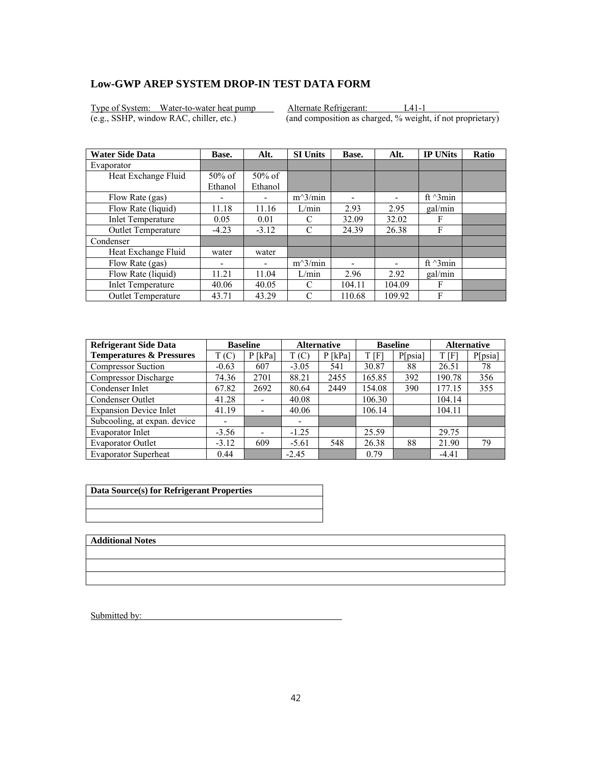## Low-GWP AREP SYSTEM DROP-IN TEST DATA FORM

Type of System: Water-to-water heat pump (e.g., SSHP, window RAC, chiller, etc.)

Alternate Refrigerant: L41-1 (and composition as charged, % weight, if not proprietary)

| Water Side Data | Base. | Alt. | SI Units | Base. | Alt. | IP UNits | Ratio |
|---|---|---|---|---|---|---|---|
| Evaporator | | | | | | | |
| Heat Exchange Fluid | 50% of Ethanol | 50% of Ethanol | | | | | |
| Flow Rate (gas) | - | - | m^3/min | - | - | ft ^3min | |
| Flow Rate (liquid) | 11.18 | 11.16 | L/min | 2.93 | 2.95 | gal/min | |
| Inlet Temperature | 0.05 | 0.01 | C | 32.09 | 32.02 | F | |
| Outlet Temperature | -4.23 | -3.12 | C | 24.39 | 26.38 | F | |
| Condenser | | | | | | | |
| Heat Exchange Fluid | water | water | | | | | |
| Flow Rate (gas) | - | - | m^3/min | - | - | ft ^3min | |
| Flow Rate (liquid) | 11.21 | 11.04 | L/min | 2.96 | 2.92 | gal/min | |
| Inlet Temperature | 40.06 | 40.05 | C | 104.11 | 104.09 | F | |
| Outlet Temperature | 43.71 | 43.29 | C | 110.68 | 109.92 | F | |

| Refrigerant Side Data | Baseline | | Alternative | | Baseline | | Alternative | |
|---|---|---|---|---|---|---|---|---|
| Temperatures & Pressures | T (C) | P [kPa] | T (C) | P [kPa] | T [F] | P[psia] | T [F] | P[psia] |
| Compressor Suction | -0.63 | 607 | -3.05 | 541 | 30.87 | 88 | 26.51 | 78 |
| Compressor Discharge | 74.36 | 2701 | 88.21 | 2455 | 165.85 | 392 | 190.78 | 356 |
| Condenser Inlet | 67.82 | 2692 | 80.64 | 2449 | 154.08 | 390 | 177.15 | 355 |
| Condenser Outlet | 41.28 | - | 40.08 | | 106.30 | | 104.14 | |
| Expansion Device Inlet | 41.19 | - | 40.06 | | 106.14 | | 104.11 | |
| Subcooling, at expan. device | - | | - | | | | | |
| Evaporator Inlet | -3.56 | - | -1.25 | | 25.59 | | 29.75 | |
| Evaporator Outlet | -3.12 | 609 | -5.61 | 548 | 26.38 | 88 | 21.90 | 79 |
| Evaporator Superheat | 0.44 | | -2.45 | | 0.79 | | -4.41 | |

| Data Source(s) for Refrigerant Properties |
|---|
| |
| |

| Additional Notes |
|---|
| |
| |
| |

Submitted by: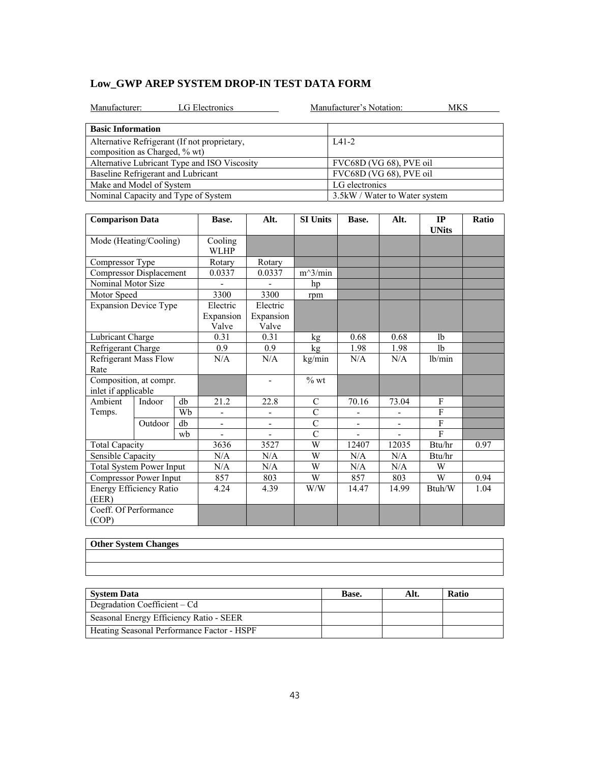## Low_GWP AREP SYSTEM DROP-IN TEST DATA FORM

Manufacturer: LG Electronics　　　　Manufacturer's Notation: MKS

| Basic Information | |
|---|---|
| Alternative Refrigerant (If not proprietary, composition as Charged, % wt) | L41-2 |
| Alternative Lubricant Type and ISO Viscosity | FVC68D (VG 68), PVE oil |
| Baseline Refrigerant and Lubricant | FVC68D (VG 68), PVE oil |
| Make and Model of System | LG electronics |
| Nominal Capacity and Type of System | 3.5kW / Water to Water system |

| Comparison Data | | | Base. | Alt. | SI Units | Base. | Alt. | IP UNits | Ratio |
|---|---|---|---|---|---|---|---|---|---|
| Mode (Heating/Cooling) | | | Cooling WLHP | | | | | | |
| Compressor Type | | | Rotary | Rotary | | | | | |
| Compressor Displacement | | | 0.0337 | 0.0337 | m^3/min | | | | |
| Nominal Motor Size | | | - | - | hp | | | | |
| Motor Speed | | | 3300 | 3300 | rpm | | | | |
| Expansion Device Type | | | Electric Expansion Valve | Electric Expansion Valve | | | | | |
| Lubricant Charge | | | 0.31 | 0.31 | kg | 0.68 | 0.68 | lb | |
| Refrigerant Charge | | | 0.9 | 0.9 | kg | 1.98 | 1.98 | lb | |
| Refrigerant Mass Flow Rate | | | N/A | N/A | kg/min | N/A | N/A | lb/min | |
| Composition, at compr. inlet if applicable | | | | - | % wt | | | | |
| Ambient Temps. | Indoor | db | 21.2 | 22.8 | C | 70.16 | 73.04 | F | |
| | | Wb | - | - | C | - | - | F | |
| | Outdoor | db | - | - | C | - | - | F | |
| | | wb | - | - | C | - | - | F | |
| Total Capacity | | | 3636 | 3527 | W | 12407 | 12035 | Btu/hr | 0.97 |
| Sensible Capacity | | | N/A | N/A | W | N/A | N/A | Btu/hr | |
| Total System Power Input | | | N/A | N/A | W | N/A | N/A | W | |
| Compressor Power Input | | | 857 | 803 | W | 857 | 803 | W | 0.94 |
| Energy Efficiency Ratio (EER) | | | 4.24 | 4.39 | W/W | 14.47 | 14.99 | Btuh/W | 1.04 |
| Coeff. Of Performance (COP) | | | | | | | | | |

| Other System Changes |
|---|
| |
| |

| System Data | Base. | Alt. | Ratio |
|---|---|---|---|
| Degradation Coefficient – Cd | | | |
| Seasonal Energy Efficiency Ratio - SEER | | | |
| Heating Seasonal Performance Factor - HSPF | | | |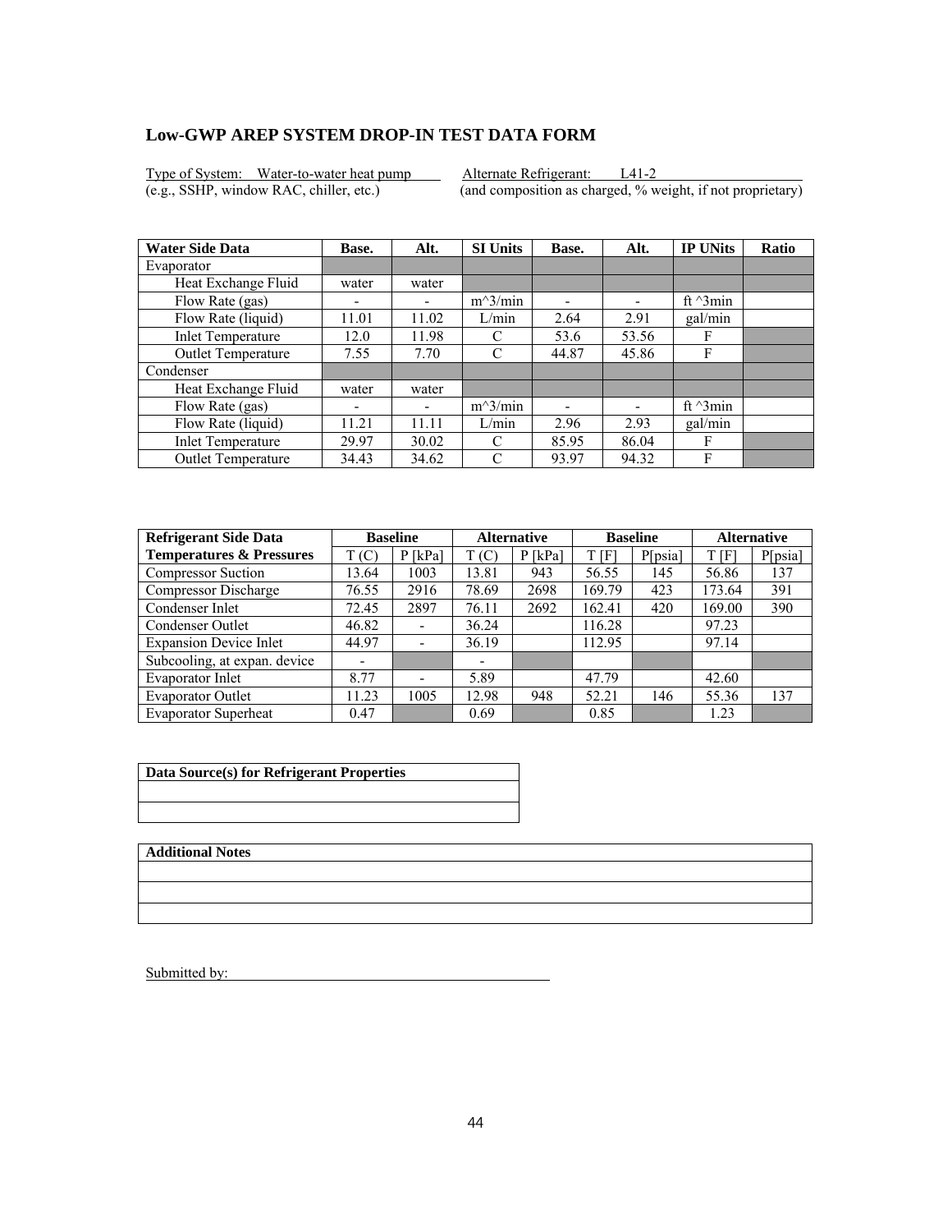## Low-GWP AREP SYSTEM DROP-IN TEST DATA FORM

Type of System: Water-to-water heat pump (e.g., SSHP, window RAC, chiller, etc.)

Alternate Refrigerant: L41-2 (and composition as charged, % weight, if not proprietary)

| Water Side Data | Base. | Alt. | SI Units | Base. | Alt. | IP UNits | Ratio |
|---|---|---|---|---|---|---|---|
| Evaporator | | | | | | | |
| Heat Exchange Fluid | water | water | | | | | |
| Flow Rate (gas) | - | - | m^3/min | - | - | ft ^3min | |
| Flow Rate (liquid) | 11.01 | 11.02 | L/min | 2.64 | 2.91 | gal/min | |
| Inlet Temperature | 12.0 | 11.98 | C | 53.6 | 53.56 | F | |
| Outlet Temperature | 7.55 | 7.70 | C | 44.87 | 45.86 | F | |
| Condenser | | | | | | | |
| Heat Exchange Fluid | water | water | | | | | |
| Flow Rate (gas) | - | - | m^3/min | - | - | ft ^3min | |
| Flow Rate (liquid) | 11.21 | 11.11 | L/min | 2.96 | 2.93 | gal/min | |
| Inlet Temperature | 29.97 | 30.02 | C | 85.95 | 86.04 | F | |
| Outlet Temperature | 34.43 | 34.62 | C | 93.97 | 94.32 | F | |

| Refrigerant Side Data | Baseline | | Alternative | | Baseline | | Alternative | |
|---|---|---|---|---|---|---|---|---|
| Temperatures & Pressures | T (C) | P [kPa] | T (C) | P [kPa] | T [F] | P[psia] | T [F] | P[psia] |
| Compressor Suction | 13.64 | 1003 | 13.81 | 943 | 56.55 | 145 | 56.86 | 137 |
| Compressor Discharge | 76.55 | 2916 | 78.69 | 2698 | 169.79 | 423 | 173.64 | 391 |
| Condenser Inlet | 72.45 | 2897 | 76.11 | 2692 | 162.41 | 420 | 169.00 | 390 |
| Condenser Outlet | 46.82 | - | 36.24 | | 116.28 | | 97.23 | |
| Expansion Device Inlet | 44.97 | - | 36.19 | | 112.95 | | 97.14 | |
| Subcooling, at expan. device | - | | - | | | | | |
| Evaporator Inlet | 8.77 | - | 5.89 | | 47.79 | | 42.60 | |
| Evaporator Outlet | 11.23 | 1005 | 12.98 | 948 | 52.21 | 146 | 55.36 | 137 |
| Evaporator Superheat | 0.47 | | 0.69 | | 0.85 | | 1.23 | |

| Data Source(s) for Refrigerant Properties |
|---|
| |
| |

| Additional Notes |
|---|
| |
| |
| |

Submitted by: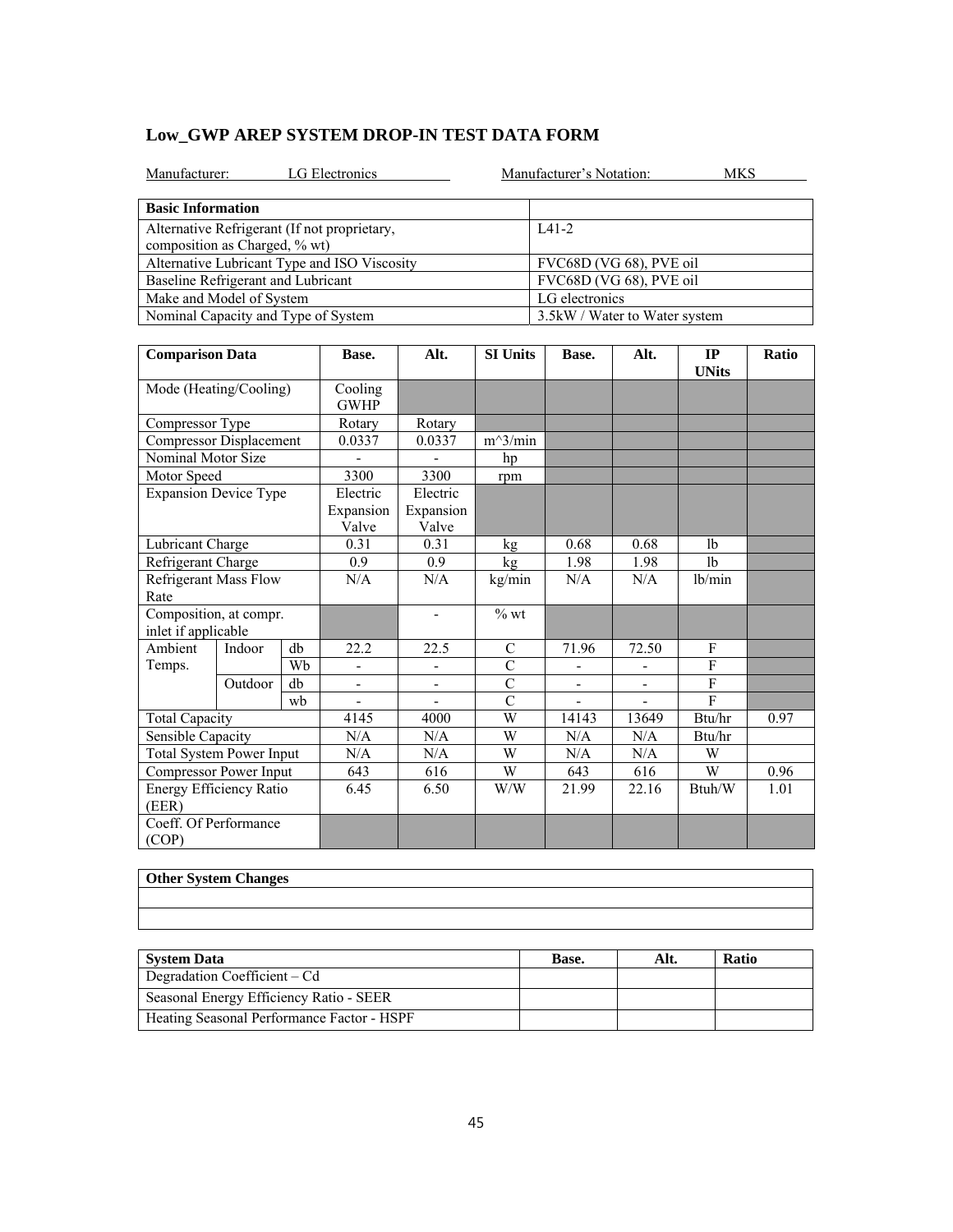## Low_GWP AREP SYSTEM DROP-IN TEST DATA FORM

Manufacturer: LG Electronics  Manufacturer's Notation: MKS

| Basic Information | |
|---|---|
| Alternative Refrigerant (If not proprietary, composition as Charged, % wt) | L41-2 |
| Alternative Lubricant Type and ISO Viscosity | FVC68D (VG 68), PVE oil |
| Baseline Refrigerant and Lubricant | FVC68D (VG 68), PVE oil |
| Make and Model of System | LG electronics |
| Nominal Capacity and Type of System | 3.5kW / Water to Water system |

| Comparison Data | | | Base. | Alt. | SI Units | Base. | Alt. | IP UNits | Ratio |
|---|---|---|---|---|---|---|---|---|---|
| Mode (Heating/Cooling) | | | Cooling GWHP | | | | | | |
| Compressor Type | | | Rotary | Rotary | | | | | |
| Compressor Displacement | | | 0.0337 | 0.0337 | m^3/min | | | | |
| Nominal Motor Size | | | - | - | hp | | | | |
| Motor Speed | | | 3300 | 3300 | rpm | | | | |
| Expansion Device Type | | | Electric Expansion Valve | Electric Expansion Valve | | | | | |
| Lubricant Charge | | | 0.31 | 0.31 | kg | 0.68 | 0.68 | lb | |
| Refrigerant Charge | | | 0.9 | 0.9 | kg | 1.98 | 1.98 | lb | |
| Refrigerant Mass Flow Rate | | | N/A | N/A | kg/min | N/A | N/A | lb/min | |
| Composition, at compr. inlet if applicable | | | | - | % wt | | | | |
| Ambient Temps. | Indoor | db | 22.2 | 22.5 | C | 71.96 | 72.50 | F | |
| | | Wb | - | - | C | - | - | F | |
| | Outdoor | db | - | - | C | - | - | F | |
| | | wb | - | - | C | - | - | F | |
| Total Capacity | | | 4145 | 4000 | W | 14143 | 13649 | Btu/hr | 0.97 |
| Sensible Capacity | | | N/A | N/A | W | N/A | N/A | Btu/hr | |
| Total System Power Input | | | N/A | N/A | W | N/A | N/A | W | |
| Compressor Power Input | | | 643 | 616 | W | 643 | 616 | W | 0.96 |
| Energy Efficiency Ratio (EER) | | | 6.45 | 6.50 | W/W | 21.99 | 22.16 | Btuh/W | 1.01 |
| Coeff. Of Performance (COP) | | | | | | | | | |

| Other System Changes |
|---|
| |
| |

| System Data | Base. | Alt. | Ratio |
|---|---|---|---|
| Degradation Coefficient – Cd | | | |
| Seasonal Energy Efficiency Ratio - SEER | | | |
| Heating Seasonal Performance Factor - HSPF | | | |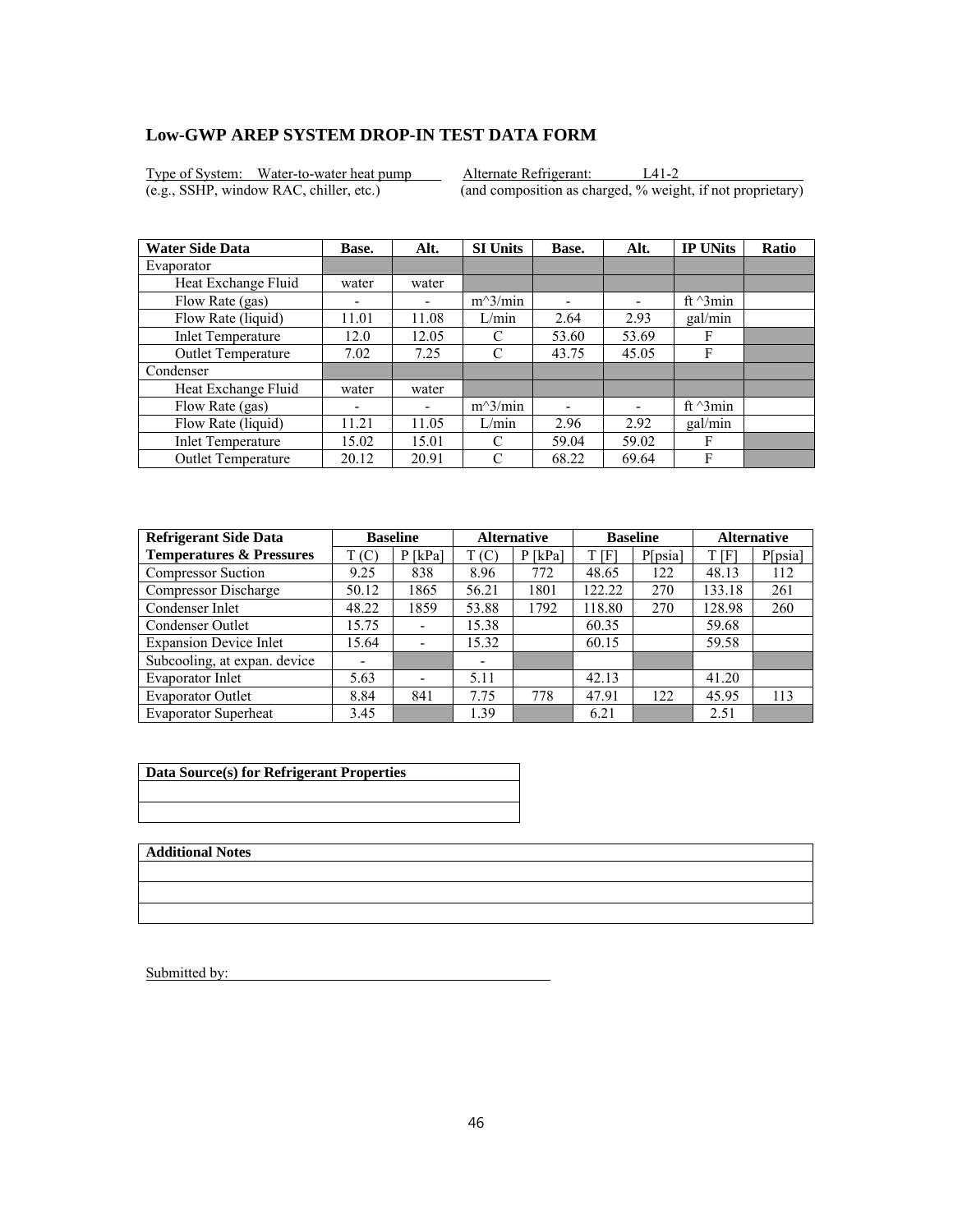## Low-GWP AREP SYSTEM DROP-IN TEST DATA FORM

Type of System: Water-to-water heat pump (e.g., SSHP, window RAC, chiller, etc.)

Alternate Refrigerant: L41-2 (and composition as charged, % weight, if not proprietary)

| Water Side Data | Base. | Alt. | SI Units | Base. | Alt. | IP UNits | Ratio |
|---|---|---|---|---|---|---|---|
| Evaporator | | | | | | | |
| Heat Exchange Fluid | water | water | | | | | |
| Flow Rate (gas) | - | - | m^3/min | - | - | ft ^3min | |
| Flow Rate (liquid) | 11.01 | 11.08 | L/min | 2.64 | 2.93 | gal/min | |
| Inlet Temperature | 12.0 | 12.05 | C | 53.60 | 53.69 | F | |
| Outlet Temperature | 7.02 | 7.25 | C | 43.75 | 45.05 | F | |
| Condenser | | | | | | | |
| Heat Exchange Fluid | water | water | | | | | |
| Flow Rate (gas) | - | - | m^3/min | - | - | ft ^3min | |
| Flow Rate (liquid) | 11.21 | 11.05 | L/min | 2.96 | 2.92 | gal/min | |
| Inlet Temperature | 15.02 | 15.01 | C | 59.04 | 59.02 | F | |
| Outlet Temperature | 20.12 | 20.91 | C | 68.22 | 69.64 | F | |

| Refrigerant Side Data | Baseline | | Alternative | | Baseline | | Alternative | |
|---|---|---|---|---|---|---|---|---|
| Temperatures & Pressures | T (C) | P [kPa] | T (C) | P [kPa] | T [F] | P[psia] | T [F] | P[psia] |
| Compressor Suction | 9.25 | 838 | 8.96 | 772 | 48.65 | 122 | 48.13 | 112 |
| Compressor Discharge | 50.12 | 1865 | 56.21 | 1801 | 122.22 | 270 | 133.18 | 261 |
| Condenser Inlet | 48.22 | 1859 | 53.88 | 1792 | 118.80 | 270 | 128.98 | 260 |
| Condenser Outlet | 15.75 | - | 15.38 | | 60.35 | | 59.68 | |
| Expansion Device Inlet | 15.64 | - | 15.32 | | 60.15 | | 59.58 | |
| Subcooling, at expan. device | - | | - | | | | | |
| Evaporator Inlet | 5.63 | - | 5.11 | | 42.13 | | 41.20 | |
| Evaporator Outlet | 8.84 | 841 | 7.75 | 778 | 47.91 | 122 | 45.95 | 113 |
| Evaporator Superheat | 3.45 | | 1.39 | | 6.21 | | 2.51 | |

| Data Source(s) for Refrigerant Properties |
|---|
| |
| |

| Additional Notes |
|---|
| |
| |
| |

Submitted by: \_\_\_\_\_\_\_\_\_\_\_\_\_\_\_\_\_\_\_\_\_\_\_\_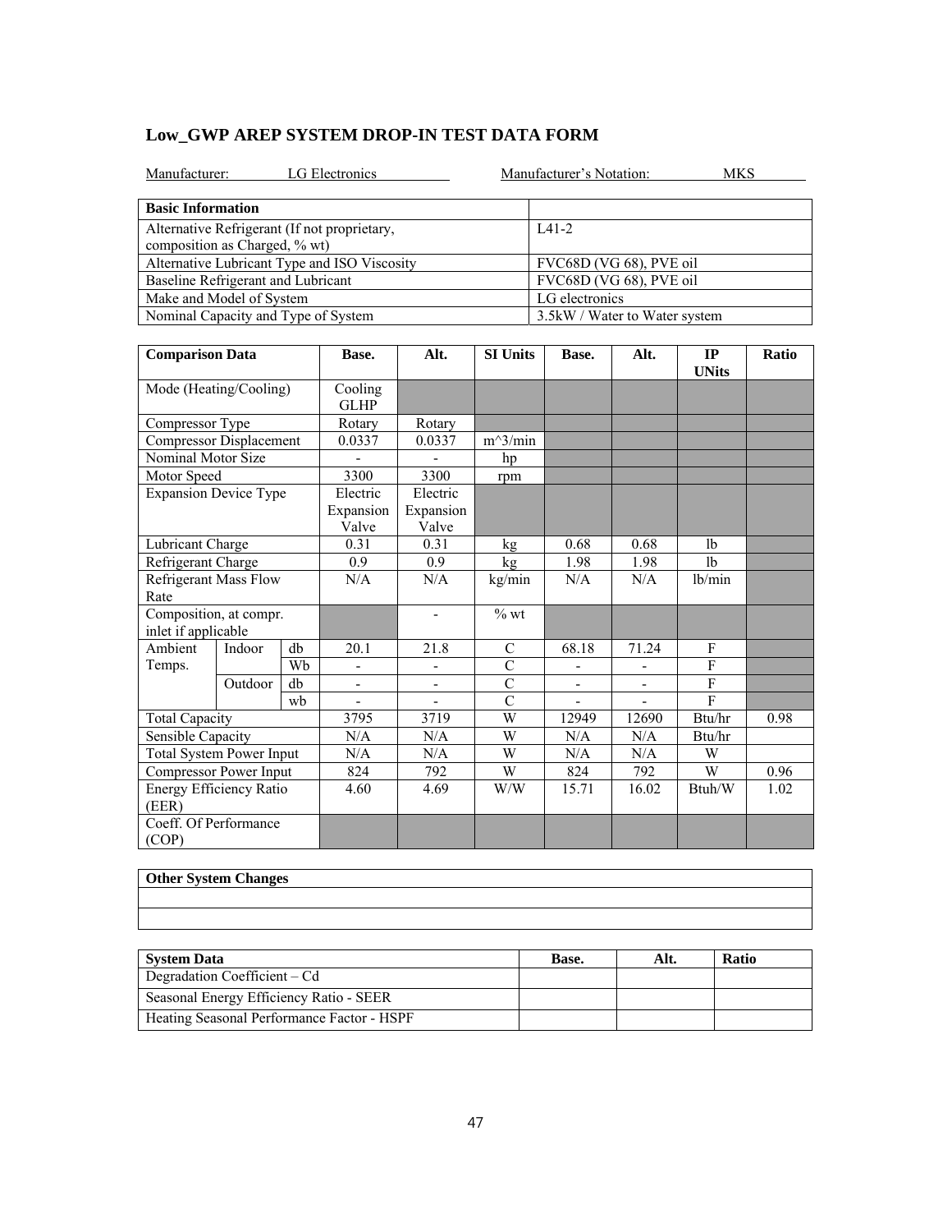## Low_GWP AREP SYSTEM DROP-IN TEST DATA FORM

Manufacturer: LG Electronics　　　　Manufacturer's Notation: MKS

| Basic Information | |
|---|---|
| Alternative Refrigerant (If not proprietary, composition as Charged, % wt) | L41-2 |
| Alternative Lubricant Type and ISO Viscosity | FVC68D (VG 68), PVE oil |
| Baseline Refrigerant and Lubricant | FVC68D (VG 68), PVE oil |
| Make and Model of System | LG electronics |
| Nominal Capacity and Type of System | 3.5kW / Water to Water system |

| Comparison Data | | | Base. | Alt. | SI Units | Base. | Alt. | IP UNits | Ratio |
|---|---|---|---|---|---|---|---|---|---|
| Mode (Heating/Cooling) | | | Cooling GLHP | | | | | | |
| Compressor Type | | | Rotary | Rotary | | | | | |
| Compressor Displacement | | | 0.0337 | 0.0337 | m^3/min | | | | |
| Nominal Motor Size | | | - | - | hp | | | | |
| Motor Speed | | | 3300 | 3300 | rpm | | | | |
| Expansion Device Type | | | Electric Expansion Valve | Electric Expansion Valve | | | | | |
| Lubricant Charge | | | 0.31 | 0.31 | kg | 0.68 | 0.68 | lb | |
| Refrigerant Charge | | | 0.9 | 0.9 | kg | 1.98 | 1.98 | lb | |
| Refrigerant Mass Flow Rate | | | N/A | N/A | kg/min | N/A | N/A | lb/min | |
| Composition, at compr. inlet if applicable | | | | - | % wt | | | | |
| Ambient Temps. | Indoor | db | 20.1 | 21.8 | C | 68.18 | 71.24 | F | |
| | | Wb | - | - | C | - | - | F | |
| | Outdoor | db | - | - | C | - | - | F | |
| | | wb | - | - | C | - | - | F | |
| Total Capacity | | | 3795 | 3719 | W | 12949 | 12690 | Btu/hr | 0.98 |
| Sensible Capacity | | | N/A | N/A | W | N/A | N/A | Btu/hr | |
| Total System Power Input | | | N/A | N/A | W | N/A | N/A | W | |
| Compressor Power Input | | | 824 | 792 | W | 824 | 792 | W | 0.96 |
| Energy Efficiency Ratio (EER) | | | 4.60 | 4.69 | W/W | 15.71 | 16.02 | Btuh/W | 1.02 |
| Coeff. Of Performance (COP) | | | | | | | | | |

| Other System Changes |
|---|
| |
| |

| System Data | Base. | Alt. | Ratio |
|---|---|---|---|
| Degradation Coefficient – Cd | | | |
| Seasonal Energy Efficiency Ratio - SEER | | | |
| Heating Seasonal Performance Factor - HSPF | | | |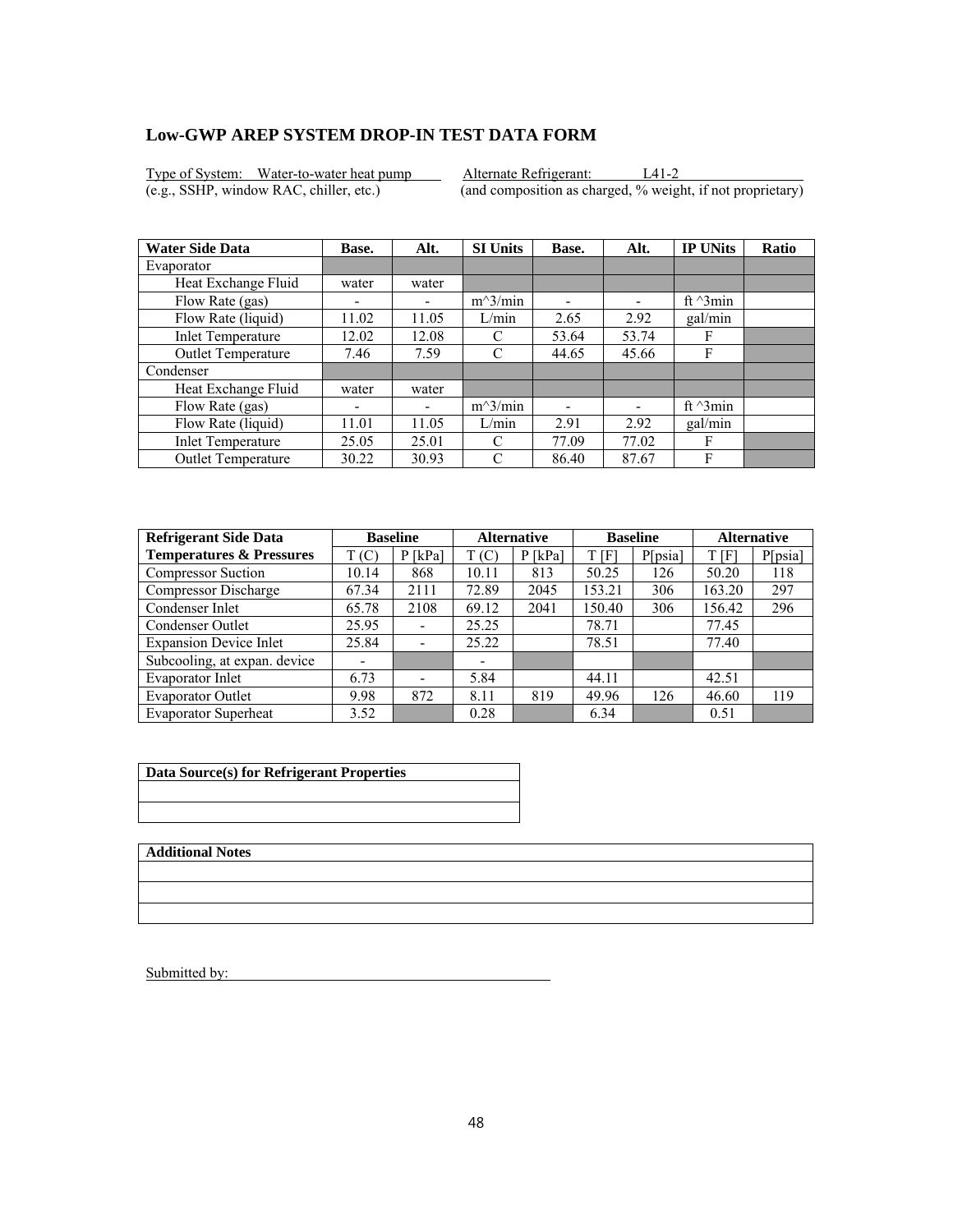## Low-GWP AREP SYSTEM DROP-IN TEST DATA FORM

Type of System: Water-to-water heat pump
(e.g., SSHP, window RAC, chiller, etc.)

Alternate Refrigerant: L41-2
(and composition as charged, % weight, if not proprietary)

| Water Side Data | Base. | Alt. | SI Units | Base. | Alt. | IP UNits | Ratio |
|---|---|---|---|---|---|---|---|
| Evaporator | | | | | | | |
| Heat Exchange Fluid | water | water | | | | | |
| Flow Rate (gas) | - | - | m^3/min | - | - | ft ^3min | |
| Flow Rate (liquid) | 11.02 | 11.05 | L/min | 2.65 | 2.92 | gal/min | |
| Inlet Temperature | 12.02 | 12.08 | C | 53.64 | 53.74 | F | |
| Outlet Temperature | 7.46 | 7.59 | C | 44.65 | 45.66 | F | |
| Condenser | | | | | | | |
| Heat Exchange Fluid | water | water | | | | | |
| Flow Rate (gas) | - | - | m^3/min | - | - | ft ^3min | |
| Flow Rate (liquid) | 11.01 | 11.05 | L/min | 2.91 | 2.92 | gal/min | |
| Inlet Temperature | 25.05 | 25.01 | C | 77.09 | 77.02 | F | |
| Outlet Temperature | 30.22 | 30.93 | C | 86.40 | 87.67 | F | |

| Refrigerant Side Data | Baseline | | Alternative | | Baseline | | Alternative | |
|---|---|---|---|---|---|---|---|---|
| Temperatures & Pressures | T (C) | P [kPa] | T (C) | P [kPa] | T [F] | P[psia] | T [F] | P[psia] |
| Compressor Suction | 10.14 | 868 | 10.11 | 813 | 50.25 | 126 | 50.20 | 118 |
| Compressor Discharge | 67.34 | 2111 | 72.89 | 2045 | 153.21 | 306 | 163.20 | 297 |
| Condenser Inlet | 65.78 | 2108 | 69.12 | 2041 | 150.40 | 306 | 156.42 | 296 |
| Condenser Outlet | 25.95 | - | 25.25 | | 78.71 | | 77.45 | |
| Expansion Device Inlet | 25.84 | - | 25.22 | | 78.51 | | 77.40 | |
| Subcooling, at expan. device | - | | - | | | | | |
| Evaporator Inlet | 6.73 | - | 5.84 | | 44.11 | | 42.51 | |
| Evaporator Outlet | 9.98 | 872 | 8.11 | 819 | 49.96 | 126 | 46.60 | 119 |
| Evaporator Superheat | 3.52 | | 0.28 | | 6.34 | | 0.51 | |

| Data Source(s) for Refrigerant Properties |
|---|
| |
| |

| Additional Notes |
|---|
| |
| |
| |

Submitted by: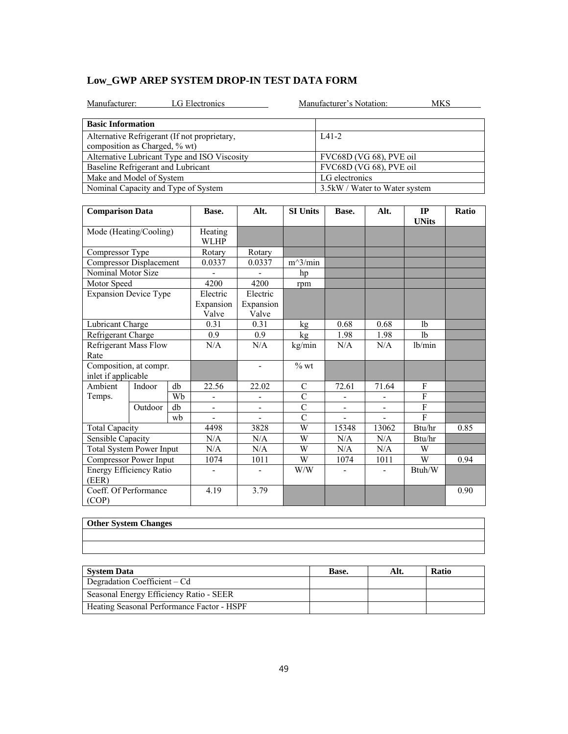## Low_GWP AREP SYSTEM DROP-IN TEST DATA FORM

Manufacturer: LG Electronics Manufacturer's Notation: MKS

| Basic Information | |
|---|---|
| Alternative Refrigerant (If not proprietary, composition as Charged, % wt) | L41-2 |
| Alternative Lubricant Type and ISO Viscosity | FVC68D (VG 68), PVE oil |
| Baseline Refrigerant and Lubricant | FVC68D (VG 68), PVE oil |
| Make and Model of System | LG electronics |
| Nominal Capacity and Type of System | 3.5kW / Water to Water system |

| Comparison Data | | | Base. | Alt. | SI Units | Base. | Alt. | IP UNits | Ratio |
|---|---|---|---|---|---|---|---|---|---|
| Mode (Heating/Cooling) | | | Heating WLHP | | | | | | |
| Compressor Type | | | Rotary | Rotary | | | | | |
| Compressor Displacement | | | 0.0337 | 0.0337 | m^3/min | | | | |
| Nominal Motor Size | | | - | - | hp | | | | |
| Motor Speed | | | 4200 | 4200 | rpm | | | | |
| Expansion Device Type | | | Electric Expansion Valve | Electric Expansion Valve | | | | | |
| Lubricant Charge | | | 0.31 | 0.31 | kg | 0.68 | 0.68 | lb | |
| Refrigerant Charge | | | 0.9 | 0.9 | kg | 1.98 | 1.98 | lb | |
| Refrigerant Mass Flow Rate | | | N/A | N/A | kg/min | N/A | N/A | lb/min | |
| Composition, at compr. inlet if applicable | | | | - | % wt | | | | |
| Ambient Temps. | Indoor | db | 22.56 | 22.02 | C | 72.61 | 71.64 | F | |
| | | Wb | - | - | C | - | - | F | |
| | Outdoor | db | - | - | C | - | - | F | |
| | | wb | - | - | C | - | - | F | |
| Total Capacity | | | 4498 | 3828 | W | 15348 | 13062 | Btu/hr | 0.85 |
| Sensible Capacity | | | N/A | N/A | W | N/A | N/A | Btu/hr | |
| Total System Power Input | | | N/A | N/A | W | N/A | N/A | W | |
| Compressor Power Input | | | 1074 | 1011 | W | 1074 | 1011 | W | 0.94 |
| Energy Efficiency Ratio (EER) | | | - | - | W/W | - | - | Btuh/W | |
| Coeff. Of Performance (COP) | | | 4.19 | 3.79 | | | | | 0.90 |

| Other System Changes |
|---|
| |
| |

| System Data | Base. | Alt. | Ratio |
|---|---|---|---|
| Degradation Coefficient – Cd | | | |
| Seasonal Energy Efficiency Ratio - SEER | | | |
| Heating Seasonal Performance Factor - HSPF | | | |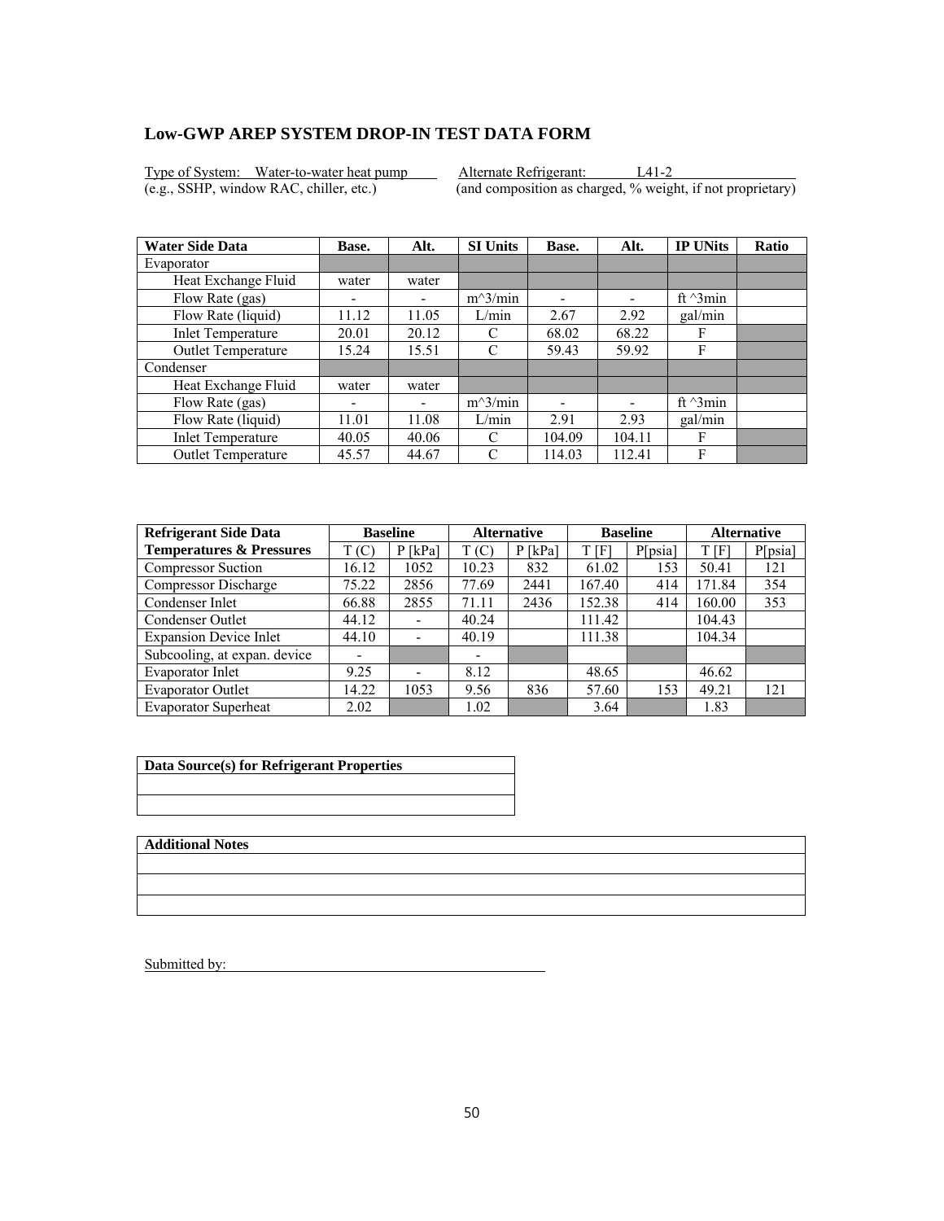## Low-GWP AREP SYSTEM DROP-IN TEST DATA FORM

Type of System: Water-to-water heat pump
(e.g., SSHP, window RAC, chiller, etc.)

Alternate Refrigerant: L41-2
(and composition as charged, % weight, if not proprietary)

| Water Side Data | Base. | Alt. | SI Units | Base. | Alt. | IP UNits | Ratio |
|---|---|---|---|---|---|---|---|
| Evaporator | | | | | | | |
| Heat Exchange Fluid | water | water | | | | | |
| Flow Rate (gas) | - | - | m^3/min | - | - | ft ^3min | |
| Flow Rate (liquid) | 11.12 | 11.05 | L/min | 2.67 | 2.92 | gal/min | |
| Inlet Temperature | 20.01 | 20.12 | C | 68.02 | 68.22 | F | |
| Outlet Temperature | 15.24 | 15.51 | C | 59.43 | 59.92 | F | |
| Condenser | | | | | | | |
| Heat Exchange Fluid | water | water | | | | | |
| Flow Rate (gas) | - | - | m^3/min | - | - | ft ^3min | |
| Flow Rate (liquid) | 11.01 | 11.08 | L/min | 2.91 | 2.93 | gal/min | |
| Inlet Temperature | 40.05 | 40.06 | C | 104.09 | 104.11 | F | |
| Outlet Temperature | 45.57 | 44.67 | C | 114.03 | 112.41 | F | |

| Refrigerant Side Data | Baseline | | Alternative | | Baseline | | Alternative | |
|---|---|---|---|---|---|---|---|---|
| Temperatures & Pressures | T (C) | P [kPa] | T (C) | P [kPa] | T [F] | P[psia] | T [F] | P[psia] |
| Compressor Suction | 16.12 | 1052 | 10.23 | 832 | 61.02 | 153 | 50.41 | 121 |
| Compressor Discharge | 75.22 | 2856 | 77.69 | 2441 | 167.40 | 414 | 171.84 | 354 |
| Condenser Inlet | 66.88 | 2855 | 71.11 | 2436 | 152.38 | 414 | 160.00 | 353 |
| Condenser Outlet | 44.12 | - | 40.24 | | 111.42 | | 104.43 | |
| Expansion Device Inlet | 44.10 | - | 40.19 | | 111.38 | | 104.34 | |
| Subcooling, at expan. device | - | | - | | | | | |
| Evaporator Inlet | 9.25 | - | 8.12 | | 48.65 | | 46.62 | |
| Evaporator Outlet | 14.22 | 1053 | 9.56 | 836 | 57.60 | 153 | 49.21 | 121 |
| Evaporator Superheat | 2.02 | | 1.02 | | 3.64 | | 1.83 | |

| Data Source(s) for Refrigerant Properties |
|---|
| |
| |

| Additional Notes |
|---|
| |
| |
| |

Submitted by: \_\_\_\_\_\_\_\_\_\_\_\_\_\_\_\_\_\_\_\_\_\_\_\_\_\_\_\_\_\_\_\_\_\_\_\_\_\_\_\_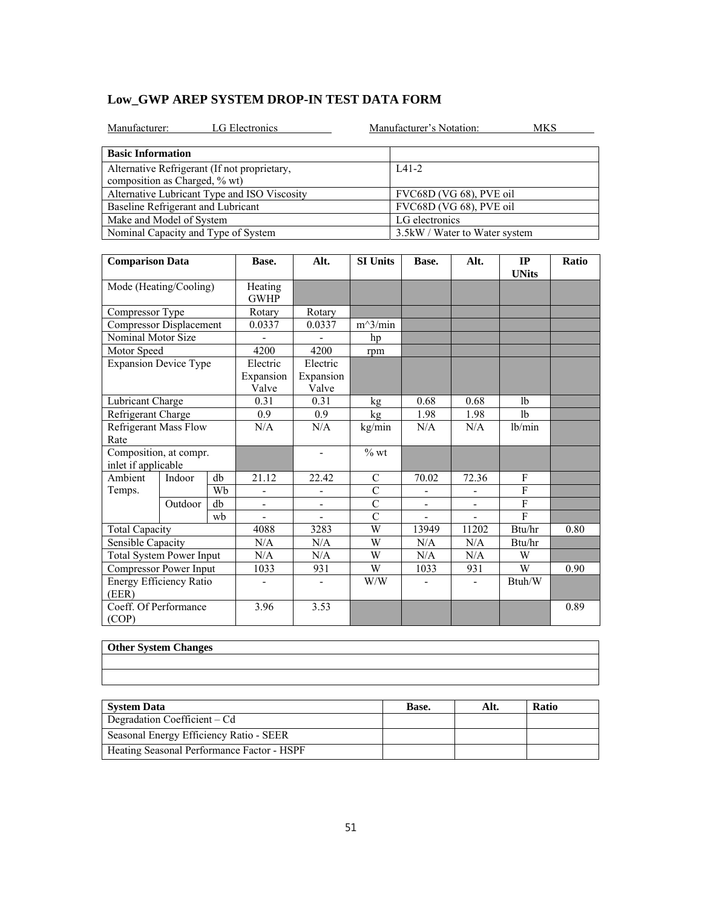## Low_GWP AREP SYSTEM DROP-IN TEST DATA FORM

Manufacturer: LG Electronics Manufacturer's Notation: MKS

| Basic Information | |
|---|---|
| Alternative Refrigerant (If not proprietary, composition as Charged, % wt) | L41-2 |
| Alternative Lubricant Type and ISO Viscosity | FVC68D (VG 68), PVE oil |
| Baseline Refrigerant and Lubricant | FVC68D (VG 68), PVE oil |
| Make and Model of System | LG electronics |
| Nominal Capacity and Type of System | 3.5kW / Water to Water system |

| Comparison Data | | | Base. | Alt. | SI Units | Base. | Alt. | IP UNits | Ratio |
|---|---|---|---|---|---|---|---|---|---|
| Mode (Heating/Cooling) | | | Heating GWHP | | | | | | |
| Compressor Type | | | Rotary | Rotary | | | | | |
| Compressor Displacement | | | 0.0337 | 0.0337 | m^3/min | | | | |
| Nominal Motor Size | | | - | - | hp | | | | |
| Motor Speed | | | 4200 | 4200 | rpm | | | | |
| Expansion Device Type | | | Electric Expansion Valve | Electric Expansion Valve | | | | | |
| Lubricant Charge | | | 0.31 | 0.31 | kg | 0.68 | 0.68 | lb | |
| Refrigerant Charge | | | 0.9 | 0.9 | kg | 1.98 | 1.98 | lb | |
| Refrigerant Mass Flow Rate | | | N/A | N/A | kg/min | N/A | N/A | lb/min | |
| Composition, at compr. inlet if applicable | | | | - | % wt | | | | |
| Ambient Temps. | Indoor | db | 21.12 | 22.42 | C | 70.02 | 72.36 | F | |
| | | Wb | - | - | C | - | - | F | |
| | Outdoor | db | - | - | C | - | - | F | |
| | | wb | - | - | C | - | - | F | |
| Total Capacity | | | 4088 | 3283 | W | 13949 | 11202 | Btu/hr | 0.80 |
| Sensible Capacity | | | N/A | N/A | W | N/A | N/A | Btu/hr | |
| Total System Power Input | | | N/A | N/A | W | N/A | N/A | W | |
| Compressor Power Input | | | 1033 | 931 | W | 1033 | 931 | W | 0.90 |
| Energy Efficiency Ratio (EER) | | | - | - | W/W | - | - | Btuh/W | |
| Coeff. Of Performance (COP) | | | 3.96 | 3.53 | | | | | 0.89 |

| Other System Changes |
|---|
| |
| |

| System Data | Base. | Alt. | Ratio |
|---|---|---|---|
| Degradation Coefficient – Cd | | | |
| Seasonal Energy Efficiency Ratio - SEER | | | |
| Heating Seasonal Performance Factor - HSPF | | | |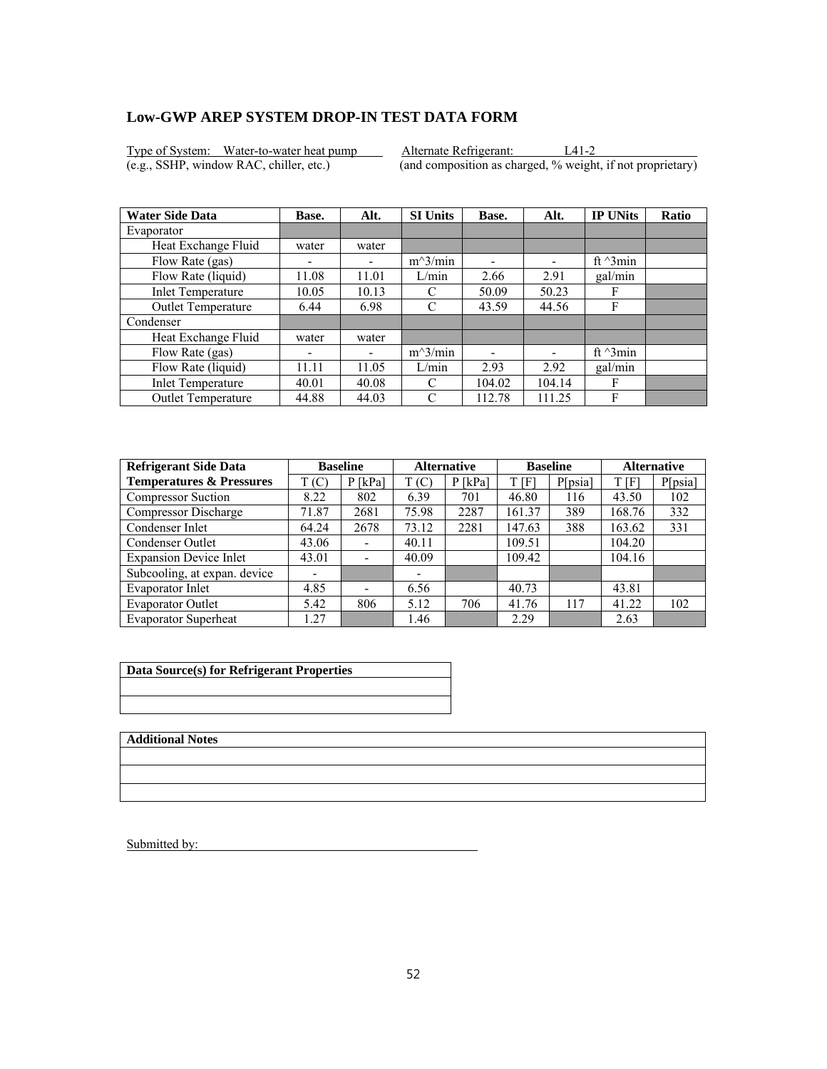## Low-GWP AREP SYSTEM DROP-IN TEST DATA FORM

Type of System: Water-to-water heat pump
(e.g., SSHP, window RAC, chiller, etc.)

Alternate Refrigerant: L41-2
(and composition as charged, % weight, if not proprietary)

| Water Side Data | Base. | Alt. | SI Units | Base. | Alt. | IP UNits | Ratio |
|---|---|---|---|---|---|---|---|
| Evaporator | | | | | | | |
| Heat Exchange Fluid | water | water | | | | | |
| Flow Rate (gas) | - | - | m^3/min | - | - | ft ^3min | |
| Flow Rate (liquid) | 11.08 | 11.01 | L/min | 2.66 | 2.91 | gal/min | |
| Inlet Temperature | 10.05 | 10.13 | C | 50.09 | 50.23 | F | |
| Outlet Temperature | 6.44 | 6.98 | C | 43.59 | 44.56 | F | |
| Condenser | | | | | | | |
| Heat Exchange Fluid | water | water | | | | | |
| Flow Rate (gas) | - | - | m^3/min | - | - | ft ^3min | |
| Flow Rate (liquid) | 11.11 | 11.05 | L/min | 2.93 | 2.92 | gal/min | |
| Inlet Temperature | 40.01 | 40.08 | C | 104.02 | 104.14 | F | |
| Outlet Temperature | 44.88 | 44.03 | C | 112.78 | 111.25 | F | |

| Refrigerant Side Data | Baseline | | Alternative | | Baseline | | Alternative | |
|---|---|---|---|---|---|---|---|---|
| Temperatures & Pressures | T (C) | P [kPa] | T (C) | P [kPa] | T [F] | P[psia] | T [F] | P[psia] |
| Compressor Suction | 8.22 | 802 | 6.39 | 701 | 46.80 | 116 | 43.50 | 102 |
| Compressor Discharge | 71.87 | 2681 | 75.98 | 2287 | 161.37 | 389 | 168.76 | 332 |
| Condenser Inlet | 64.24 | 2678 | 73.12 | 2281 | 147.63 | 388 | 163.62 | 331 |
| Condenser Outlet | 43.06 | - | 40.11 | | 109.51 | | 104.20 | |
| Expansion Device Inlet | 43.01 | - | 40.09 | | 109.42 | | 104.16 | |
| Subcooling, at expan. device | - | | - | | | | | |
| Evaporator Inlet | 4.85 | - | 6.56 | | 40.73 | | 43.81 | |
| Evaporator Outlet | 5.42 | 806 | 5.12 | 706 | 41.76 | 117 | 41.22 | 102 |
| Evaporator Superheat | 1.27 | | 1.46 | | 2.29 | | 2.63 | |

| Data Source(s) for Refrigerant Properties |
|---|
| |
| |

| Additional Notes |
|---|
| |
| |
| |

Submitted by: \_\_\_\_\_\_\_\_\_\_\_\_\_\_\_\_\_\_\_\_\_\_\_\_\_\_\_\_\_\_\_\_\_\_\_\_\_\_\_\_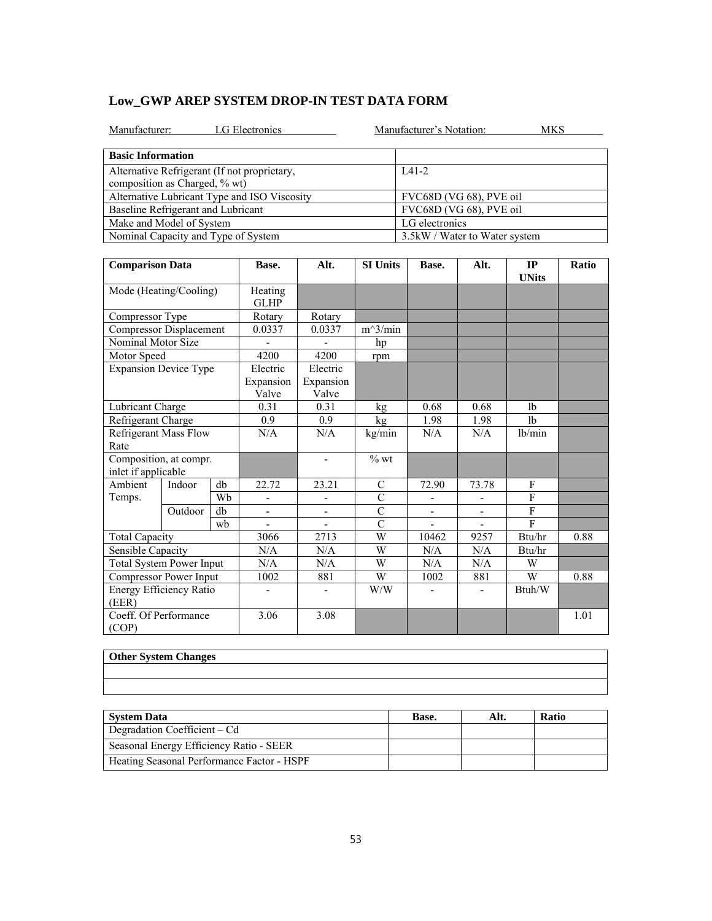## Low_GWP AREP SYSTEM DROP-IN TEST DATA FORM

Manufacturer: LG Electronics Manufacturer's Notation: MKS

| Basic Information | |
|---|---|
| Alternative Refrigerant (If not proprietary, composition as Charged, % wt) | L41-2 |
| Alternative Lubricant Type and ISO Viscosity | FVC68D (VG 68), PVE oil |
| Baseline Refrigerant and Lubricant | FVC68D (VG 68), PVE oil |
| Make and Model of System | LG electronics |
| Nominal Capacity and Type of System | 3.5kW / Water to Water system |

| Comparison Data | | | Base. | Alt. | SI Units | Base. | Alt. | IP UNits | Ratio |
|---|---|---|---|---|---|---|---|---|---|
| Mode (Heating/Cooling) | | | Heating GLHP | | | | | | |
| Compressor Type | | | Rotary | Rotary | | | | | |
| Compressor Displacement | | | 0.0337 | 0.0337 | m^3/min | | | | |
| Nominal Motor Size | | | - | - | hp | | | | |
| Motor Speed | | | 4200 | 4200 | rpm | | | | |
| Expansion Device Type | | | Electric Expansion Valve | Electric Expansion Valve | | | | | |
| Lubricant Charge | | | 0.31 | 0.31 | kg | 0.68 | 0.68 | lb | |
| Refrigerant Charge | | | 0.9 | 0.9 | kg | 1.98 | 1.98 | lb | |
| Refrigerant Mass Flow Rate | | | N/A | N/A | kg/min | N/A | N/A | lb/min | |
| Composition, at compr. inlet if applicable | | | | - | % wt | | | | |
| Ambient Temps. | Indoor | db | 22.72 | 23.21 | C | 72.90 | 73.78 | F | |
| | | Wb | - | - | C | - | - | F | |
| | Outdoor | db | - | - | C | - | - | F | |
| | | wb | - | - | C | - | - | F | |
| Total Capacity | | | 3066 | 2713 | W | 10462 | 9257 | Btu/hr | 0.88 |
| Sensible Capacity | | | N/A | N/A | W | N/A | N/A | Btu/hr | |
| Total System Power Input | | | N/A | N/A | W | N/A | N/A | W | |
| Compressor Power Input | | | 1002 | 881 | W | 1002 | 881 | W | 0.88 |
| Energy Efficiency Ratio (EER) | | | - | - | W/W | - | - | Btuh/W | |
| Coeff. Of Performance (COP) | | | 3.06 | 3.08 | | | | | 1.01 |

| Other System Changes |
|---|
| |
| |

| System Data | Base. | Alt. | Ratio |
|---|---|---|---|
| Degradation Coefficient – Cd | | | |
| Seasonal Energy Efficiency Ratio - SEER | | | |
| Heating Seasonal Performance Factor - HSPF | | | |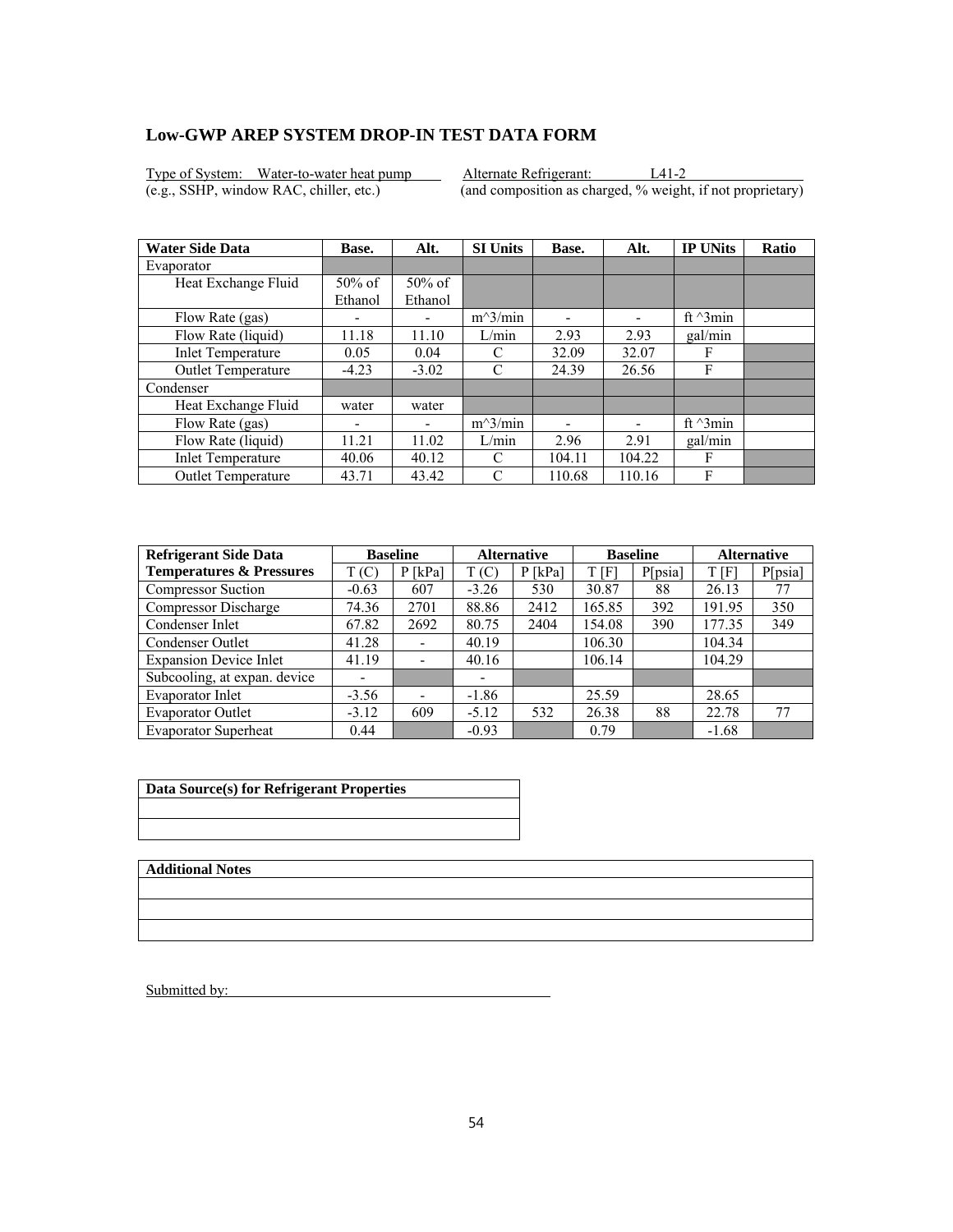## Low-GWP AREP SYSTEM DROP-IN TEST DATA FORM

Type of System: Water-to-water heat pump
(e.g., SSHP, window RAC, chiller, etc.)

Alternate Refrigerant: L41-2
(and composition as charged, % weight, if not proprietary)

| Water Side Data | Base. | Alt. | SI Units | Base. | Alt. | IP UNits | Ratio |
|---|---|---|---|---|---|---|---|
| Evaporator | | | | | | | |
| Heat Exchange Fluid | 50% of Ethanol | 50% of Ethanol | | | | | |
| Flow Rate (gas) | - | - | m^3/min | - | - | ft ^3min | |
| Flow Rate (liquid) | 11.18 | 11.10 | L/min | 2.93 | 2.93 | gal/min | |
| Inlet Temperature | 0.05 | 0.04 | C | 32.09 | 32.07 | F | |
| Outlet Temperature | -4.23 | -3.02 | C | 24.39 | 26.56 | F | |
| Condenser | | | | | | | |
| Heat Exchange Fluid | water | water | | | | | |
| Flow Rate (gas) | - | - | m^3/min | - | - | ft ^3min | |
| Flow Rate (liquid) | 11.21 | 11.02 | L/min | 2.96 | 2.91 | gal/min | |
| Inlet Temperature | 40.06 | 40.12 | C | 104.11 | 104.22 | F | |
| Outlet Temperature | 43.71 | 43.42 | C | 110.68 | 110.16 | F | |

| Refrigerant Side Data | Baseline | | Alternative | | Baseline | | Alternative | |
|---|---|---|---|---|---|---|---|---|
| Temperatures & Pressures | T (C) | P [kPa] | T (C) | P [kPa] | T [F] | P[psia] | T [F] | P[psia] |
| Compressor Suction | -0.63 | 607 | -3.26 | 530 | 30.87 | 88 | 26.13 | 77 |
| Compressor Discharge | 74.36 | 2701 | 88.86 | 2412 | 165.85 | 392 | 191.95 | 350 |
| Condenser Inlet | 67.82 | 2692 | 80.75 | 2404 | 154.08 | 390 | 177.35 | 349 |
| Condenser Outlet | 41.28 | - | 40.19 | | 106.30 | | 104.34 | |
| Expansion Device Inlet | 41.19 | - | 40.16 | | 106.14 | | 104.29 | |
| Subcooling, at expan. device | - | | - | | | | | |
| Evaporator Inlet | -3.56 | - | -1.86 | | 25.59 | | 28.65 | |
| Evaporator Outlet | -3.12 | 609 | -5.12 | 532 | 26.38 | 88 | 22.78 | 77 |
| Evaporator Superheat | 0.44 | | -0.93 | | 0.79 | | -1.68 | |

| Data Source(s) for Refrigerant Properties |
|---|
| |
| |

| Additional Notes |
|---|
| |
| |
| |

Submitted by: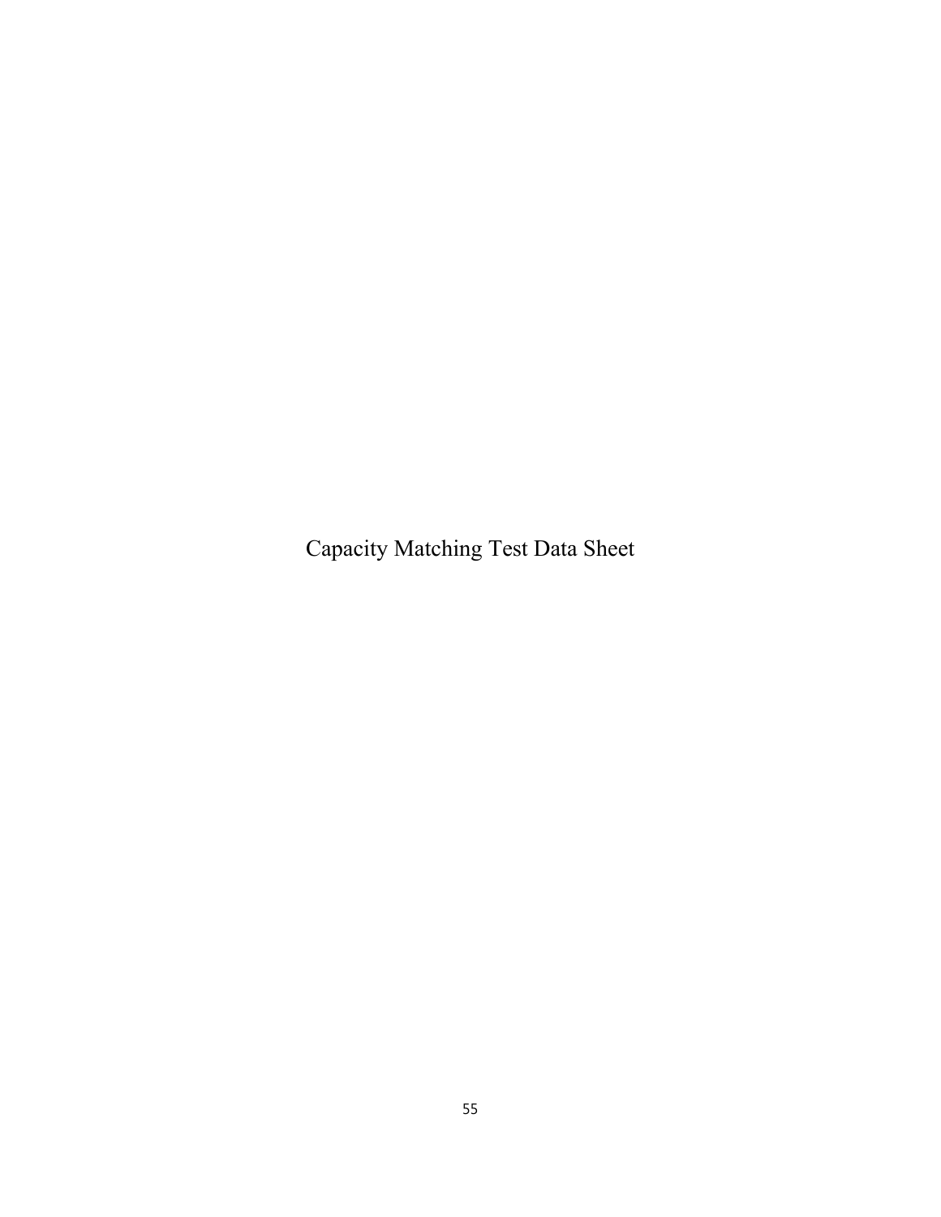# Capacity Matching Test Data Sheet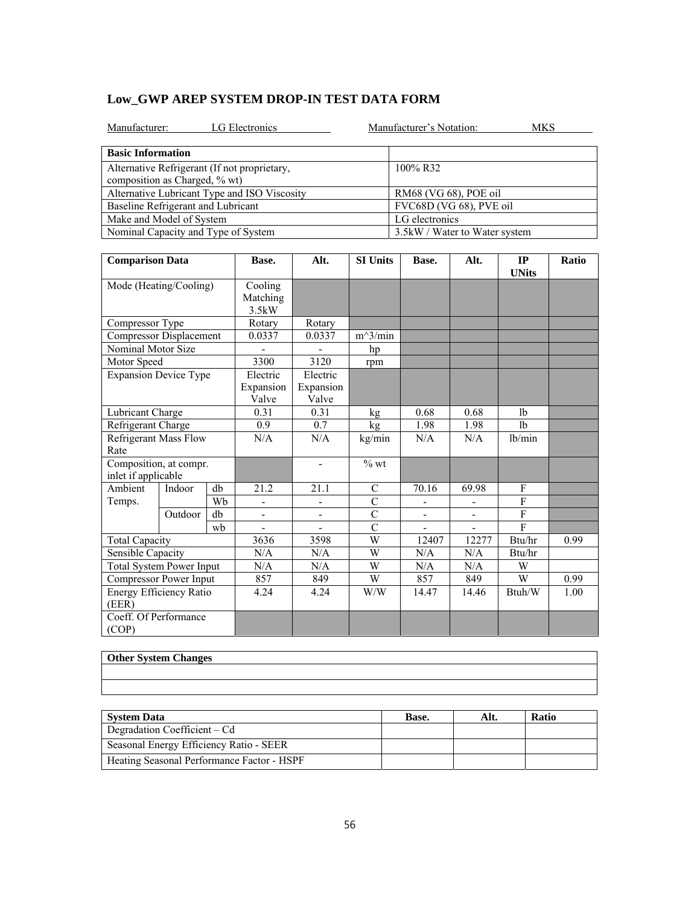## Low_GWP AREP SYSTEM DROP-IN TEST DATA FORM

Manufacturer: LG Electronics  Manufacturer's Notation: MKS

| Basic Information | |
|---|---|
| Alternative Refrigerant (If not proprietary, composition as Charged, % wt) | 100% R32 |
| Alternative Lubricant Type and ISO Viscosity | RM68 (VG 68), POE oil |
| Baseline Refrigerant and Lubricant | FVC68D (VG 68), PVE oil |
| Make and Model of System | LG electronics |
| Nominal Capacity and Type of System | 3.5kW / Water to Water system |

| Comparison Data | | | Base. | Alt. | SI Units | Base. | Alt. | IP UNits | Ratio |
|---|---|---|---|---|---|---|---|---|---|
| Mode (Heating/Cooling) | | | Cooling Matching 3.5kW | | | | | | |
| Compressor Type | | | Rotary | Rotary | | | | | |
| Compressor Displacement | | | 0.0337 | 0.0337 | m^3/min | | | | |
| Nominal Motor Size | | | - | - | hp | | | | |
| Motor Speed | | | 3300 | 3120 | rpm | | | | |
| Expansion Device Type | | | Electric Expansion Valve | Electric Expansion Valve | | | | | |
| Lubricant Charge | | | 0.31 | 0.31 | kg | 0.68 | 0.68 | lb | |
| Refrigerant Charge | | | 0.9 | 0.7 | kg | 1.98 | 1.98 | lb | |
| Refrigerant Mass Flow Rate | | | N/A | N/A | kg/min | N/A | N/A | lb/min | |
| Composition, at compr. inlet if applicable | | | | - | % wt | | | | |
| Ambient Temps. | Indoor | db | 21.2 | 21.1 | C | 70.16 | 69.98 | F | |
| | | Wb | - | - | C | - | - | F | |
| | Outdoor | db | - | - | C | - | - | F | |
| | | wb | - | - | C | - | - | F | |
| Total Capacity | | | 3636 | 3598 | W | 12407 | 12277 | Btu/hr | 0.99 |
| Sensible Capacity | | | N/A | N/A | W | N/A | N/A | Btu/hr | |
| Total System Power Input | | | N/A | N/A | W | N/A | N/A | W | |
| Compressor Power Input | | | 857 | 849 | W | 857 | 849 | W | 0.99 |
| Energy Efficiency Ratio (EER) | | | 4.24 | 4.24 | W/W | 14.47 | 14.46 | Btuh/W | 1.00 |
| Coeff. Of Performance (COP) | | | | | | | | | |

| Other System Changes |
|---|
| |
| |

| System Data | Base. | Alt. | Ratio |
|---|---|---|---|
| Degradation Coefficient – Cd | | | |
| Seasonal Energy Efficiency Ratio - SEER | | | |
| Heating Seasonal Performance Factor - HSPF | | | |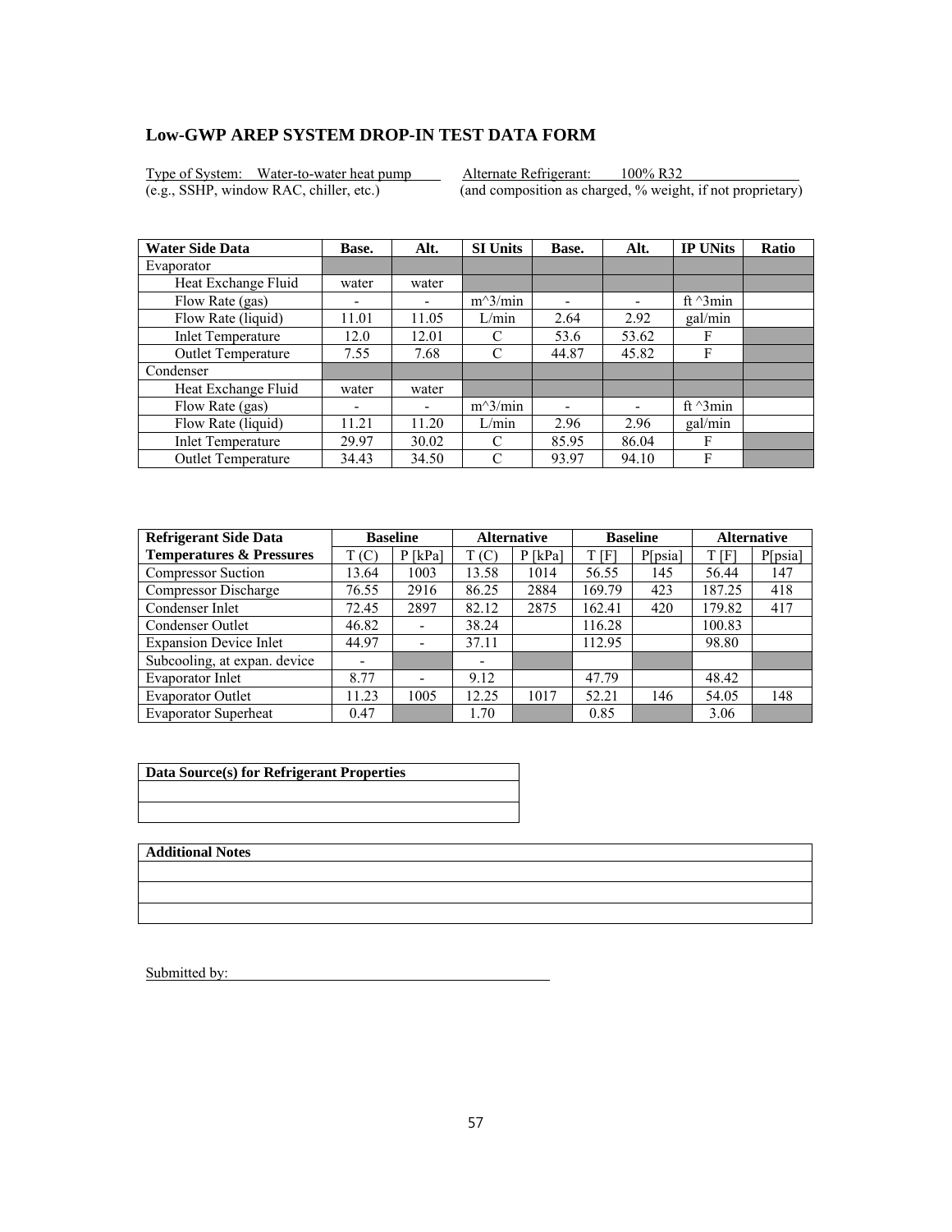## Low-GWP AREP SYSTEM DROP-IN TEST DATA FORM

Type of System: Water-to-water heat pump
(e.g., SSHP, window RAC, chiller, etc.)

Alternate Refrigerant: 100% R32
(and composition as charged, % weight, if not proprietary)

| Water Side Data | Base. | Alt. | SI Units | Base. | Alt. | IP UNits | Ratio |
|---|---|---|---|---|---|---|---|
| Evaporator | | | | | | | |
| Heat Exchange Fluid | water | water | | | | | |
| Flow Rate (gas) | - | - | m^3/min | - | - | ft ^3min | |
| Flow Rate (liquid) | 11.01 | 11.05 | L/min | 2.64 | 2.92 | gal/min | |
| Inlet Temperature | 12.0 | 12.01 | C | 53.6 | 53.62 | F | |
| Outlet Temperature | 7.55 | 7.68 | C | 44.87 | 45.82 | F | |
| Condenser | | | | | | | |
| Heat Exchange Fluid | water | water | | | | | |
| Flow Rate (gas) | - | - | m^3/min | - | - | ft ^3min | |
| Flow Rate (liquid) | 11.21 | 11.20 | L/min | 2.96 | 2.96 | gal/min | |
| Inlet Temperature | 29.97 | 30.02 | C | 85.95 | 86.04 | F | |
| Outlet Temperature | 34.43 | 34.50 | C | 93.97 | 94.10 | F | |

| Refrigerant Side Data | Baseline | | Alternative | | Baseline | | Alternative | |
|---|---|---|---|---|---|---|---|---|
| Temperatures & Pressures | T (C) | P [kPa] | T (C) | P [kPa] | T [F] | P[psia] | T [F] | P[psia] |
| Compressor Suction | 13.64 | 1003 | 13.58 | 1014 | 56.55 | 145 | 56.44 | 147 |
| Compressor Discharge | 76.55 | 2916 | 86.25 | 2884 | 169.79 | 423 | 187.25 | 418 |
| Condenser Inlet | 72.45 | 2897 | 82.12 | 2875 | 162.41 | 420 | 179.82 | 417 |
| Condenser Outlet | 46.82 | - | 38.24 | | 116.28 | | 100.83 | |
| Expansion Device Inlet | 44.97 | - | 37.11 | | 112.95 | | 98.80 | |
| Subcooling, at expan. device | - | | - | | | | | |
| Evaporator Inlet | 8.77 | - | 9.12 | | 47.79 | | 48.42 | |
| Evaporator Outlet | 11.23 | 1005 | 12.25 | 1017 | 52.21 | 146 | 54.05 | 148 |
| Evaporator Superheat | 0.47 | | 1.70 | | 0.85 | | 3.06 | |

| Data Source(s) for Refrigerant Properties |
|---|
| |
| |

| Additional Notes |
|---|
| |
| |
| |

Submitted by: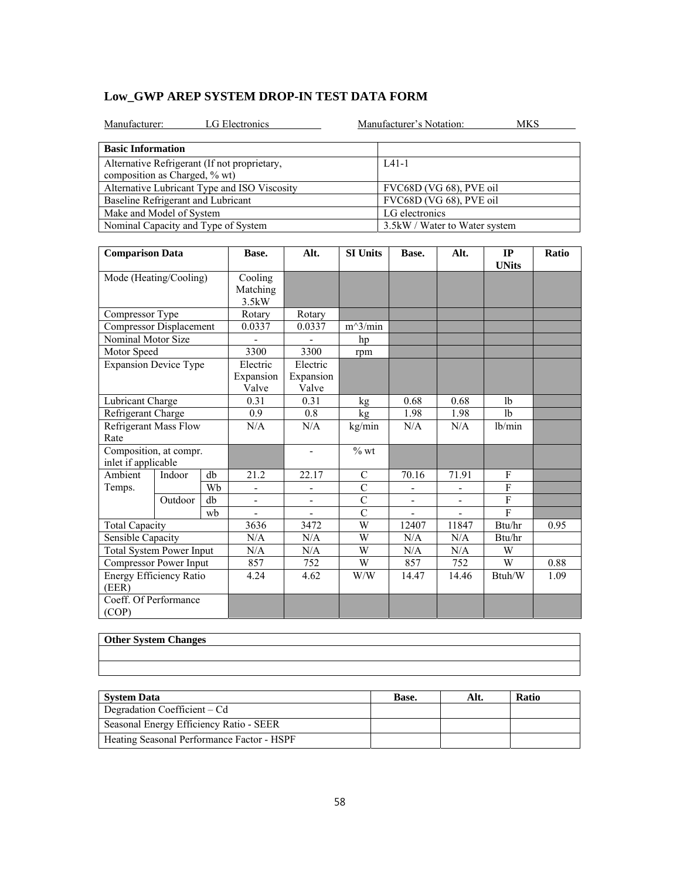## Low_GWP AREP SYSTEM DROP-IN TEST DATA FORM

Manufacturer: LG Electronics　　　　Manufacturer's Notation: MKS

| Basic Information | |
|---|---|
| Alternative Refrigerant (If not proprietary, composition as Charged, % wt) | L41-1 |
| Alternative Lubricant Type and ISO Viscosity | FVC68D (VG 68), PVE oil |
| Baseline Refrigerant and Lubricant | FVC68D (VG 68), PVE oil |
| Make and Model of System | LG electronics |
| Nominal Capacity and Type of System | 3.5kW / Water to Water system |

| Comparison Data | | | Base. | Alt. | SI Units | Base. | Alt. | IP UNits | Ratio |
|---|---|---|---|---|---|---|---|---|---|
| Mode (Heating/Cooling) | | | Cooling Matching 3.5kW | | | | | | |
| Compressor Type | | | Rotary | Rotary | | | | | |
| Compressor Displacement | | | 0.0337 | 0.0337 | m^3/min | | | | |
| Nominal Motor Size | | | - | - | hp | | | | |
| Motor Speed | | | 3300 | 3300 | rpm | | | | |
| Expansion Device Type | | | Electric Expansion Valve | Electric Expansion Valve | | | | | |
| Lubricant Charge | | | 0.31 | 0.31 | kg | 0.68 | 0.68 | lb | |
| Refrigerant Charge | | | 0.9 | 0.8 | kg | 1.98 | 1.98 | lb | |
| Refrigerant Mass Flow Rate | | | N/A | N/A | kg/min | N/A | N/A | lb/min | |
| Composition, at compr. inlet if applicable | | | | - | % wt | | | | |
| Ambient Temps. | Indoor | db | 21.2 | 22.17 | C | 70.16 | 71.91 | F | |
| | | Wb | - | - | C | - | - | F | |
| | Outdoor | db | - | - | C | - | - | F | |
| | | wb | - | - | C | - | - | F | |
| Total Capacity | | | 3636 | 3472 | W | 12407 | 11847 | Btu/hr | 0.95 |
| Sensible Capacity | | | N/A | N/A | W | N/A | N/A | Btu/hr | |
| Total System Power Input | | | N/A | N/A | W | N/A | N/A | W | |
| Compressor Power Input | | | 857 | 752 | W | 857 | 752 | W | 0.88 |
| Energy Efficiency Ratio (EER) | | | 4.24 | 4.62 | W/W | 14.47 | 14.46 | Btuh/W | 1.09 |
| Coeff. Of Performance (COP) | | | | | | | | | |

| Other System Changes |
|---|
| |
| |

| System Data | Base. | Alt. | Ratio |
|---|---|---|---|
| Degradation Coefficient – Cd | | | |
| Seasonal Energy Efficiency Ratio - SEER | | | |
| Heating Seasonal Performance Factor - HSPF | | | |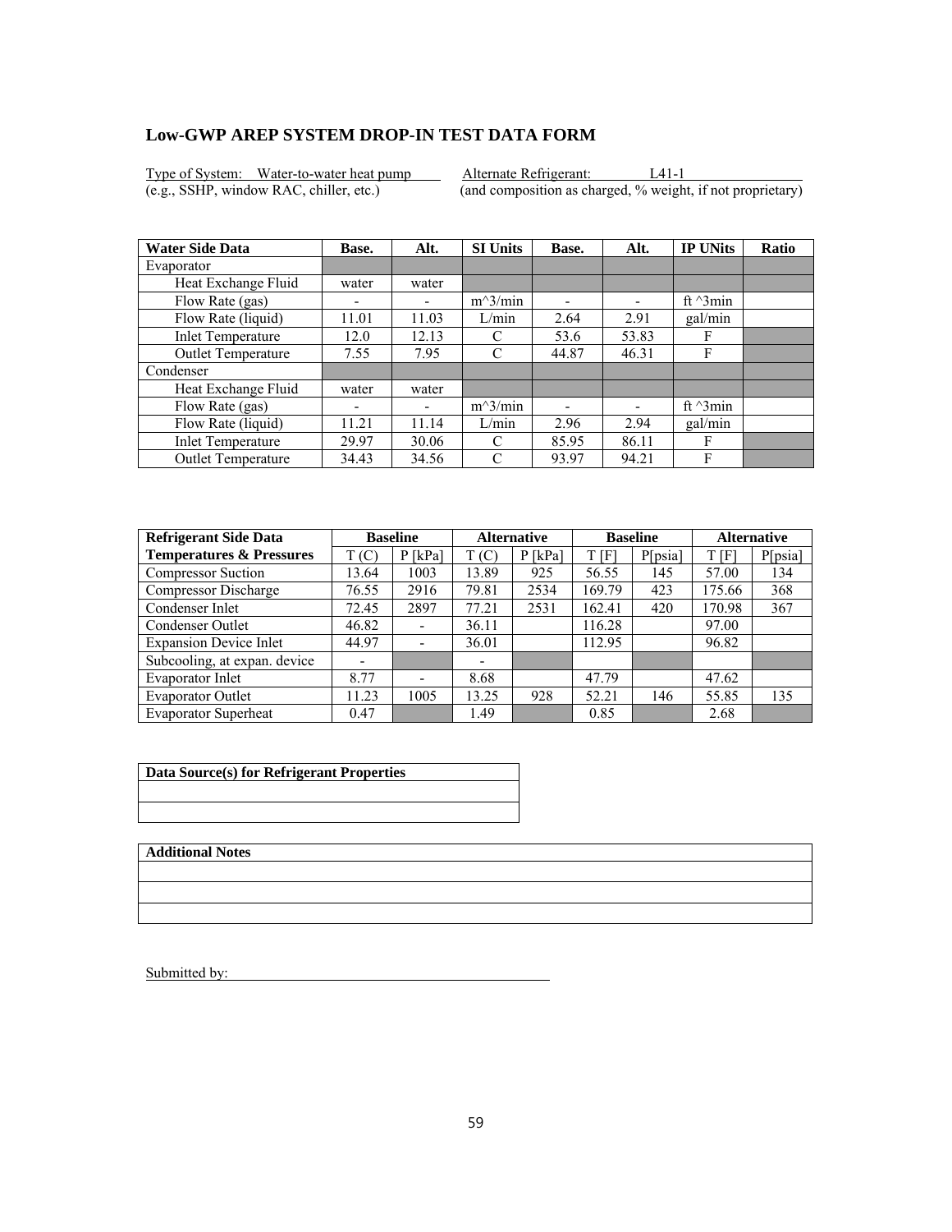## Low-GWP AREP SYSTEM DROP-IN TEST DATA FORM

Type of System: Water-to-water heat pump (e.g., SSHP, window RAC, chiller, etc.)

Alternate Refrigerant: L41-1 (and composition as charged, % weight, if not proprietary)

| Water Side Data | Base. | Alt. | SI Units | Base. | Alt. | IP UNits | Ratio |
|---|---|---|---|---|---|---|---|
| Evaporator | | | | | | | |
| Heat Exchange Fluid | water | water | | | | | |
| Flow Rate (gas) | - | - | m^3/min | - | - | ft ^3min | |
| Flow Rate (liquid) | 11.01 | 11.03 | L/min | 2.64 | 2.91 | gal/min | |
| Inlet Temperature | 12.0 | 12.13 | C | 53.6 | 53.83 | F | |
| Outlet Temperature | 7.55 | 7.95 | C | 44.87 | 46.31 | F | |
| Condenser | | | | | | | |
| Heat Exchange Fluid | water | water | | | | | |
| Flow Rate (gas) | - | - | m^3/min | - | - | ft ^3min | |
| Flow Rate (liquid) | 11.21 | 11.14 | L/min | 2.96 | 2.94 | gal/min | |
| Inlet Temperature | 29.97 | 30.06 | C | 85.95 | 86.11 | F | |
| Outlet Temperature | 34.43 | 34.56 | C | 93.97 | 94.21 | F | |

| Refrigerant Side Data | Baseline | | Alternative | | Baseline | | Alternative | |
|---|---|---|---|---|---|---|---|---|
| Temperatures & Pressures | T (C) | P [kPa] | T (C) | P [kPa] | T [F] | P[psia] | T [F] | P[psia] |
| Compressor Suction | 13.64 | 1003 | 13.89 | 925 | 56.55 | 145 | 57.00 | 134 |
| Compressor Discharge | 76.55 | 2916 | 79.81 | 2534 | 169.79 | 423 | 175.66 | 368 |
| Condenser Inlet | 72.45 | 2897 | 77.21 | 2531 | 162.41 | 420 | 170.98 | 367 |
| Condenser Outlet | 46.82 | - | 36.11 | | 116.28 | | 97.00 | |
| Expansion Device Inlet | 44.97 | - | 36.01 | | 112.95 | | 96.82 | |
| Subcooling, at expan. device | - | | - | | | | | |
| Evaporator Inlet | 8.77 | - | 8.68 | | 47.79 | | 47.62 | |
| Evaporator Outlet | 11.23 | 1005 | 13.25 | 928 | 52.21 | 146 | 55.85 | 135 |
| Evaporator Superheat | 0.47 | | 1.49 | | 0.85 | | 2.68 | |

| Data Source(s) for Refrigerant Properties |
|---|
| |
| |

| Additional Notes |
|---|
| |
| |
| |

Submitted by: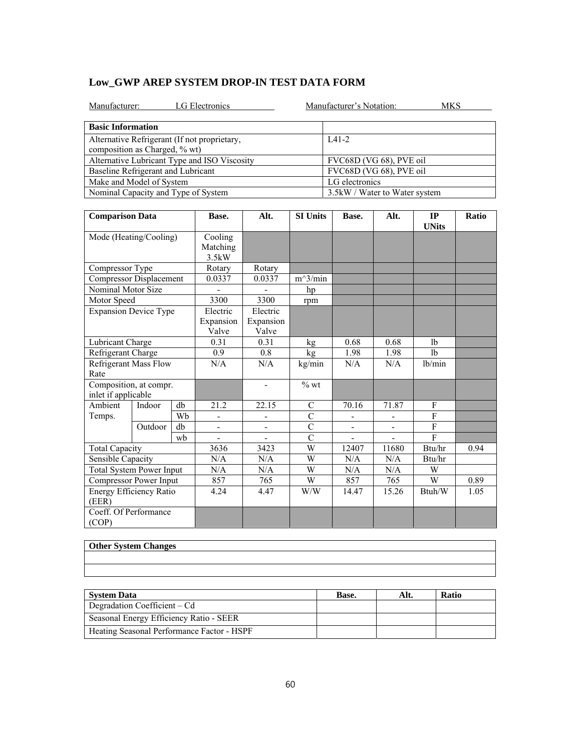## Low_GWP AREP SYSTEM DROP-IN TEST DATA FORM

Manufacturer: LG Electronics    Manufacturer's Notation: MKS

| Basic Information | |
|---|---|
| Alternative Refrigerant (If not proprietary, composition as Charged, % wt) | L41-2 |
| Alternative Lubricant Type and ISO Viscosity | FVC68D (VG 68), PVE oil |
| Baseline Refrigerant and Lubricant | FVC68D (VG 68), PVE oil |
| Make and Model of System | LG electronics |
| Nominal Capacity and Type of System | 3.5kW / Water to Water system |

| Comparison Data | | | Base. | Alt. | SI Units | Base. | Alt. | IP UNits | Ratio |
|---|---|---|---|---|---|---|---|---|---|
| Mode (Heating/Cooling) | | | Cooling Matching 3.5kW | | | | | | |
| Compressor Type | | | Rotary | Rotary | | | | | |
| Compressor Displacement | | | 0.0337 | 0.0337 | m^3/min | | | | |
| Nominal Motor Size | | | - | - | hp | | | | |
| Motor Speed | | | 3300 | 3300 | rpm | | | | |
| Expansion Device Type | | | Electric Expansion Valve | Electric Expansion Valve | | | | | |
| Lubricant Charge | | | 0.31 | 0.31 | kg | 0.68 | 0.68 | lb | |
| Refrigerant Charge | | | 0.9 | 0.8 | kg | 1.98 | 1.98 | lb | |
| Refrigerant Mass Flow Rate | | | N/A | N/A | kg/min | N/A | N/A | lb/min | |
| Composition, at compr. inlet if applicable | | | | - | % wt | | | | |
| Ambient Temps. | Indoor | db | 21.2 | 22.15 | C | 70.16 | 71.87 | F | |
| | | Wb | - | - | C | - | - | F | |
| | Outdoor | db | - | - | C | - | - | F | |
| | | wb | - | - | C | - | - | F | |
| Total Capacity | | | 3636 | 3423 | W | 12407 | 11680 | Btu/hr | 0.94 |
| Sensible Capacity | | | N/A | N/A | W | N/A | N/A | Btu/hr | |
| Total System Power Input | | | N/A | N/A | W | N/A | N/A | W | |
| Compressor Power Input | | | 857 | 765 | W | 857 | 765 | W | 0.89 |
| Energy Efficiency Ratio (EER) | | | 4.24 | 4.47 | W/W | 14.47 | 15.26 | Btuh/W | 1.05 |
| Coeff. Of Performance (COP) | | | | | | | | | |

| Other System Changes |
|---|
| |
| |

| System Data | Base. | Alt. | Ratio |
|---|---|---|---|
| Degradation Coefficient – Cd | | | |
| Seasonal Energy Efficiency Ratio - SEER | | | |
| Heating Seasonal Performance Factor - HSPF | | | |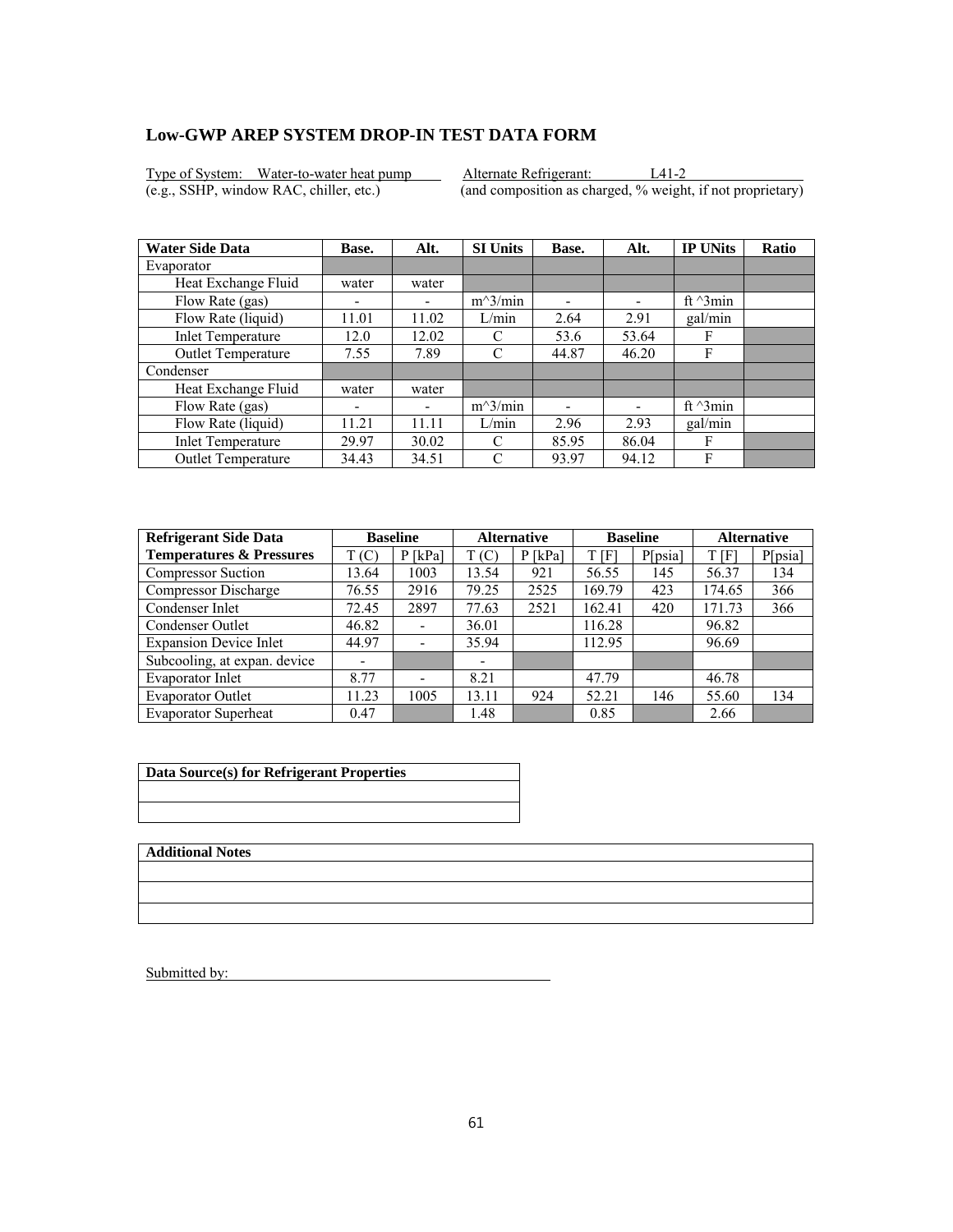## Low-GWP AREP SYSTEM DROP-IN TEST DATA FORM

Type of System: Water-to-water heat pump
(e.g., SSHP, window RAC, chiller, etc.)

Alternate Refrigerant: L41-2
(and composition as charged, % weight, if not proprietary)

| Water Side Data | Base. | Alt. | SI Units | Base. | Alt. | IP UNits | Ratio |
|---|---|---|---|---|---|---|---|
| Evaporator | | | | | | | |
| Heat Exchange Fluid | water | water | | | | | |
| Flow Rate (gas) | - | - | m^3/min | - | - | ft ^3min | |
| Flow Rate (liquid) | 11.01 | 11.02 | L/min | 2.64 | 2.91 | gal/min | |
| Inlet Temperature | 12.0 | 12.02 | C | 53.6 | 53.64 | F | |
| Outlet Temperature | 7.55 | 7.89 | C | 44.87 | 46.20 | F | |
| Condenser | | | | | | | |
| Heat Exchange Fluid | water | water | | | | | |
| Flow Rate (gas) | - | - | m^3/min | - | - | ft ^3min | |
| Flow Rate (liquid) | 11.21 | 11.11 | L/min | 2.96 | 2.93 | gal/min | |
| Inlet Temperature | 29.97 | 30.02 | C | 85.95 | 86.04 | F | |
| Outlet Temperature | 34.43 | 34.51 | C | 93.97 | 94.12 | F | |

| Refrigerant Side Data | Baseline | | Alternative | | Baseline | | Alternative | |
|---|---|---|---|---|---|---|---|---|
| Temperatures & Pressures | T (C) | P [kPa] | T (C) | P [kPa] | T [F] | P[psia] | T [F] | P[psia] |
| Compressor Suction | 13.64 | 1003 | 13.54 | 921 | 56.55 | 145 | 56.37 | 134 |
| Compressor Discharge | 76.55 | 2916 | 79.25 | 2525 | 169.79 | 423 | 174.65 | 366 |
| Condenser Inlet | 72.45 | 2897 | 77.63 | 2521 | 162.41 | 420 | 171.73 | 366 |
| Condenser Outlet | 46.82 | - | 36.01 | | 116.28 | | 96.82 | |
| Expansion Device Inlet | 44.97 | - | 35.94 | | 112.95 | | 96.69 | |
| Subcooling, at expan. device | - | | - | | | | | |
| Evaporator Inlet | 8.77 | - | 8.21 | | 47.79 | | 46.78 | |
| Evaporator Outlet | 11.23 | 1005 | 13.11 | 924 | 52.21 | 146 | 55.60 | 134 |
| Evaporator Superheat | 0.47 | | 1.48 | | 0.85 | | 2.66 | |

| Data Source(s) for Refrigerant Properties |
|---|
| |
| |

| Additional Notes |
|---|
| |
| |
| |

Submitted by: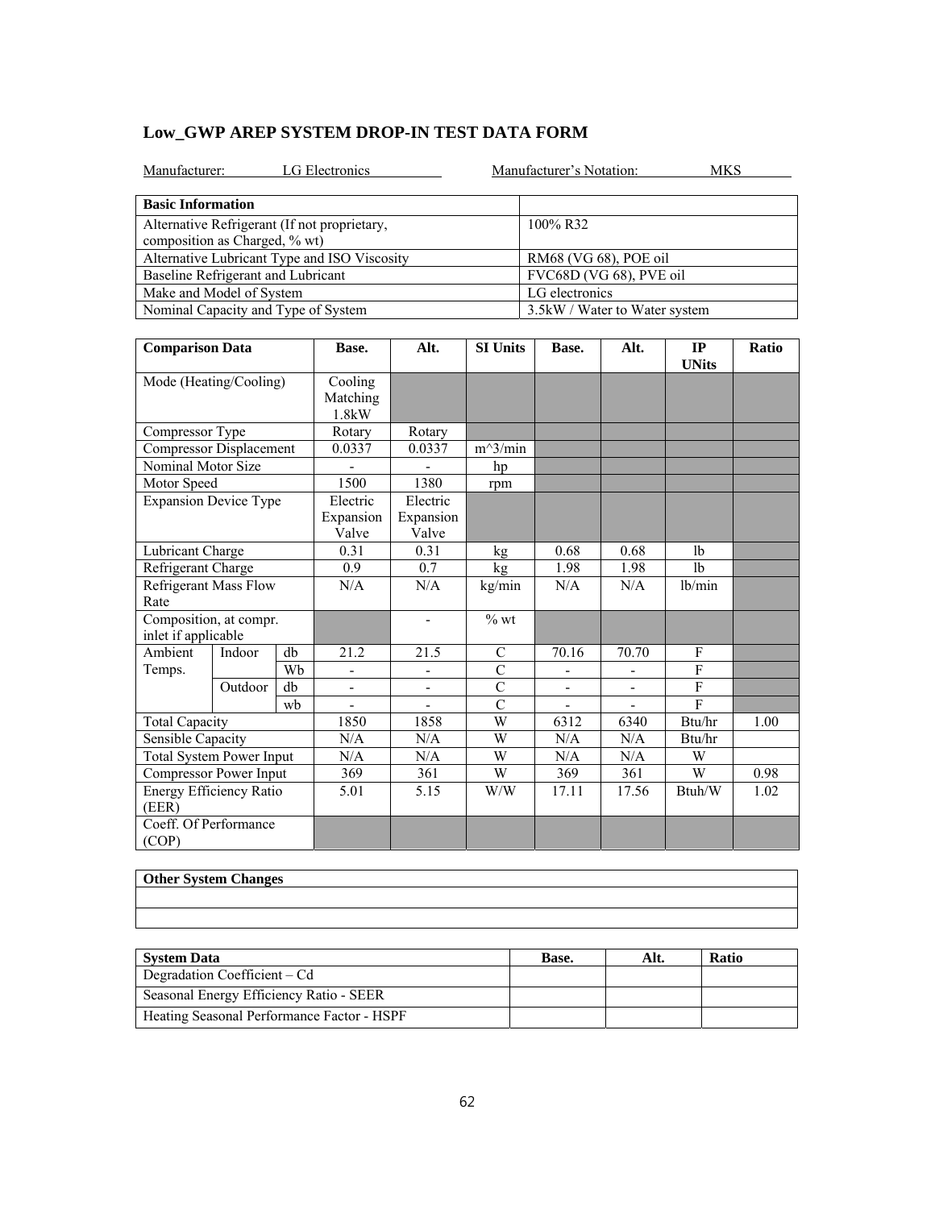## Low_GWP AREP SYSTEM DROP-IN TEST DATA FORM

Manufacturer: LG Electronics Manufacturer's Notation: MKS

| Basic Information | |
|---|---|
| Alternative Refrigerant (If not proprietary, composition as Charged, % wt) | 100% R32 |
| Alternative Lubricant Type and ISO Viscosity | RM68 (VG 68), POE oil |
| Baseline Refrigerant and Lubricant | FVC68D (VG 68), PVE oil |
| Make and Model of System | LG electronics |
| Nominal Capacity and Type of System | 3.5kW / Water to Water system |

| Comparison Data | | | Base. | Alt. | SI Units | Base. | Alt. | IP UNits | Ratio |
|---|---|---|---|---|---|---|---|---|---|
| Mode (Heating/Cooling) | | | Cooling Matching 1.8kW | | | | | | |
| Compressor Type | | | Rotary | Rotary | | | | | |
| Compressor Displacement | | | 0.0337 | 0.0337 | m^3/min | | | | |
| Nominal Motor Size | | | - | - | hp | | | | |
| Motor Speed | | | 1500 | 1380 | rpm | | | | |
| Expansion Device Type | | | Electric Expansion Valve | Electric Expansion Valve | | | | | |
| Lubricant Charge | | | 0.31 | 0.31 | kg | 0.68 | 0.68 | lb | |
| Refrigerant Charge | | | 0.9 | 0.7 | kg | 1.98 | 1.98 | lb | |
| Refrigerant Mass Flow Rate | | | N/A | N/A | kg/min | N/A | N/A | lb/min | |
| Composition, at compr. inlet if applicable | | | | - | % wt | | | | |
| Ambient Temps. | Indoor | db | 21.2 | 21.5 | C | 70.16 | 70.70 | F | |
| | | Wb | - | - | C | - | - | F | |
| | Outdoor | db | - | - | C | - | - | F | |
| | | wb | - | - | C | - | - | F | |
| Total Capacity | | | 1850 | 1858 | W | 6312 | 6340 | Btu/hr | 1.00 |
| Sensible Capacity | | | N/A | N/A | W | N/A | N/A | Btu/hr | |
| Total System Power Input | | | N/A | N/A | W | N/A | N/A | W | |
| Compressor Power Input | | | 369 | 361 | W | 369 | 361 | W | 0.98 |
| Energy Efficiency Ratio (EER) | | | 5.01 | 5.15 | W/W | 17.11 | 17.56 | Btuh/W | 1.02 |
| Coeff. Of Performance (COP) | | | | | | | | | |

| Other System Changes |
|---|
| |
| |

| System Data | Base. | Alt. | Ratio |
|---|---|---|---|
| Degradation Coefficient – Cd | | | |
| Seasonal Energy Efficiency Ratio - SEER | | | |
| Heating Seasonal Performance Factor - HSPF | | | |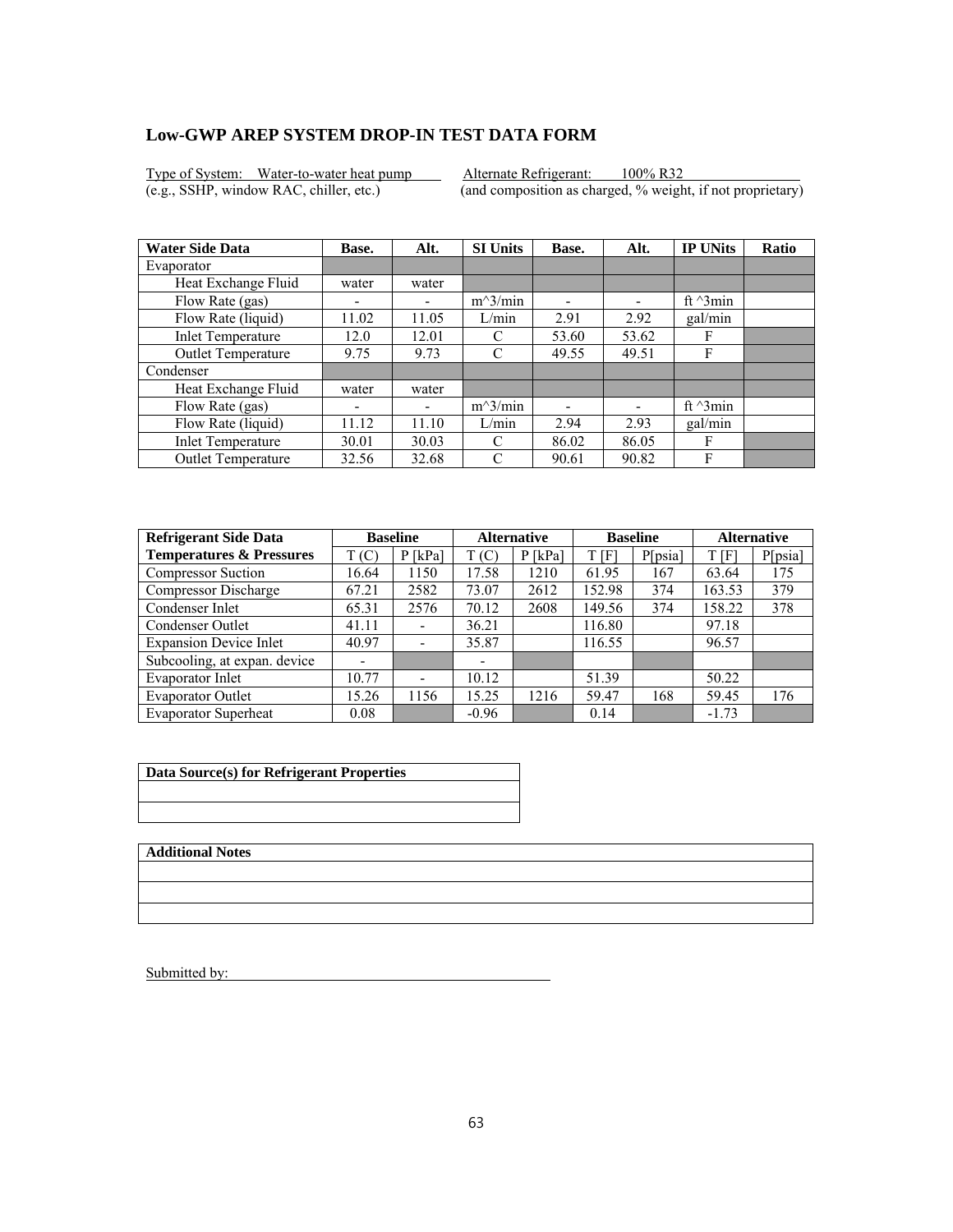## Low-GWP AREP SYSTEM DROP-IN TEST DATA FORM

Type of System: Water-to-water heat pump  
(e.g., SSHP, window RAC, chiller, etc.)

Alternate Refrigerant: 100% R32  
(and composition as charged, % weight, if not proprietary)

| Water Side Data | Base. | Alt. | SI Units | Base. | Alt. | IP UNits | Ratio |
|---|---|---|---|---|---|---|---|
| Evaporator | | | | | | | |
| Heat Exchange Fluid | water | water | | | | | |
| Flow Rate (gas) | - | - | m^3/min | - | - | ft ^3min | |
| Flow Rate (liquid) | 11.02 | 11.05 | L/min | 2.91 | 2.92 | gal/min | |
| Inlet Temperature | 12.0 | 12.01 | C | 53.60 | 53.62 | F | |
| Outlet Temperature | 9.75 | 9.73 | C | 49.55 | 49.51 | F | |
| Condenser | | | | | | | |
| Heat Exchange Fluid | water | water | | | | | |
| Flow Rate (gas) | - | - | m^3/min | - | - | ft ^3min | |
| Flow Rate (liquid) | 11.12 | 11.10 | L/min | 2.94 | 2.93 | gal/min | |
| Inlet Temperature | 30.01 | 30.03 | C | 86.02 | 86.05 | F | |
| Outlet Temperature | 32.56 | 32.68 | C | 90.61 | 90.82 | F | |

| Refrigerant Side Data | Baseline | | Alternative | | Baseline | | Alternative | |
|---|---|---|---|---|---|---|---|---|
| Temperatures & Pressures | T (C) | P [kPa] | T (C) | P [kPa] | T [F] | P[psia] | T [F] | P[psia] |
| Compressor Suction | 16.64 | 1150 | 17.58 | 1210 | 61.95 | 167 | 63.64 | 175 |
| Compressor Discharge | 67.21 | 2582 | 73.07 | 2612 | 152.98 | 374 | 163.53 | 379 |
| Condenser Inlet | 65.31 | 2576 | 70.12 | 2608 | 149.56 | 374 | 158.22 | 378 |
| Condenser Outlet | 41.11 | - | 36.21 | | 116.80 | | 97.18 | |
| Expansion Device Inlet | 40.97 | - | 35.87 | | 116.55 | | 96.57 | |
| Subcooling, at expan. device | - | | - | | | | | |
| Evaporator Inlet | 10.77 | - | 10.12 | | 51.39 | | 50.22 | |
| Evaporator Outlet | 15.26 | 1156 | 15.25 | 1216 | 59.47 | 168 | 59.45 | 176 |
| Evaporator Superheat | 0.08 | | -0.96 | | 0.14 | | -1.73 | |

| Data Source(s) for Refrigerant Properties |
|---|
| |
| |

| Additional Notes |
|---|
| |
| |
| |

Submitted by: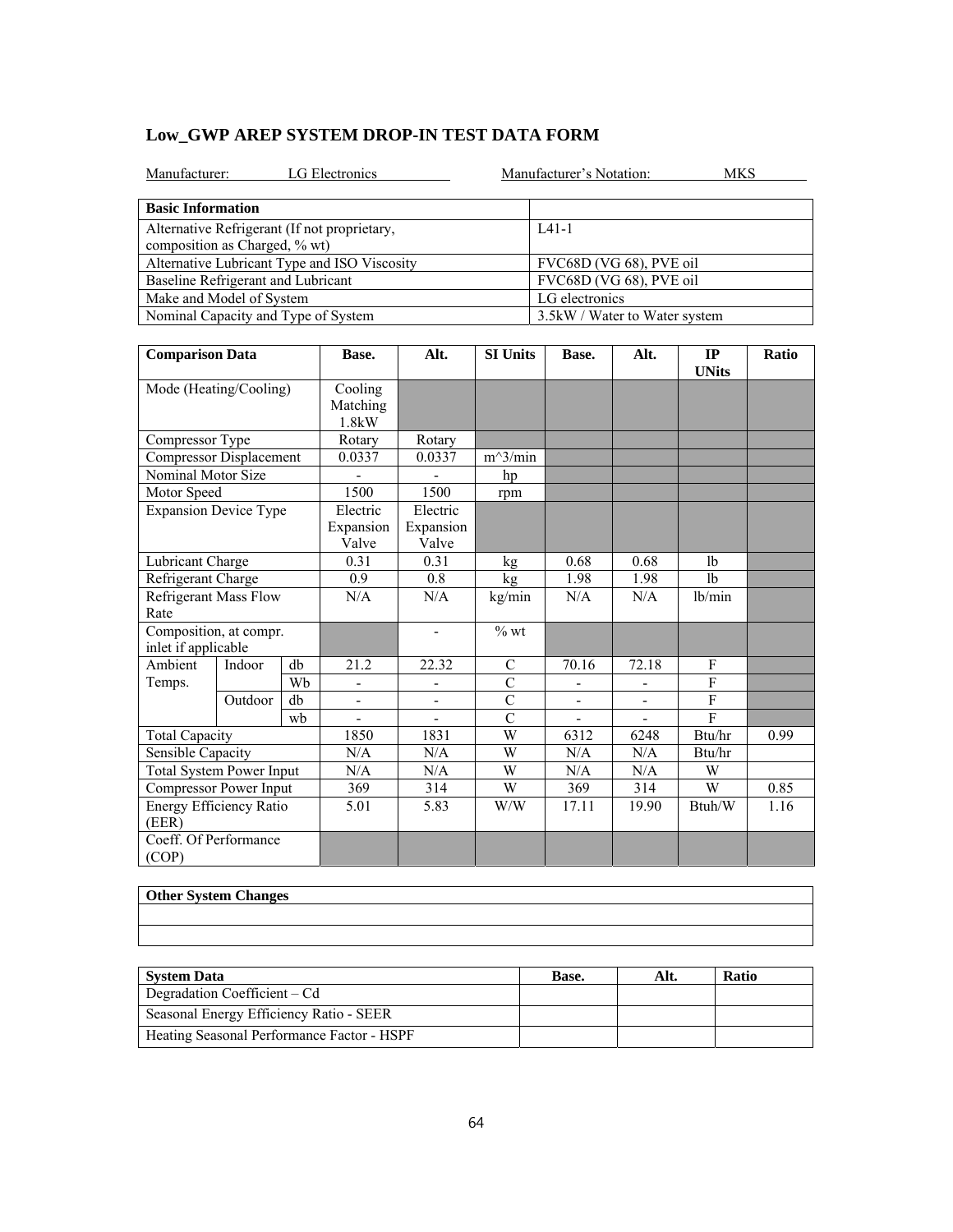## Low_GWP AREP SYSTEM DROP-IN TEST DATA FORM

Manufacturer: LG Electronics          Manufacturer's Notation: MKS

| Basic Information | |
|---|---|
| Alternative Refrigerant (If not proprietary, composition as Charged, % wt) | L41-1 |
| Alternative Lubricant Type and ISO Viscosity | FVC68D (VG 68), PVE oil |
| Baseline Refrigerant and Lubricant | FVC68D (VG 68), PVE oil |
| Make and Model of System | LG electronics |
| Nominal Capacity and Type of System | 3.5kW / Water to Water system |

| Comparison Data | | | Base. | Alt. | SI Units | Base. | Alt. | IP UNits | Ratio |
|---|---|---|---|---|---|---|---|---|---|
| Mode (Heating/Cooling) | | | Cooling Matching 1.8kW | | | | | | |
| Compressor Type | | | Rotary | Rotary | | | | | |
| Compressor Displacement | | | 0.0337 | 0.0337 | m^3/min | | | | |
| Nominal Motor Size | | | - | - | hp | | | | |
| Motor Speed | | | 1500 | 1500 | rpm | | | | |
| Expansion Device Type | | | Electric Expansion Valve | Electric Expansion Valve | | | | | |
| Lubricant Charge | | | 0.31 | 0.31 | kg | 0.68 | 0.68 | lb | |
| Refrigerant Charge | | | 0.9 | 0.8 | kg | 1.98 | 1.98 | lb | |
| Refrigerant Mass Flow Rate | | | N/A | N/A | kg/min | N/A | N/A | lb/min | |
| Composition, at compr. inlet if applicable | | | | - | % wt | | | | |
| Ambient Temps. | Indoor | db | 21.2 | 22.32 | C | 70.16 | 72.18 | F | |
| | | Wb | - | - | C | - | - | F | |
| | Outdoor | db | - | - | C | - | - | F | |
| | | wb | - | - | C | - | - | F | |
| Total Capacity | | | 1850 | 1831 | W | 6312 | 6248 | Btu/hr | 0.99 |
| Sensible Capacity | | | N/A | N/A | W | N/A | N/A | Btu/hr | |
| Total System Power Input | | | N/A | N/A | W | N/A | N/A | W | |
| Compressor Power Input | | | 369 | 314 | W | 369 | 314 | W | 0.85 |
| Energy Efficiency Ratio (EER) | | | 5.01 | 5.83 | W/W | 17.11 | 19.90 | Btuh/W | 1.16 |
| Coeff. Of Performance (COP) | | | | | | | | | |

| Other System Changes |
|---|
| |
| |

| System Data | Base. | Alt. | Ratio |
|---|---|---|---|
| Degradation Coefficient – Cd | | | |
| Seasonal Energy Efficiency Ratio - SEER | | | |
| Heating Seasonal Performance Factor - HSPF | | | |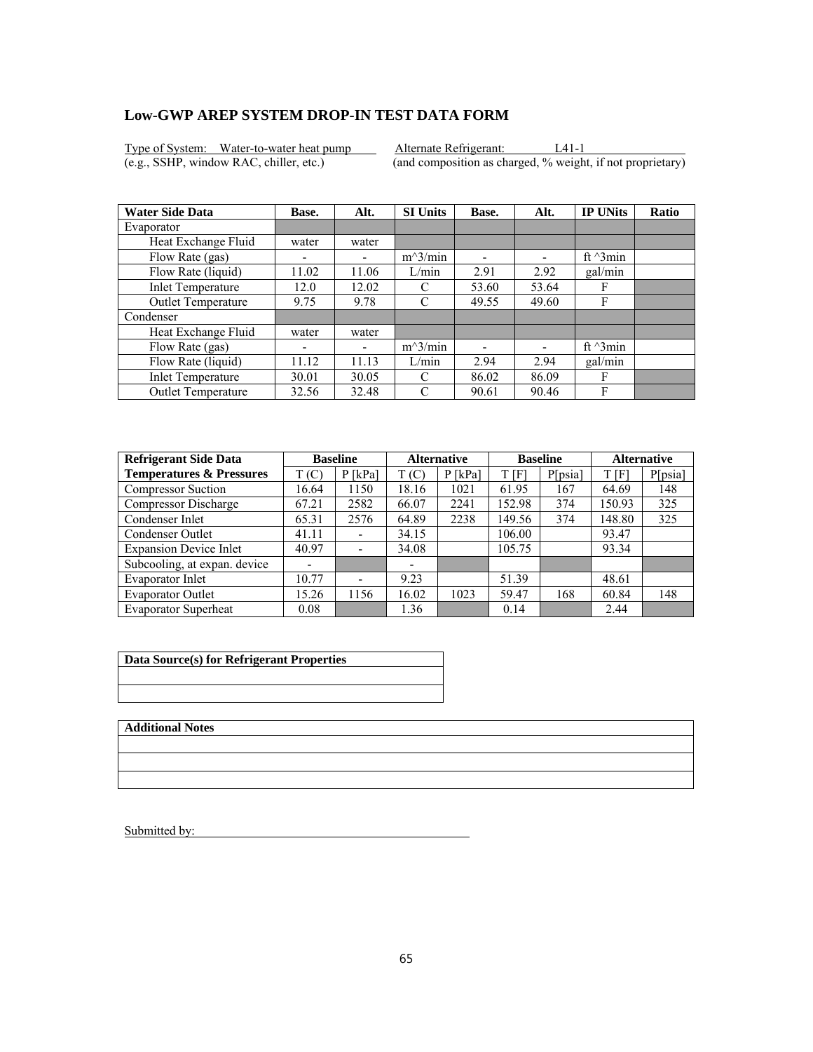## Low-GWP AREP SYSTEM DROP-IN TEST DATA FORM

Type of System: Water-to-water heat pump
(e.g., SSHP, window RAC, chiller, etc.)

Alternate Refrigerant: L41-1
(and composition as charged, % weight, if not proprietary)

| Water Side Data | Base. | Alt. | SI Units | Base. | Alt. | IP UNits | Ratio |
|---|---|---|---|---|---|---|---|
| Evaporator | | | | | | | |
| Heat Exchange Fluid | water | water | | | | | |
| Flow Rate (gas) | - | - | m^3/min | - | - | ft ^3min | |
| Flow Rate (liquid) | 11.02 | 11.06 | L/min | 2.91 | 2.92 | gal/min | |
| Inlet Temperature | 12.0 | 12.02 | C | 53.60 | 53.64 | F | |
| Outlet Temperature | 9.75 | 9.78 | C | 49.55 | 49.60 | F | |
| Condenser | | | | | | | |
| Heat Exchange Fluid | water | water | | | | | |
| Flow Rate (gas) | - | - | m^3/min | - | - | ft ^3min | |
| Flow Rate (liquid) | 11.12 | 11.13 | L/min | 2.94 | 2.94 | gal/min | |
| Inlet Temperature | 30.01 | 30.05 | C | 86.02 | 86.09 | F | |
| Outlet Temperature | 32.56 | 32.48 | C | 90.61 | 90.46 | F | |

| Refrigerant Side Data | Baseline | | Alternative | | Baseline | | Alternative | |
|---|---|---|---|---|---|---|---|---|
| Temperatures & Pressures | T (C) | P [kPa] | T (C) | P [kPa] | T [F] | P[psia] | T [F] | P[psia] |
| Compressor Suction | 16.64 | 1150 | 18.16 | 1021 | 61.95 | 167 | 64.69 | 148 |
| Compressor Discharge | 67.21 | 2582 | 66.07 | 2241 | 152.98 | 374 | 150.93 | 325 |
| Condenser Inlet | 65.31 | 2576 | 64.89 | 2238 | 149.56 | 374 | 148.80 | 325 |
| Condenser Outlet | 41.11 | - | 34.15 | | 106.00 | | 93.47 | |
| Expansion Device Inlet | 40.97 | - | 34.08 | | 105.75 | | 93.34 | |
| Subcooling, at expan. device | - | | - | | | | | |
| Evaporator Inlet | 10.77 | - | 9.23 | | 51.39 | | 48.61 | |
| Evaporator Outlet | 15.26 | 1156 | 16.02 | 1023 | 59.47 | 168 | 60.84 | 148 |
| Evaporator Superheat | 0.08 | | 1.36 | | 0.14 | | 2.44 | |

| Data Source(s) for Refrigerant Properties |
|---|
| |
| |

| Additional Notes |
|---|
| |
| |
| |

Submitted by: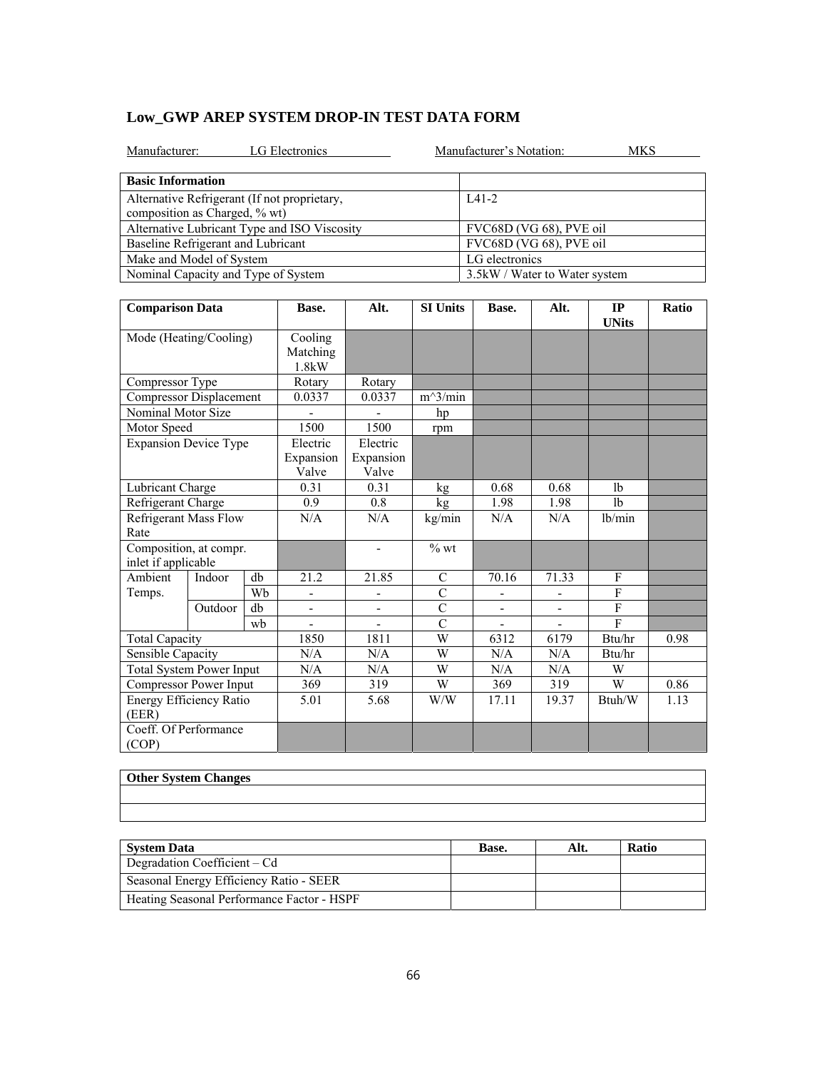## Low_GWP AREP SYSTEM DROP-IN TEST DATA FORM

Manufacturer: LG Electronics Manufacturer's Notation: MKS

| Basic Information | |
|---|---|
| Alternative Refrigerant (If not proprietary, composition as Charged, % wt) | L41-2 |
| Alternative Lubricant Type and ISO Viscosity | FVC68D (VG 68), PVE oil |
| Baseline Refrigerant and Lubricant | FVC68D (VG 68), PVE oil |
| Make and Model of System | LG electronics |
| Nominal Capacity and Type of System | 3.5kW / Water to Water system |

| Comparison Data | | | Base. | Alt. | SI Units | Base. | Alt. | IP UNits | Ratio |
|---|---|---|---|---|---|---|---|---|---|
| Mode (Heating/Cooling) | | | Cooling Matching 1.8kW | | | | | | |
| Compressor Type | | | Rotary | Rotary | | | | | |
| Compressor Displacement | | | 0.0337 | 0.0337 | m^3/min | | | | |
| Nominal Motor Size | | | - | - | hp | | | | |
| Motor Speed | | | 1500 | 1500 | rpm | | | | |
| Expansion Device Type | | | Electric Expansion Valve | Electric Expansion Valve | | | | | |
| Lubricant Charge | | | 0.31 | 0.31 | kg | 0.68 | 0.68 | lb | |
| Refrigerant Charge | | | 0.9 | 0.8 | kg | 1.98 | 1.98 | lb | |
| Refrigerant Mass Flow Rate | | | N/A | N/A | kg/min | N/A | N/A | lb/min | |
| Composition, at compr. inlet if applicable | | | | - | % wt | | | | |
| Ambient Temps. | Indoor | db | 21.2 | 21.85 | C | 70.16 | 71.33 | F | |
| | | Wb | - | - | C | - | - | F | |
| | Outdoor | db | - | - | C | - | - | F | |
| | | wb | - | - | C | - | - | F | |
| Total Capacity | | | 1850 | 1811 | W | 6312 | 6179 | Btu/hr | 0.98 |
| Sensible Capacity | | | N/A | N/A | W | N/A | N/A | Btu/hr | |
| Total System Power Input | | | N/A | N/A | W | N/A | N/A | W | |
| Compressor Power Input | | | 369 | 319 | W | 369 | 319 | W | 0.86 |
| Energy Efficiency Ratio (EER) | | | 5.01 | 5.68 | W/W | 17.11 | 19.37 | Btuh/W | 1.13 |
| Coeff. Of Performance (COP) | | | | | | | | | |

| Other System Changes |
|---|
| |
| |

| System Data | Base. | Alt. | Ratio |
|---|---|---|---|
| Degradation Coefficient – Cd | | | |
| Seasonal Energy Efficiency Ratio - SEER | | | |
| Heating Seasonal Performance Factor - HSPF | | | |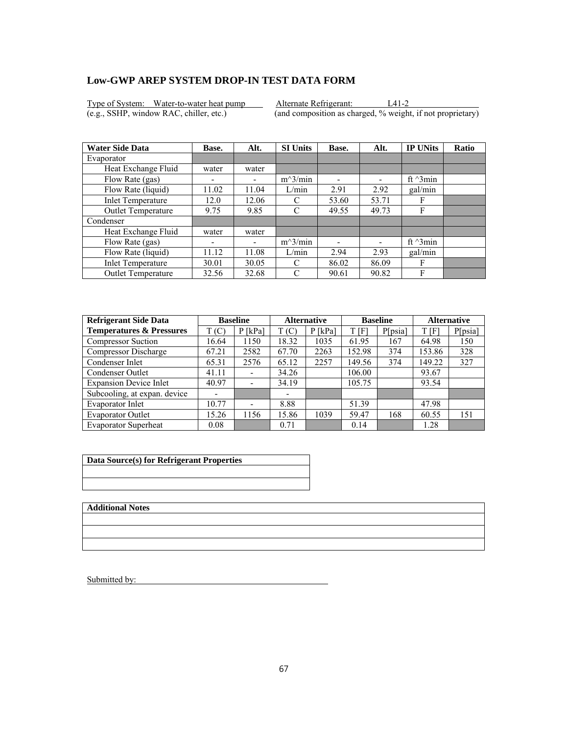## Low-GWP AREP SYSTEM DROP-IN TEST DATA FORM

Type of System: Water-to-water heat pump (e.g., SSHP, window RAC, chiller, etc.)

Alternate Refrigerant: L41-2 (and composition as charged, % weight, if not proprietary)

| Water Side Data | Base. | Alt. | SI Units | Base. | Alt. | IP UNits | Ratio |
|---|---|---|---|---|---|---|---|
| Evaporator | | | | | | | |
| Heat Exchange Fluid | water | water | | | | | |
| Flow Rate (gas) | - | - | m^3/min | - | - | ft ^3min | |
| Flow Rate (liquid) | 11.02 | 11.04 | L/min | 2.91 | 2.92 | gal/min | |
| Inlet Temperature | 12.0 | 12.06 | C | 53.60 | 53.71 | F | |
| Outlet Temperature | 9.75 | 9.85 | C | 49.55 | 49.73 | F | |
| Condenser | | | | | | | |
| Heat Exchange Fluid | water | water | | | | | |
| Flow Rate (gas) | - | - | m^3/min | - | - | ft ^3min | |
| Flow Rate (liquid) | 11.12 | 11.08 | L/min | 2.94 | 2.93 | gal/min | |
| Inlet Temperature | 30.01 | 30.05 | C | 86.02 | 86.09 | F | |
| Outlet Temperature | 32.56 | 32.68 | C | 90.61 | 90.82 | F | |

| Refrigerant Side Data | Baseline | | Alternative | | Baseline | | Alternative | |
|---|---|---|---|---|---|---|---|---|
| Temperatures & Pressures | T (C) | P [kPa] | T (C) | P [kPa] | T [F] | P[psia] | T [F] | P[psia] |
| Compressor Suction | 16.64 | 1150 | 18.32 | 1035 | 61.95 | 167 | 64.98 | 150 |
| Compressor Discharge | 67.21 | 2582 | 67.70 | 2263 | 152.98 | 374 | 153.86 | 328 |
| Condenser Inlet | 65.31 | 2576 | 65.12 | 2257 | 149.56 | 374 | 149.22 | 327 |
| Condenser Outlet | 41.11 | - | 34.26 | | 106.00 | | 93.67 | |
| Expansion Device Inlet | 40.97 | - | 34.19 | | 105.75 | | 93.54 | |
| Subcooling, at expan. device | - | | - | | | | | |
| Evaporator Inlet | 10.77 | - | 8.88 | | 51.39 | | 47.98 | |
| Evaporator Outlet | 15.26 | 1156 | 15.86 | 1039 | 59.47 | 168 | 60.55 | 151 |
| Evaporator Superheat | 0.08 | | 0.71 | | 0.14 | | 1.28 | |

| Data Source(s) for Refrigerant Properties |
|---|
| |
| |

| Additional Notes |
|---|
| |
| |
| |

Submitted by: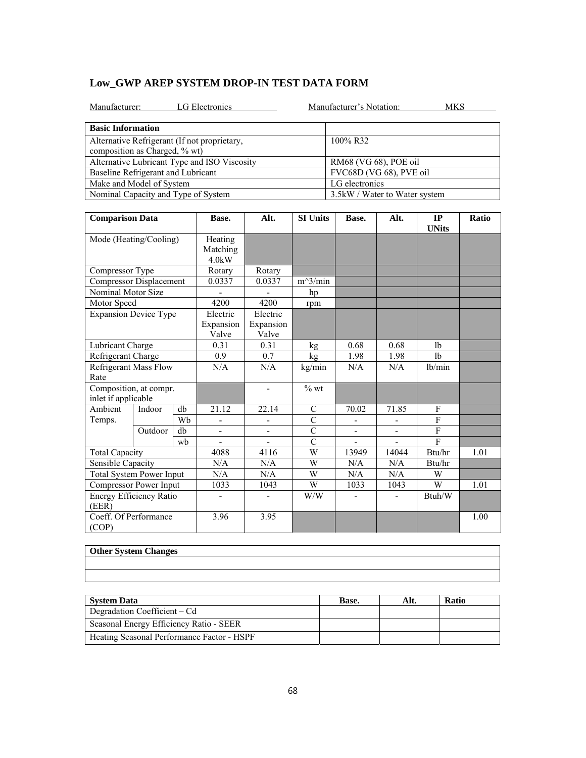## Low_GWP AREP SYSTEM DROP-IN TEST DATA FORM

Manufacturer: LG Electronics Manufacturer's Notation: MKS

| Basic Information | |
|---|---|
| Alternative Refrigerant (If not proprietary, composition as Charged, % wt) | 100% R32 |
| Alternative Lubricant Type and ISO Viscosity | RM68 (VG 68), POE oil |
| Baseline Refrigerant and Lubricant | FVC68D (VG 68), PVE oil |
| Make and Model of System | LG electronics |
| Nominal Capacity and Type of System | 3.5kW / Water to Water system |

| Comparison Data | | | Base. | Alt. | SI Units | Base. | Alt. | IP UNits | Ratio |
|---|---|---|---|---|---|---|---|---|---|
| Mode (Heating/Cooling) | | | Heating Matching 4.0kW | | | | | | |
| Compressor Type | | | Rotary | Rotary | | | | | |
| Compressor Displacement | | | 0.0337 | 0.0337 | m^3/min | | | | |
| Nominal Motor Size | | | - | - | hp | | | | |
| Motor Speed | | | 4200 | 4200 | rpm | | | | |
| Expansion Device Type | | | Electric Expansion Valve | Electric Expansion Valve | | | | | |
| Lubricant Charge | | | 0.31 | 0.31 | kg | 0.68 | 0.68 | lb | |
| Refrigerant Charge | | | 0.9 | 0.7 | kg | 1.98 | 1.98 | lb | |
| Refrigerant Mass Flow Rate | | | N/A | N/A | kg/min | N/A | N/A | lb/min | |
| Composition, at compr. inlet if applicable | | | | - | % wt | | | | |
| Ambient Temps. | Indoor | db | 21.12 | 22.14 | C | 70.02 | 71.85 | F | |
| | | Wb | - | - | C | - | - | F | |
| | Outdoor | db | - | - | C | - | - | F | |
| | | wb | - | - | C | - | - | F | |
| Total Capacity | | | 4088 | 4116 | W | 13949 | 14044 | Btu/hr | 1.01 |
| Sensible Capacity | | | N/A | N/A | W | N/A | N/A | Btu/hr | |
| Total System Power Input | | | N/A | N/A | W | N/A | N/A | W | |
| Compressor Power Input | | | 1033 | 1043 | W | 1033 | 1043 | W | 1.01 |
| Energy Efficiency Ratio (EER) | | | - | - | W/W | - | - | Btuh/W | |
| Coeff. Of Performance (COP) | | | 3.96 | 3.95 | | | | | 1.00 |

| Other System Changes |
|---|
| |
| |

| System Data | Base. | Alt. | Ratio |
|---|---|---|---|
| Degradation Coefficient – Cd | | | |
| Seasonal Energy Efficiency Ratio - SEER | | | |
| Heating Seasonal Performance Factor - HSPF | | | |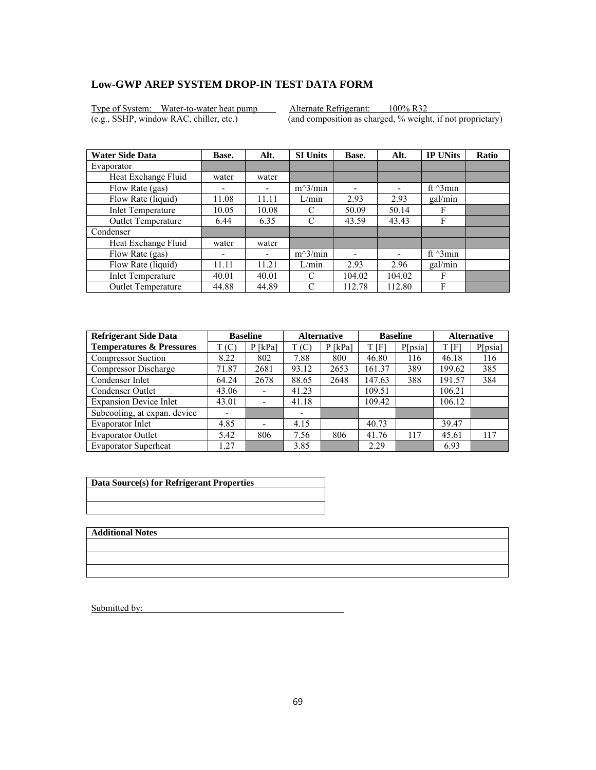## Low-GWP AREP SYSTEM DROP-IN TEST DATA FORM

Type of System: Water-to-water heat pump
(e.g., SSHP, window RAC, chiller, etc.)

Alternate Refrigerant: 100% R32
(and composition as charged, % weight, if not proprietary)

| Water Side Data | Base. | Alt. | SI Units | Base. | Alt. | IP UNits | Ratio |
|---|---|---|---|---|---|---|---|
| Evaporator | | | | | | | |
| Heat Exchange Fluid | water | water | | | | | |
| Flow Rate (gas) | - | - | m^3/min | - | - | ft ^3min | |
| Flow Rate (liquid) | 11.08 | 11.11 | L/min | 2.93 | 2.93 | gal/min | |
| Inlet Temperature | 10.05 | 10.08 | C | 50.09 | 50.14 | F | |
| Outlet Temperature | 6.44 | 6.35 | C | 43.59 | 43.43 | F | |
| Condenser | | | | | | | |
| Heat Exchange Fluid | water | water | | | | | |
| Flow Rate (gas) | - | - | m^3/min | - | - | ft ^3min | |
| Flow Rate (liquid) | 11.11 | 11.21 | L/min | 2.93 | 2.96 | gal/min | |
| Inlet Temperature | 40.01 | 40.01 | C | 104.02 | 104.02 | F | |
| Outlet Temperature | 44.88 | 44.89 | C | 112.78 | 112.80 | F | |

| Refrigerant Side Data | Baseline | | Alternative | | Baseline | | Alternative | |
|---|---|---|---|---|---|---|---|---|
| Temperatures & Pressures | T (C) | P [kPa] | T (C) | P [kPa] | T [F] | P[psia] | T [F] | P[psia] |
| Compressor Suction | 8.22 | 802 | 7.88 | 800 | 46.80 | 116 | 46.18 | 116 |
| Compressor Discharge | 71.87 | 2681 | 93.12 | 2653 | 161.37 | 389 | 199.62 | 385 |
| Condenser Inlet | 64.24 | 2678 | 88.65 | 2648 | 147.63 | 388 | 191.57 | 384 |
| Condenser Outlet | 43.06 | - | 41.23 | | 109.51 | | 106.21 | |
| Expansion Device Inlet | 43.01 | - | 41.18 | | 109.42 | | 106.12 | |
| Subcooling, at expan. device | - | | - | | | | | |
| Evaporator Inlet | 4.85 | - | 4.15 | | 40.73 | | 39.47 | |
| Evaporator Outlet | 5.42 | 806 | 7.56 | 806 | 41.76 | 117 | 45.61 | 117 |
| Evaporator Superheat | 1.27 | | 3.85 | | 2.29 | | 6.93 | |

| Data Source(s) for Refrigerant Properties |
|---|
| |
| |

| Additional Notes |
|---|
| |
| |
| |

Submitted by: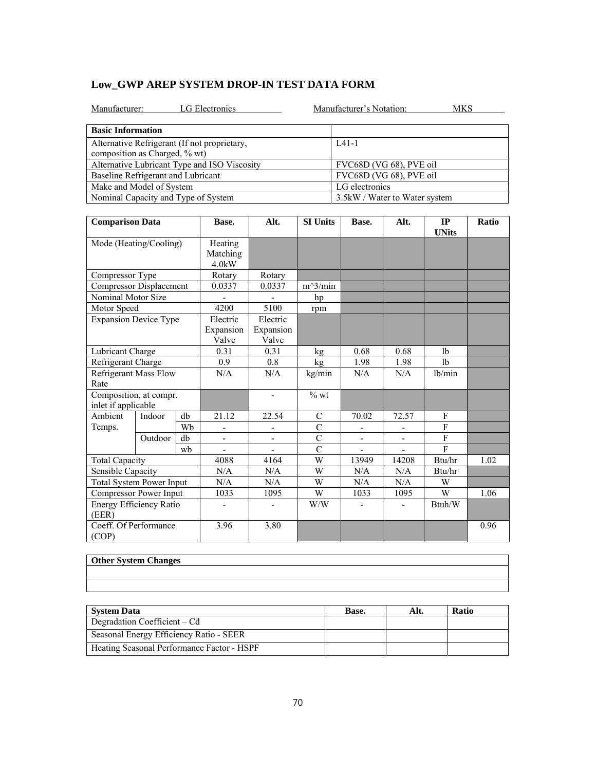## Low_GWP AREP SYSTEM DROP-IN TEST DATA FORM

Manufacturer: LG Electronics    Manufacturer's Notation: MKS

| Basic Information | |
|---|---|
| Alternative Refrigerant (If not proprietary, composition as Charged, % wt) | L41-1 |
| Alternative Lubricant Type and ISO Viscosity | FVC68D (VG 68), PVE oil |
| Baseline Refrigerant and Lubricant | FVC68D (VG 68), PVE oil |
| Make and Model of System | LG electronics |
| Nominal Capacity and Type of System | 3.5kW / Water to Water system |

| Comparison Data | | | Base. | Alt. | SI Units | Base. | Alt. | IP UNits | Ratio |
|---|---|---|---|---|---|---|---|---|---|
| Mode (Heating/Cooling) | | | Heating Matching 4.0kW | | | | | | |
| Compressor Type | | | Rotary | Rotary | | | | | |
| Compressor Displacement | | | 0.0337 | 0.0337 | m^3/min | | | | |
| Nominal Motor Size | | | - | - | hp | | | | |
| Motor Speed | | | 4200 | 5100 | rpm | | | | |
| Expansion Device Type | | | Electric Expansion Valve | Electric Expansion Valve | | | | | |
| Lubricant Charge | | | 0.31 | 0.31 | kg | 0.68 | 0.68 | lb | |
| Refrigerant Charge | | | 0.9 | 0.8 | kg | 1.98 | 1.98 | lb | |
| Refrigerant Mass Flow Rate | | | N/A | N/A | kg/min | N/A | N/A | lb/min | |
| Composition, at compr. inlet if applicable | | | | - | % wt | | | | |
| Ambient Temps. | Indoor | db | 21.12 | 22.54 | C | 70.02 | 72.57 | F | |
| | | Wb | - | - | C | - | - | F | |
| | Outdoor | db | - | - | C | - | - | F | |
| | | wb | - | - | C | - | - | F | |
| Total Capacity | | | 4088 | 4164 | W | 13949 | 14208 | Btu/hr | 1.02 |
| Sensible Capacity | | | N/A | N/A | W | N/A | N/A | Btu/hr | |
| Total System Power Input | | | N/A | N/A | W | N/A | N/A | W | |
| Compressor Power Input | | | 1033 | 1095 | W | 1033 | 1095 | W | 1.06 |
| Energy Efficiency Ratio (EER) | | | - | - | W/W | - | - | Btuh/W | |
| Coeff. Of Performance (COP) | | | 3.96 | 3.80 | | | | | 0.96 |

| Other System Changes |
|---|
| |
| |

| System Data | Base. | Alt. | Ratio |
|---|---|---|---|
| Degradation Coefficient – Cd | | | |
| Seasonal Energy Efficiency Ratio - SEER | | | |
| Heating Seasonal Performance Factor - HSPF | | | |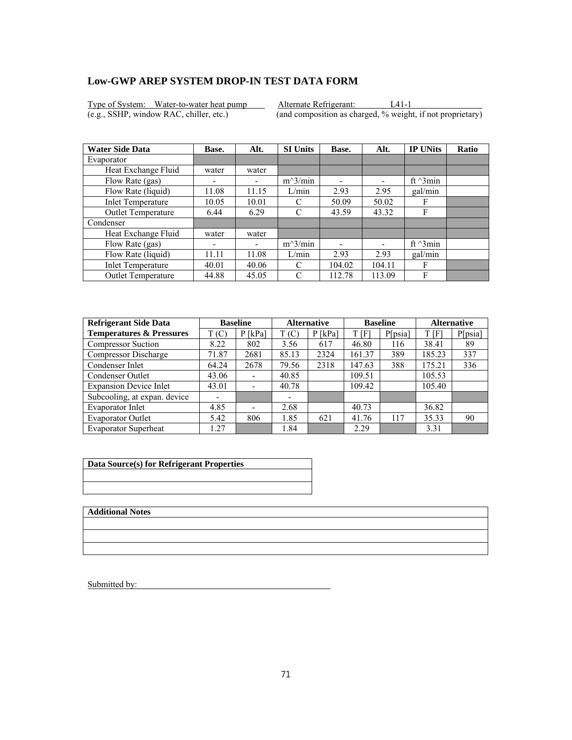## Low-GWP AREP SYSTEM DROP-IN TEST DATA FORM

Type of System: Water-to-water heat pump  
(e.g., SSHP, window RAC, chiller, etc.)

Alternate Refrigerant: L41-1  
(and composition as charged, % weight, if not proprietary)

| Water Side Data | Base. | Alt. | SI Units | Base. | Alt. | IP UNits | Ratio |
|---|---|---|---|---|---|---|---|
| Evaporator | | | | | | | |
| Heat Exchange Fluid | water | water | | | | | |
| Flow Rate (gas) | - | - | m^3/min | - | - | ft ^3min | |
| Flow Rate (liquid) | 11.08 | 11.15 | L/min | 2.93 | 2.95 | gal/min | |
| Inlet Temperature | 10.05 | 10.01 | C | 50.09 | 50.02 | F | |
| Outlet Temperature | 6.44 | 6.29 | C | 43.59 | 43.32 | F | |
| Condenser | | | | | | | |
| Heat Exchange Fluid | water | water | | | | | |
| Flow Rate (gas) | - | - | m^3/min | - | - | ft ^3min | |
| Flow Rate (liquid) | 11.11 | 11.08 | L/min | 2.93 | 2.93 | gal/min | |
| Inlet Temperature | 40.01 | 40.06 | C | 104.02 | 104.11 | F | |
| Outlet Temperature | 44.88 | 45.05 | C | 112.78 | 113.09 | F | |

| Refrigerant Side Data | Baseline | | Alternative | | Baseline | | Alternative | |
|---|---|---|---|---|---|---|---|---|
| Temperatures & Pressures | T (C) | P [kPa] | T (C) | P [kPa] | T [F] | P[psia] | T [F] | P[psia] |
| Compressor Suction | 8.22 | 802 | 3.56 | 617 | 46.80 | 116 | 38.41 | 89 |
| Compressor Discharge | 71.87 | 2681 | 85.13 | 2324 | 161.37 | 389 | 185.23 | 337 |
| Condenser Inlet | 64.24 | 2678 | 79.56 | 2318 | 147.63 | 388 | 175.21 | 336 |
| Condenser Outlet | 43.06 | - | 40.85 | | 109.51 | | 105.53 | |
| Expansion Device Inlet | 43.01 | - | 40.78 | | 109.42 | | 105.40 | |
| Subcooling, at expan. device | - | | - | | | | | |
| Evaporator Inlet | 4.85 | - | 2.68 | | 40.73 | | 36.82 | |
| Evaporator Outlet | 5.42 | 806 | 1.85 | 621 | 41.76 | 117 | 35.33 | 90 |
| Evaporator Superheat | 1.27 | | 1.84 | | 2.29 | | 3.31 | |

| Data Source(s) for Refrigerant Properties |
|---|
| |
| |

| Additional Notes |
|---|
| |
| |
| |

Submitted by: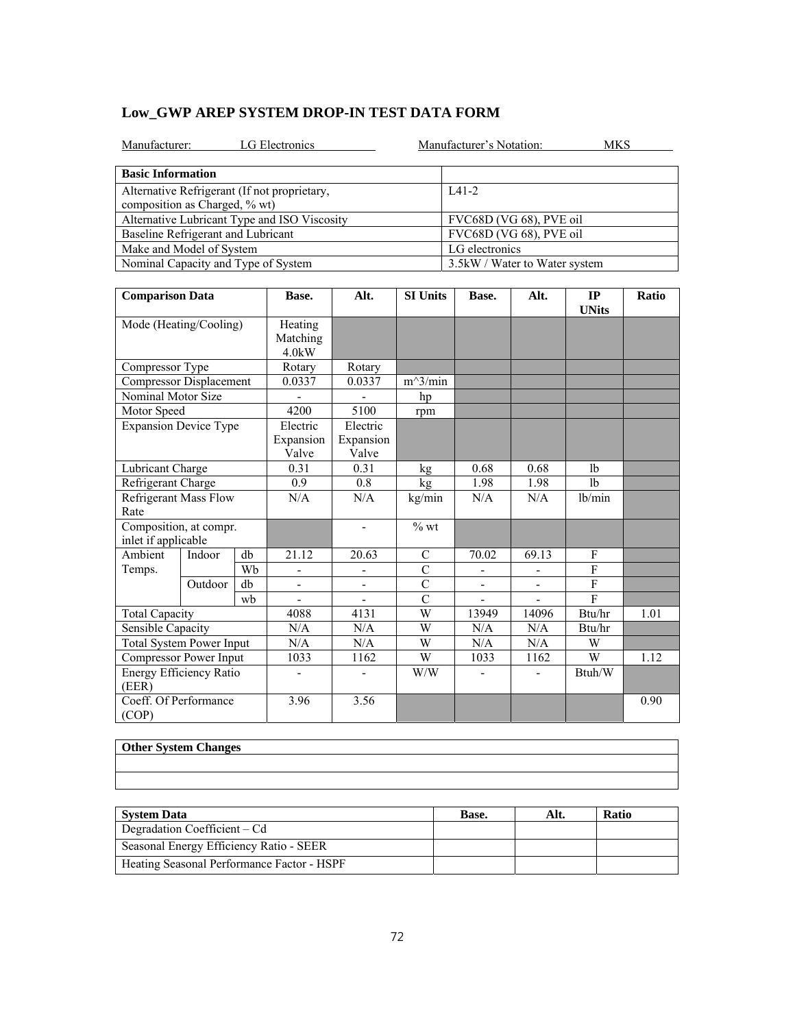## Low_GWP AREP SYSTEM DROP-IN TEST DATA FORM

Manufacturer: LG Electronics    Manufacturer's Notation: MKS

| Basic Information | |
|---|---|
| Alternative Refrigerant (If not proprietary, composition as Charged, % wt) | L41-2 |
| Alternative Lubricant Type and ISO Viscosity | FVC68D (VG 68), PVE oil |
| Baseline Refrigerant and Lubricant | FVC68D (VG 68), PVE oil |
| Make and Model of System | LG electronics |
| Nominal Capacity and Type of System | 3.5kW / Water to Water system |

| Comparison Data | | | Base. | Alt. | SI Units | Base. | Alt. | IP UNits | Ratio |
|---|---|---|---|---|---|---|---|---|---|
| Mode (Heating/Cooling) | | | Heating Matching 4.0kW | | | | | | |
| Compressor Type | | | Rotary | Rotary | | | | | |
| Compressor Displacement | | | 0.0337 | 0.0337 | m^3/min | | | | |
| Nominal Motor Size | | | - | - | hp | | | | |
| Motor Speed | | | 4200 | 5100 | rpm | | | | |
| Expansion Device Type | | | Electric Expansion Valve | Electric Expansion Valve | | | | | |
| Lubricant Charge | | | 0.31 | 0.31 | kg | 0.68 | 0.68 | lb | |
| Refrigerant Charge | | | 0.9 | 0.8 | kg | 1.98 | 1.98 | lb | |
| Refrigerant Mass Flow Rate | | | N/A | N/A | kg/min | N/A | N/A | lb/min | |
| Composition, at compr. inlet if applicable | | | | - | % wt | | | | |
| Ambient Temps. | Indoor | db | 21.12 | 20.63 | C | 70.02 | 69.13 | F | |
| | | Wb | - | - | C | - | - | F | |
| | Outdoor | db | - | - | C | - | - | F | |
| | | wb | - | - | C | - | - | F | |
| Total Capacity | | | 4088 | 4131 | W | 13949 | 14096 | Btu/hr | 1.01 |
| Sensible Capacity | | | N/A | N/A | W | N/A | N/A | Btu/hr | |
| Total System Power Input | | | N/A | N/A | W | N/A | N/A | W | |
| Compressor Power Input | | | 1033 | 1162 | W | 1033 | 1162 | W | 1.12 |
| Energy Efficiency Ratio (EER) | | | - | - | W/W | - | - | Btuh/W | |
| Coeff. Of Performance (COP) | | | 3.96 | 3.56 | | | | | 0.90 |

| Other System Changes |
|---|
| |
| |

| System Data | Base. | Alt. | Ratio |
|---|---|---|---|
| Degradation Coefficient – Cd | | | |
| Seasonal Energy Efficiency Ratio - SEER | | | |
| Heating Seasonal Performance Factor - HSPF | | | |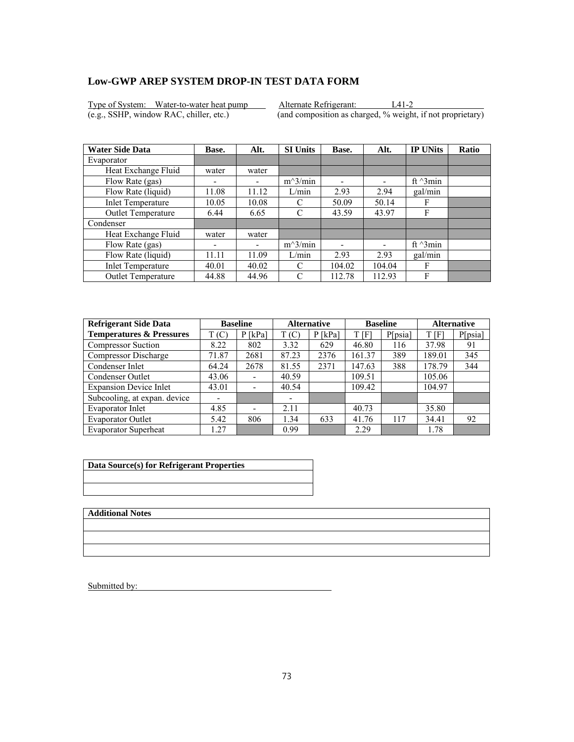## Low-GWP AREP SYSTEM DROP-IN TEST DATA FORM

Type of System: Water-to-water heat pump
(e.g., SSHP, window RAC, chiller, etc.)

Alternate Refrigerant: L41-2
(and composition as charged, % weight, if not proprietary)

| Water Side Data | Base. | Alt. | SI Units | Base. | Alt. | IP UNits | Ratio |
|---|---|---|---|---|---|---|---|
| Evaporator | | | | | | | |
| Heat Exchange Fluid | water | water | | | | | |
| Flow Rate (gas) | - | - | m^3/min | - | - | ft ^3min | |
| Flow Rate (liquid) | 11.08 | 11.12 | L/min | 2.93 | 2.94 | gal/min | |
| Inlet Temperature | 10.05 | 10.08 | C | 50.09 | 50.14 | F | |
| Outlet Temperature | 6.44 | 6.65 | C | 43.59 | 43.97 | F | |
| Condenser | | | | | | | |
| Heat Exchange Fluid | water | water | | | | | |
| Flow Rate (gas) | - | - | m^3/min | - | - | ft ^3min | |
| Flow Rate (liquid) | 11.11 | 11.09 | L/min | 2.93 | 2.93 | gal/min | |
| Inlet Temperature | 40.01 | 40.02 | C | 104.02 | 104.04 | F | |
| Outlet Temperature | 44.88 | 44.96 | C | 112.78 | 112.93 | F | |

| Refrigerant Side Data | Baseline | | Alternative | | Baseline | | Alternative | |
|---|---|---|---|---|---|---|---|---|
| Temperatures & Pressures | T (C) | P [kPa] | T (C) | P [kPa] | T [F] | P[psia] | T [F] | P[psia] |
| Compressor Suction | 8.22 | 802 | 3.32 | 629 | 46.80 | 116 | 37.98 | 91 |
| Compressor Discharge | 71.87 | 2681 | 87.23 | 2376 | 161.37 | 389 | 189.01 | 345 |
| Condenser Inlet | 64.24 | 2678 | 81.55 | 2371 | 147.63 | 388 | 178.79 | 344 |
| Condenser Outlet | 43.06 | - | 40.59 | | 109.51 | | 105.06 | |
| Expansion Device Inlet | 43.01 | - | 40.54 | | 109.42 | | 104.97 | |
| Subcooling, at expan. device | - | | - | | | | | |
| Evaporator Inlet | 4.85 | - | 2.11 | | 40.73 | | 35.80 | |
| Evaporator Outlet | 5.42 | 806 | 1.34 | 633 | 41.76 | 117 | 34.41 | 92 |
| Evaporator Superheat | 1.27 | | 0.99 | | 2.29 | | 1.78 | |

| Data Source(s) for Refrigerant Properties |
|---|
| |
| |

| Additional Notes |
|---|
| |
| |
| |

Submitted by: ______________________________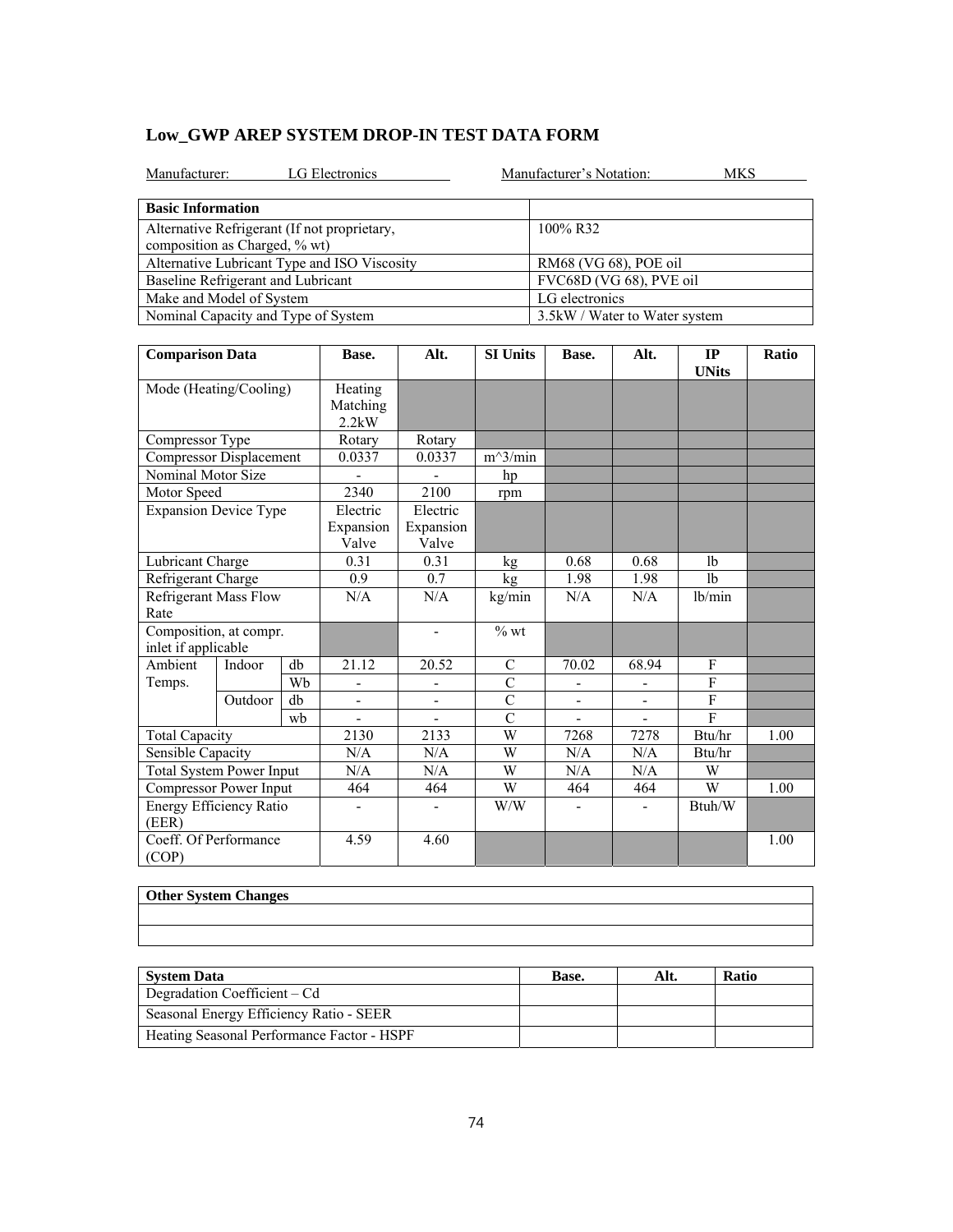## Low_GWP AREP SYSTEM DROP-IN TEST DATA FORM

Manufacturer: LG Electronics Manufacturer's Notation: MKS

| Basic Information | |
|---|---|
| Alternative Refrigerant (If not proprietary, composition as Charged, % wt) | 100% R32 |
| Alternative Lubricant Type and ISO Viscosity | RM68 (VG 68), POE oil |
| Baseline Refrigerant and Lubricant | FVC68D (VG 68), PVE oil |
| Make and Model of System | LG electronics |
| Nominal Capacity and Type of System | 3.5kW / Water to Water system |

| Comparison Data | | | Base. | Alt. | SI Units | Base. | Alt. | IP UNits | Ratio |
|---|---|---|---|---|---|---|---|---|---|
| Mode (Heating/Cooling) | | | Heating Matching 2.2kW | | | | | | |
| Compressor Type | | | Rotary | Rotary | | | | | |
| Compressor Displacement | | | 0.0337 | 0.0337 | m^3/min | | | | |
| Nominal Motor Size | | | - | - | hp | | | | |
| Motor Speed | | | 2340 | 2100 | rpm | | | | |
| Expansion Device Type | | | Electric Expansion Valve | Electric Expansion Valve | | | | | |
| Lubricant Charge | | | 0.31 | 0.31 | kg | 0.68 | 0.68 | lb | |
| Refrigerant Charge | | | 0.9 | 0.7 | kg | 1.98 | 1.98 | lb | |
| Refrigerant Mass Flow Rate | | | N/A | N/A | kg/min | N/A | N/A | lb/min | |
| Composition, at compr. inlet if applicable | | | | - | % wt | | | | |
| Ambient Temps. | Indoor | db | 21.12 | 20.52 | C | 70.02 | 68.94 | F | |
| | | Wb | - | - | C | - | - | F | |
| | Outdoor | db | - | - | C | - | - | F | |
| | | wb | - | - | C | - | - | F | |
| Total Capacity | | | 2130 | 2133 | W | 7268 | 7278 | Btu/hr | 1.00 |
| Sensible Capacity | | | N/A | N/A | W | N/A | N/A | Btu/hr | |
| Total System Power Input | | | N/A | N/A | W | N/A | N/A | W | |
| Compressor Power Input | | | 464 | 464 | W | 464 | 464 | W | 1.00 |
| Energy Efficiency Ratio (EER) | | | - | - | W/W | - | - | Btuh/W | |
| Coeff. Of Performance (COP) | | | 4.59 | 4.60 | | | | | 1.00 |

| Other System Changes |
|---|
| |
| |

| System Data | Base. | Alt. | Ratio |
|---|---|---|---|
| Degradation Coefficient – Cd | | | |
| Seasonal Energy Efficiency Ratio - SEER | | | |
| Heating Seasonal Performance Factor - HSPF | | | |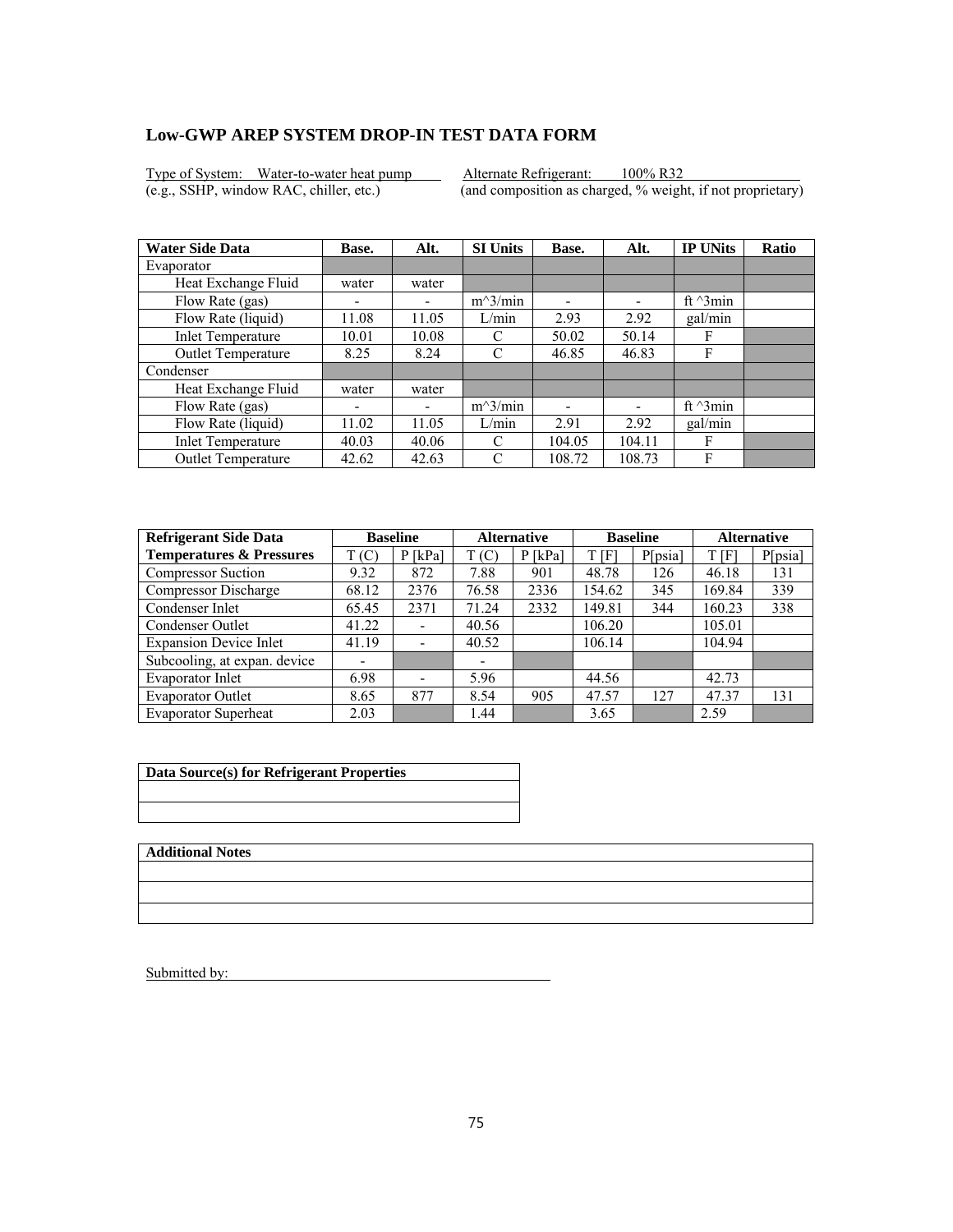## Low-GWP AREP SYSTEM DROP-IN TEST DATA FORM

Type of System: Water-to-water heat pump  Alternate Refrigerant: 100% R32
(e.g., SSHP, window RAC, chiller, etc.)  (and composition as charged, % weight, if not proprietary)

| Water Side Data | Base. | Alt. | SI Units | Base. | Alt. | IP UNits | Ratio |
|---|---|---|---|---|---|---|---|
| Evaporator | | | | | | | |
| Heat Exchange Fluid | water | water | | | | | |
| Flow Rate (gas) | - | - | m^3/min | - | - | ft ^3min | |
| Flow Rate (liquid) | 11.08 | 11.05 | L/min | 2.93 | 2.92 | gal/min | |
| Inlet Temperature | 10.01 | 10.08 | C | 50.02 | 50.14 | F | |
| Outlet Temperature | 8.25 | 8.24 | C | 46.85 | 46.83 | F | |
| Condenser | | | | | | | |
| Heat Exchange Fluid | water | water | | | | | |
| Flow Rate (gas) | - | - | m^3/min | - | - | ft ^3min | |
| Flow Rate (liquid) | 11.02 | 11.05 | L/min | 2.91 | 2.92 | gal/min | |
| Inlet Temperature | 40.03 | 40.06 | C | 104.05 | 104.11 | F | |
| Outlet Temperature | 42.62 | 42.63 | C | 108.72 | 108.73 | F | |

| Refrigerant Side Data | Baseline | | Alternative | | Baseline | | Alternative | |
|---|---|---|---|---|---|---|---|---|
| Temperatures & Pressures | T (C) | P [kPa] | T (C) | P [kPa] | T [F] | P[psia] | T [F] | P[psia] |
| Compressor Suction | 9.32 | 872 | 7.88 | 901 | 48.78 | 126 | 46.18 | 131 |
| Compressor Discharge | 68.12 | 2376 | 76.58 | 2336 | 154.62 | 345 | 169.84 | 339 |
| Condenser Inlet | 65.45 | 2371 | 71.24 | 2332 | 149.81 | 344 | 160.23 | 338 |
| Condenser Outlet | 41.22 | - | 40.56 | | 106.20 | | 105.01 | |
| Expansion Device Inlet | 41.19 | - | 40.52 | | 106.14 | | 104.94 | |
| Subcooling, at expan. device | - | | - | | | | | |
| Evaporator Inlet | 6.98 | - | 5.96 | | 44.56 | | 42.73 | |
| Evaporator Outlet | 8.65 | 877 | 8.54 | 905 | 47.57 | 127 | 47.37 | 131 |
| Evaporator Superheat | 2.03 | | 1.44 | | 3.65 | | 2.59 | |

| Data Source(s) for Refrigerant Properties |
|---|
| |
| |

| Additional Notes |
|---|
| |
| |
| |

Submitted by: \_\_\_\_\_\_\_\_\_\_\_\_\_\_\_\_\_\_\_\_\_\_\_\_\_\_\_\_\_\_\_\_\_\_\_\_\_\_\_\_\_\_\_\_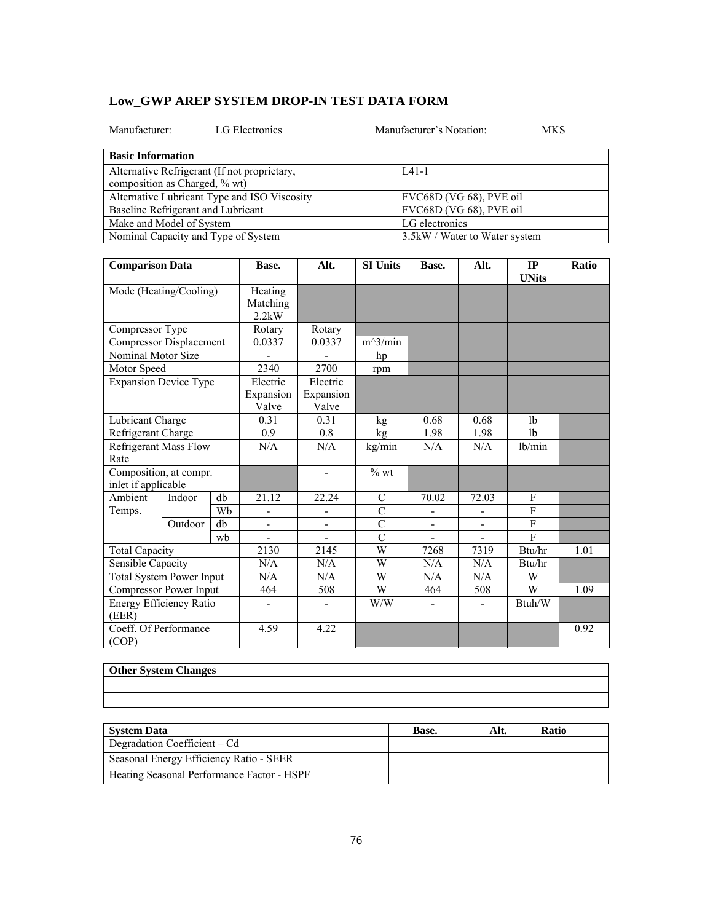## Low_GWP AREP SYSTEM DROP-IN TEST DATA FORM

Manufacturer: LG Electronics Manufacturer's Notation: MKS

| Basic Information | |
|---|---|
| Alternative Refrigerant (If not proprietary, composition as Charged, % wt) | L41-1 |
| Alternative Lubricant Type and ISO Viscosity | FVC68D (VG 68), PVE oil |
| Baseline Refrigerant and Lubricant | FVC68D (VG 68), PVE oil |
| Make and Model of System | LG electronics |
| Nominal Capacity and Type of System | 3.5kW / Water to Water system |

| Comparison Data | | | Base. | Alt. | SI Units | Base. | Alt. | IP UNits | Ratio |
|---|---|---|---|---|---|---|---|---|---|
| Mode (Heating/Cooling) | | | Heating Matching 2.2kW | | | | | | |
| Compressor Type | | | Rotary | Rotary | | | | | |
| Compressor Displacement | | | 0.0337 | 0.0337 | m^3/min | | | | |
| Nominal Motor Size | | | - | - | hp | | | | |
| Motor Speed | | | 2340 | 2700 | rpm | | | | |
| Expansion Device Type | | | Electric Expansion Valve | Electric Expansion Valve | | | | | |
| Lubricant Charge | | | 0.31 | 0.31 | kg | 0.68 | 0.68 | lb | |
| Refrigerant Charge | | | 0.9 | 0.8 | kg | 1.98 | 1.98 | lb | |
| Refrigerant Mass Flow Rate | | | N/A | N/A | kg/min | N/A | N/A | lb/min | |
| Composition, at compr. inlet if applicable | | | | - | % wt | | | | |
| Ambient Temps. | Indoor | db | 21.12 | 22.24 | C | 70.02 | 72.03 | F | |
| | | Wb | - | - | C | - | - | F | |
| | Outdoor | db | - | - | C | - | - | F | |
| | | wb | - | - | C | - | - | F | |
| Total Capacity | | | 2130 | 2145 | W | 7268 | 7319 | Btu/hr | 1.01 |
| Sensible Capacity | | | N/A | N/A | W | N/A | N/A | Btu/hr | |
| Total System Power Input | | | N/A | N/A | W | N/A | N/A | W | |
| Compressor Power Input | | | 464 | 508 | W | 464 | 508 | W | 1.09 |
| Energy Efficiency Ratio (EER) | | | - | - | W/W | - | - | Btuh/W | |
| Coeff. Of Performance (COP) | | | 4.59 | 4.22 | | | | | 0.92 |

| Other System Changes |
|---|
| |
| |

| System Data | Base. | Alt. | Ratio |
|---|---|---|---|
| Degradation Coefficient – Cd | | | |
| Seasonal Energy Efficiency Ratio - SEER | | | |
| Heating Seasonal Performance Factor - HSPF | | | |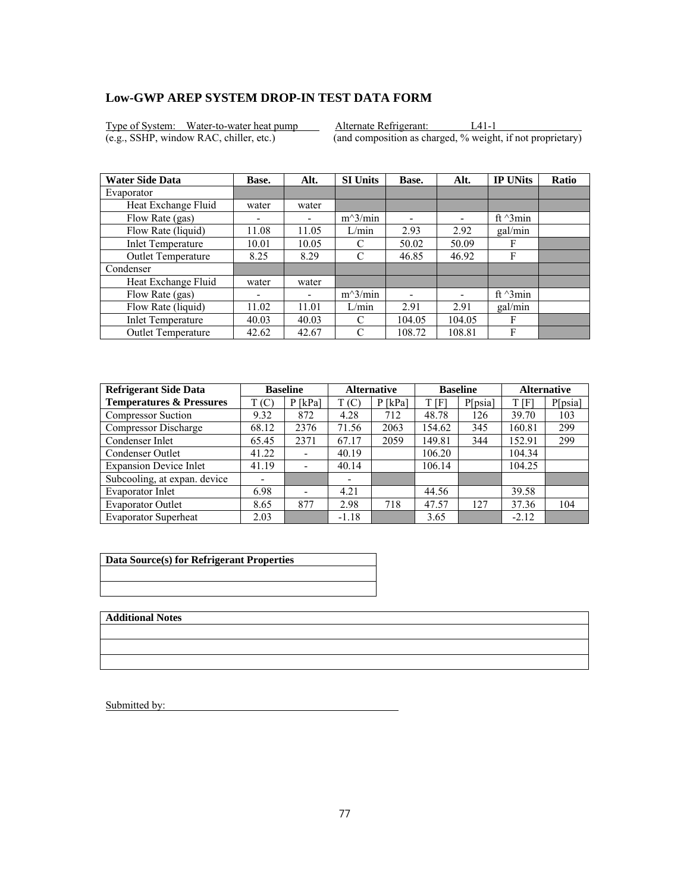# Low-GWP AREP SYSTEM DROP-IN TEST DATA FORM

Type of System: Water-to-water heat pump  Alternate Refrigerant: L41-1
(e.g., SSHP, window RAC, chiller, etc.)  (and composition as charged, % weight, if not proprietary)

| Water Side Data | Base. | Alt. | SI Units | Base. | Alt. | IP UNits | Ratio |
|---|---|---|---|---|---|---|---|
| Evaporator | | | | | | | |
| Heat Exchange Fluid | water | water | | | | | |
| Flow Rate (gas) | - | - | m^3/min | - | - | ft ^3min | |
| Flow Rate (liquid) | 11.08 | 11.05 | L/min | 2.93 | 2.92 | gal/min | |
| Inlet Temperature | 10.01 | 10.05 | C | 50.02 | 50.09 | F | |
| Outlet Temperature | 8.25 | 8.29 | C | 46.85 | 46.92 | F | |
| Condenser | | | | | | | |
| Heat Exchange Fluid | water | water | | | | | |
| Flow Rate (gas) | - | - | m^3/min | - | - | ft ^3min | |
| Flow Rate (liquid) | 11.02 | 11.01 | L/min | 2.91 | 2.91 | gal/min | |
| Inlet Temperature | 40.03 | 40.03 | C | 104.05 | 104.05 | F | |
| Outlet Temperature | 42.62 | 42.67 | C | 108.72 | 108.81 | F | |

| Refrigerant Side Data | Baseline | | Alternative | | Baseline | | Alternative | |
|---|---|---|---|---|---|---|---|---|
| Temperatures & Pressures | T (C) | P [kPa] | T (C) | P [kPa] | T [F] | P[psia] | T [F] | P[psia] |
| Compressor Suction | 9.32 | 872 | 4.28 | 712 | 48.78 | 126 | 39.70 | 103 |
| Compressor Discharge | 68.12 | 2376 | 71.56 | 2063 | 154.62 | 345 | 160.81 | 299 |
| Condenser Inlet | 65.45 | 2371 | 67.17 | 2059 | 149.81 | 344 | 152.91 | 299 |
| Condenser Outlet | 41.22 | - | 40.19 | | 106.20 | | 104.34 | |
| Expansion Device Inlet | 41.19 | - | 40.14 | | 106.14 | | 104.25 | |
| Subcooling, at expan. device | - | | - | | | | | |
| Evaporator Inlet | 6.98 | - | 4.21 | | 44.56 | | 39.58 | |
| Evaporator Outlet | 8.65 | 877 | 2.98 | 718 | 47.57 | 127 | 37.36 | 104 |
| Evaporator Superheat | 2.03 | | -1.18 | | 3.65 | | -2.12 | |

| Data Source(s) for Refrigerant Properties |
|---|
| |
| |

| Additional Notes |
|---|
| |
| |
| |

Submitted by: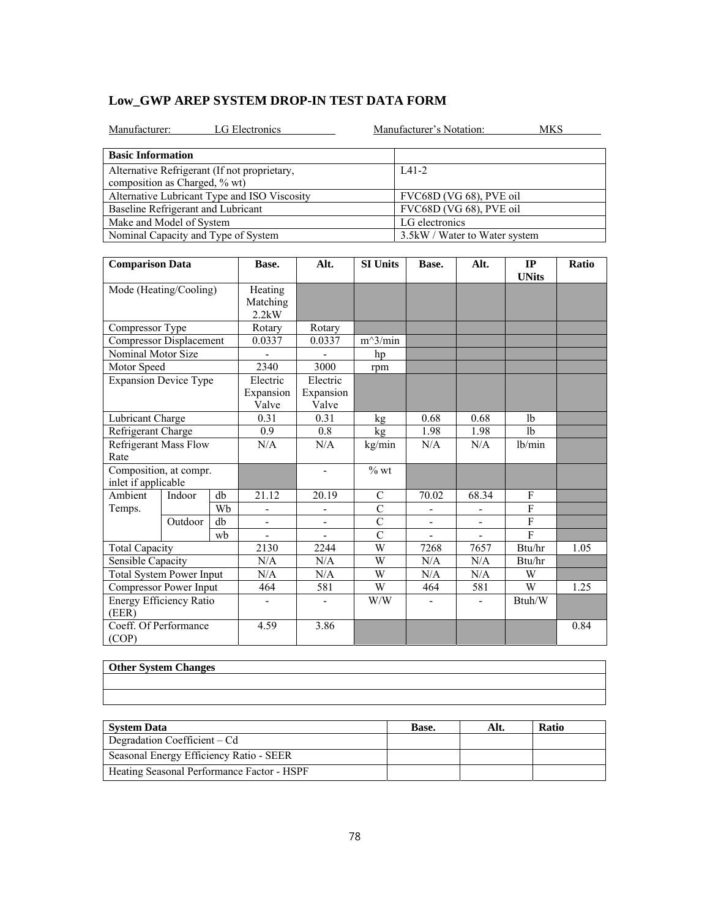## Low_GWP AREP SYSTEM DROP-IN TEST DATA FORM

Manufacturer: LG Electronics    Manufacturer's Notation: MKS

| Basic Information | |
|---|---|
| Alternative Refrigerant (If not proprietary, composition as Charged, % wt) | L41-2 |
| Alternative Lubricant Type and ISO Viscosity | FVC68D (VG 68), PVE oil |
| Baseline Refrigerant and Lubricant | FVC68D (VG 68), PVE oil |
| Make and Model of System | LG electronics |
| Nominal Capacity and Type of System | 3.5kW / Water to Water system |

| Comparison Data | | | Base. | Alt. | SI Units | Base. | Alt. | IP UNits | Ratio |
|---|---|---|---|---|---|---|---|---|---|
| Mode (Heating/Cooling) | | | Heating Matching 2.2kW | | | | | | |
| Compressor Type | | | Rotary | Rotary | | | | | |
| Compressor Displacement | | | 0.0337 | 0.0337 | m^3/min | | | | |
| Nominal Motor Size | | | - | - | hp | | | | |
| Motor Speed | | | 2340 | 3000 | rpm | | | | |
| Expansion Device Type | | | Electric Expansion Valve | Electric Expansion Valve | | | | | |
| Lubricant Charge | | | 0.31 | 0.31 | kg | 0.68 | 0.68 | lb | |
| Refrigerant Charge | | | 0.9 | 0.8 | kg | 1.98 | 1.98 | lb | |
| Refrigerant Mass Flow Rate | | | N/A | N/A | kg/min | N/A | N/A | lb/min | |
| Composition, at compr. inlet if applicable | | | | - | % wt | | | | |
| Ambient Temps. | Indoor | db | 21.12 | 20.19 | C | 70.02 | 68.34 | F | |
| | | Wb | - | - | C | - | - | F | |
| | Outdoor | db | - | - | C | - | - | F | |
| | | wb | - | - | C | - | - | F | |
| Total Capacity | | | 2130 | 2244 | W | 7268 | 7657 | Btu/hr | 1.05 |
| Sensible Capacity | | | N/A | N/A | W | N/A | N/A | Btu/hr | |
| Total System Power Input | | | N/A | N/A | W | N/A | N/A | W | |
| Compressor Power Input | | | 464 | 581 | W | 464 | 581 | W | 1.25 |
| Energy Efficiency Ratio (EER) | | | - | - | W/W | - | - | Btuh/W | |
| Coeff. Of Performance (COP) | | | 4.59 | 3.86 | | | | | 0.84 |

| Other System Changes |
|---|
| |
| |

| System Data | Base. | Alt. | Ratio |
|---|---|---|---|
| Degradation Coefficient – Cd | | | |
| Seasonal Energy Efficiency Ratio - SEER | | | |
| Heating Seasonal Performance Factor - HSPF | | | |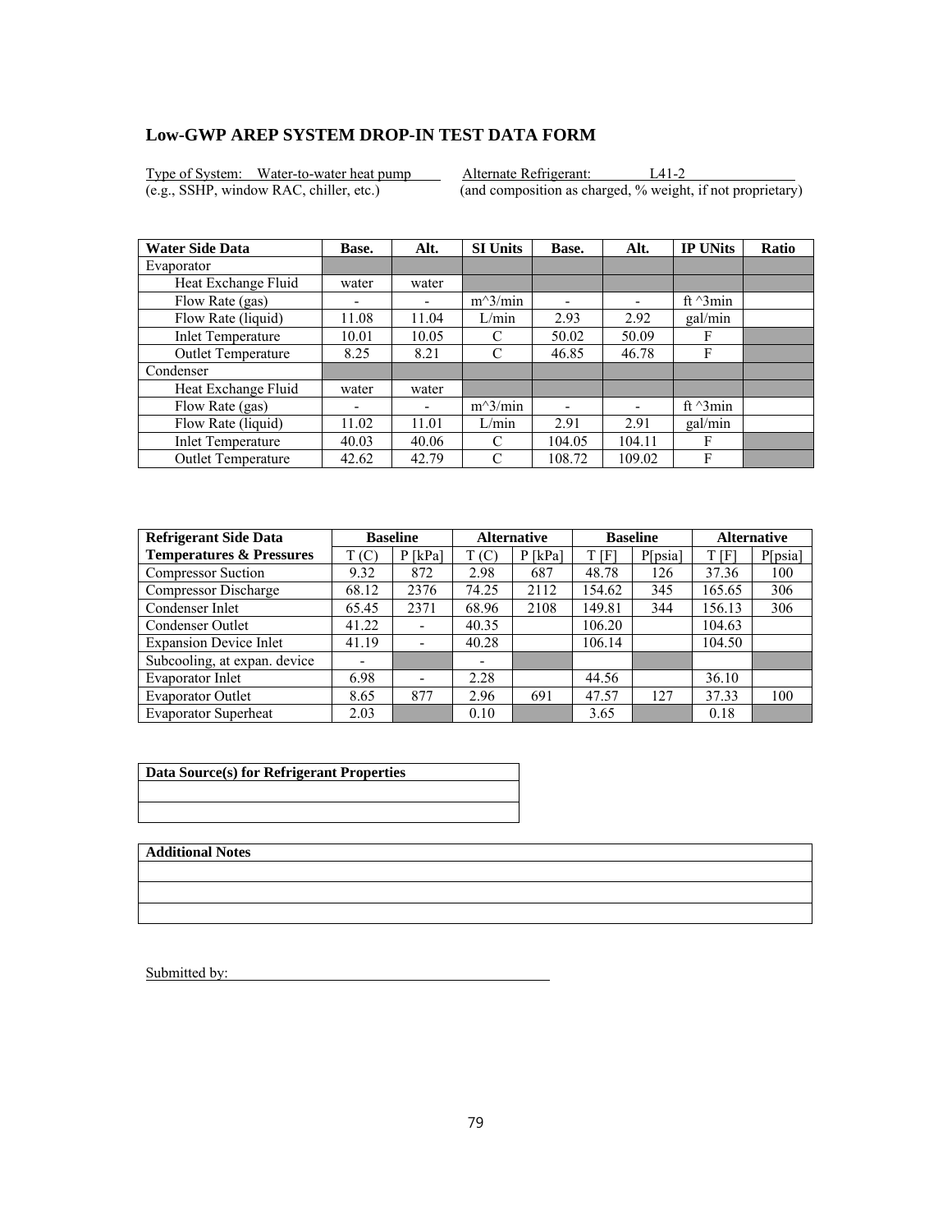# Low-GWP AREP SYSTEM DROP-IN TEST DATA FORM

Type of System: Water-to-water heat pump (e.g., SSHP, window RAC, chiller, etc.)

Alternate Refrigerant: L41-2 (and composition as charged, % weight, if not proprietary)

| Water Side Data | Base. | Alt. | SI Units | Base. | Alt. | IP UNits | Ratio |
|---|---|---|---|---|---|---|---|
| Evaporator | | | | | | | |
| Heat Exchange Fluid | water | water | | | | | |
| Flow Rate (gas) | - | - | m^3/min | - | - | ft ^3min | |
| Flow Rate (liquid) | 11.08 | 11.04 | L/min | 2.93 | 2.92 | gal/min | |
| Inlet Temperature | 10.01 | 10.05 | C | 50.02 | 50.09 | F | |
| Outlet Temperature | 8.25 | 8.21 | C | 46.85 | 46.78 | F | |
| Condenser | | | | | | | |
| Heat Exchange Fluid | water | water | | | | | |
| Flow Rate (gas) | - | - | m^3/min | - | - | ft ^3min | |
| Flow Rate (liquid) | 11.02 | 11.01 | L/min | 2.91 | 2.91 | gal/min | |
| Inlet Temperature | 40.03 | 40.06 | C | 104.05 | 104.11 | F | |
| Outlet Temperature | 42.62 | 42.79 | C | 108.72 | 109.02 | F | |

| Refrigerant Side Data | Baseline | | Alternative | | Baseline | | Alternative | |
|---|---|---|---|---|---|---|---|---|
| Temperatures & Pressures | T (C) | P [kPa] | T (C) | P [kPa] | T [F] | P[psia] | T [F] | P[psia] |
| Compressor Suction | 9.32 | 872 | 2.98 | 687 | 48.78 | 126 | 37.36 | 100 |
| Compressor Discharge | 68.12 | 2376 | 74.25 | 2112 | 154.62 | 345 | 165.65 | 306 |
| Condenser Inlet | 65.45 | 2371 | 68.96 | 2108 | 149.81 | 344 | 156.13 | 306 |
| Condenser Outlet | 41.22 | - | 40.35 | | 106.20 | | 104.63 | |
| Expansion Device Inlet | 41.19 | - | 40.28 | | 106.14 | | 104.50 | |
| Subcooling, at expan. device | - | | - | | | | | |
| Evaporator Inlet | 6.98 | - | 2.28 | | 44.56 | | 36.10 | |
| Evaporator Outlet | 8.65 | 877 | 2.96 | 691 | 47.57 | 127 | 37.33 | 100 |
| Evaporator Superheat | 2.03 | | 0.10 | | 3.65 | | 0.18 | |

| Data Source(s) for Refrigerant Properties |
|---|
| |
| |

| Additional Notes |
|---|
| |
| |
| |

Submitted by: \_\_\_\_\_\_\_\_\_\_\_\_\_\_\_\_\_\_\_\_\_\_\_\_\_\_\_\_\_\_\_\_\_\_\_\_\_\_\_\_